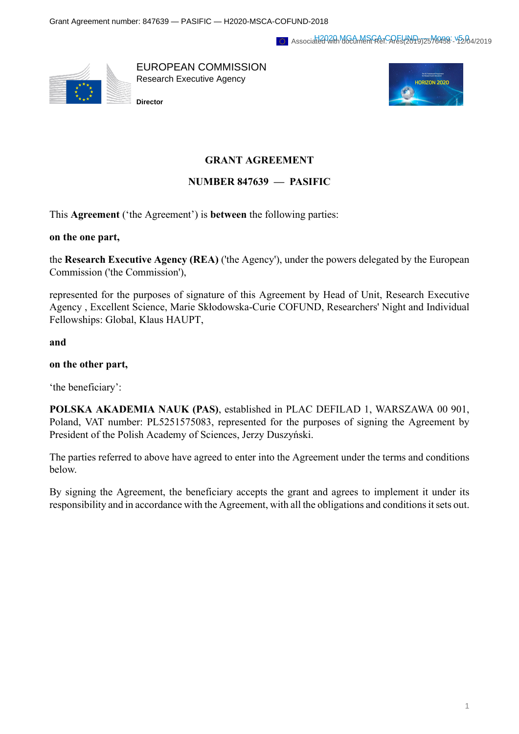EUROPEAN COMMISSION
Research Executive Agency

**Director**

**GRANT AGREEMENT**

**NUMBER 847639 — PASIFIC**

This **Agreement** ('the Agreement') is **between** the following parties:

**on the one part,**

the **Research Executive Agency (REA)** ('the Agency'), under the powers delegated by the European Commission ('the Commission'),

represented for the purposes of signature of this Agreement by Head of Unit, Research Executive Agency , Excellent Science, Marie Skłodowska-Curie COFUND, Researchers' Night and Individual Fellowships: Global, Klaus HAUPT,

**and**

**on the other part,**

'the beneficiary':

**POLSKA AKADEMIA NAUK (PAS)**, established in PLAC DEFILAD 1, WARSZAWA 00 901, Poland, VAT number: PL5251575083, represented for the purposes of signing the Agreement by President of the Polish Academy of Sciences, Jerzy Duszyński.

The parties referred to above have agreed to enter into the Agreement under the terms and conditions below.

By signing the Agreement, the beneficiary accepts the grant and agrees to implement it under its responsibility and in accordance with the Agreement, with all the obligations and conditions it sets out.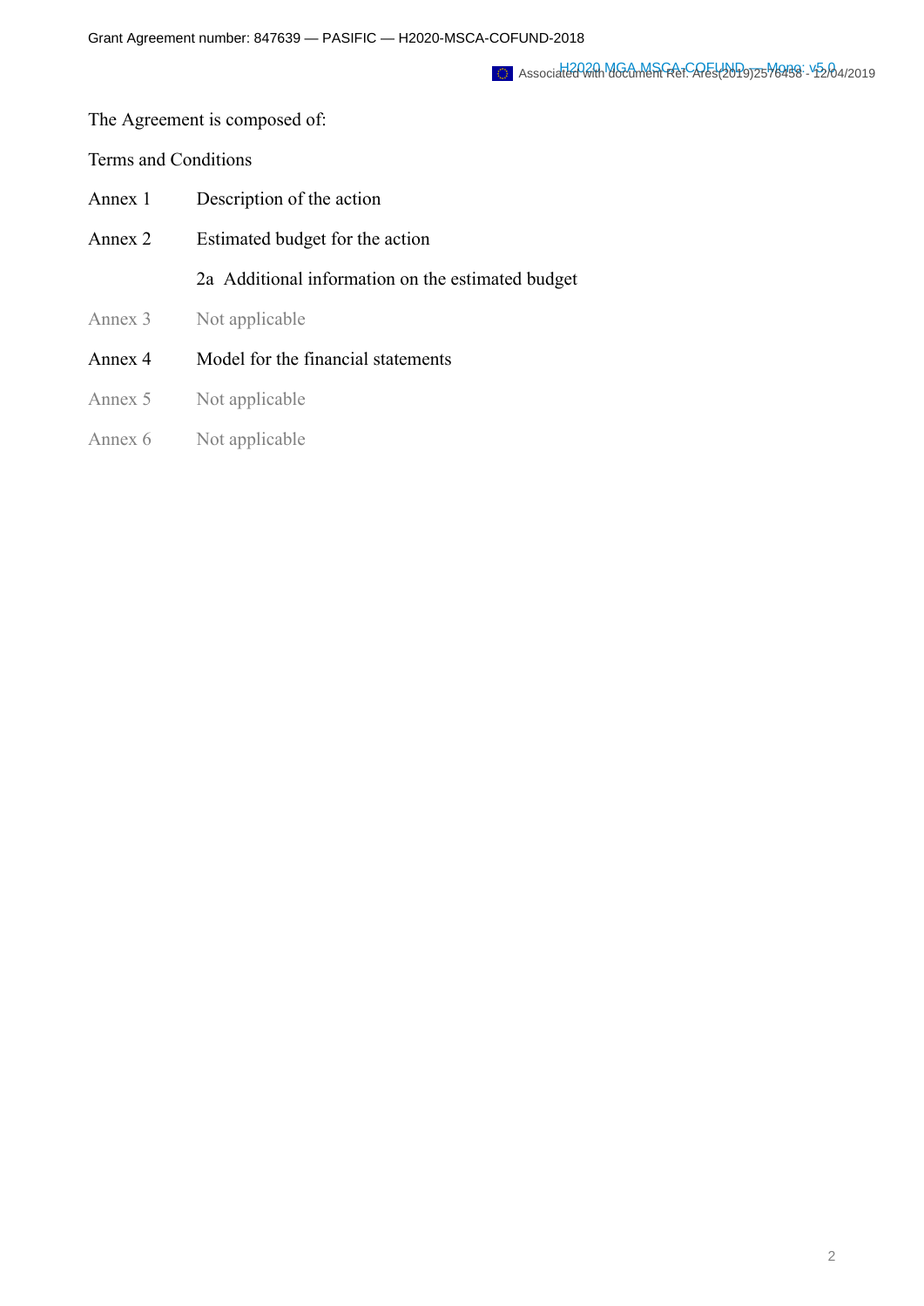The Agreement is composed of:

Terms and Conditions

| | |
|---|---|
| Annex 1 | Description of the action |
| Annex 2 | Estimated budget for the action |
| | 2a Additional information on the estimated budget |
| Annex 3 | Not applicable |
| Annex 4 | Model for the financial statements |
| Annex 5 | Not applicable |
| Annex 6 | Not applicable |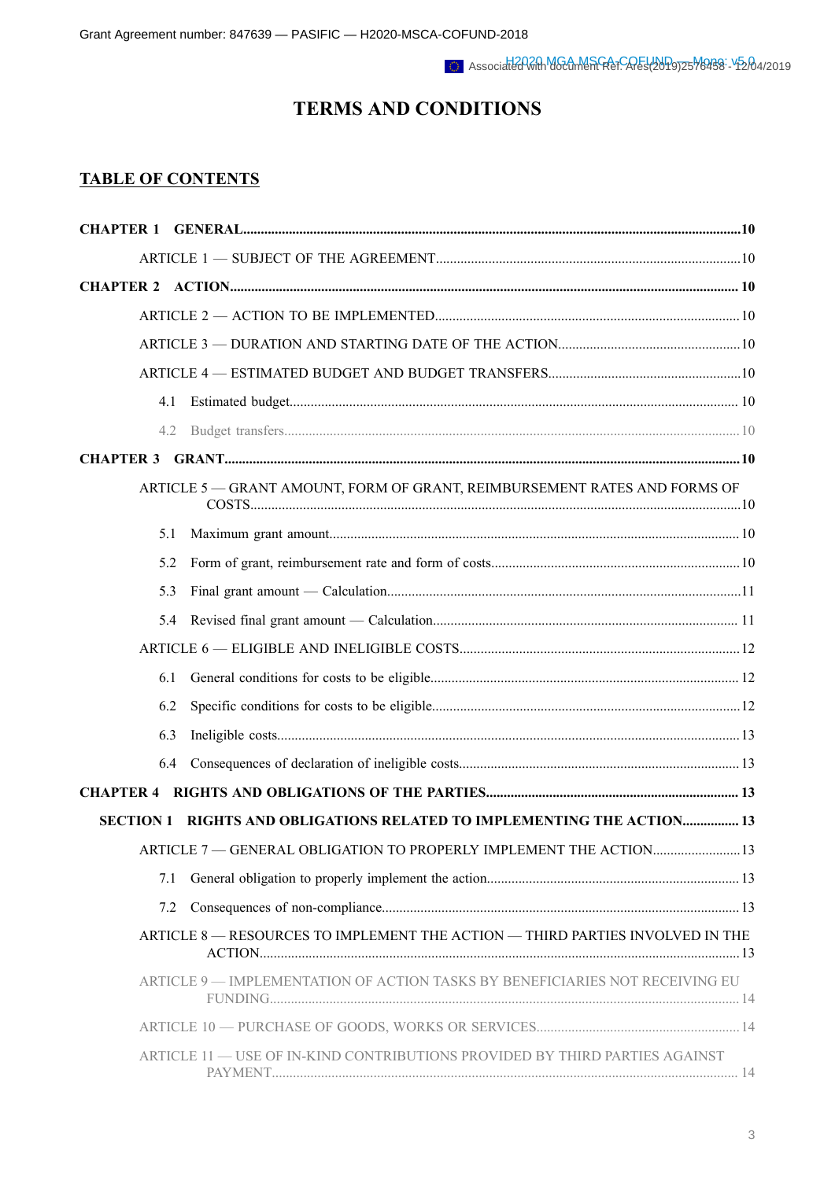# TERMS AND CONDITIONS

## TABLE OF CONTENTS

**CHAPTER 1 GENERAL** ..... 10

ARTICLE 1 — SUBJECT OF THE AGREEMENT ..... 10

**CHAPTER 2 ACTION** ..... 10

ARTICLE 2 — ACTION TO BE IMPLEMENTED ..... 10

ARTICLE 3 — DURATION AND STARTING DATE OF THE ACTION ..... 10

ARTICLE 4 — ESTIMATED BUDGET AND BUDGET TRANSFERS ..... 10

4.1 Estimated budget ..... 10

4.2 Budget transfers ..... 10

**CHAPTER 3 GRANT** ..... 10

ARTICLE 5 — GRANT AMOUNT, FORM OF GRANT, REIMBURSEMENT RATES AND FORMS OF COSTS ..... 10

5.1 Maximum grant amount ..... 10

5.2 Form of grant, reimbursement rate and form of costs ..... 10

5.3 Final grant amount — Calculation ..... 11

5.4 Revised final grant amount — Calculation ..... 11

ARTICLE 6 — ELIGIBLE AND INELIGIBLE COSTS ..... 12

6.1 General conditions for costs to be eligible ..... 12

6.2 Specific conditions for costs to be eligible ..... 12

6.3 Ineligible costs ..... 13

6.4 Consequences of declaration of ineligible costs ..... 13

**CHAPTER 4 RIGHTS AND OBLIGATIONS OF THE PARTIES** ..... 13

**SECTION 1 RIGHTS AND OBLIGATIONS RELATED TO IMPLEMENTING THE ACTION** ..... 13

ARTICLE 7 — GENERAL OBLIGATION TO PROPERLY IMPLEMENT THE ACTION ..... 13

7.1 General obligation to properly implement the action ..... 13

7.2 Consequences of non-compliance ..... 13

ARTICLE 8 — RESOURCES TO IMPLEMENT THE ACTION — THIRD PARTIES INVOLVED IN THE ACTION ..... 13

ARTICLE 9 — IMPLEMENTATION OF ACTION TASKS BY BENEFICIARIES NOT RECEIVING EU FUNDING ..... 14

ARTICLE 10 — PURCHASE OF GOODS, WORKS OR SERVICES ..... 14

ARTICLE 11 — USE OF IN-KIND CONTRIBUTIONS PROVIDED BY THIRD PARTIES AGAINST PAYMENT ..... 14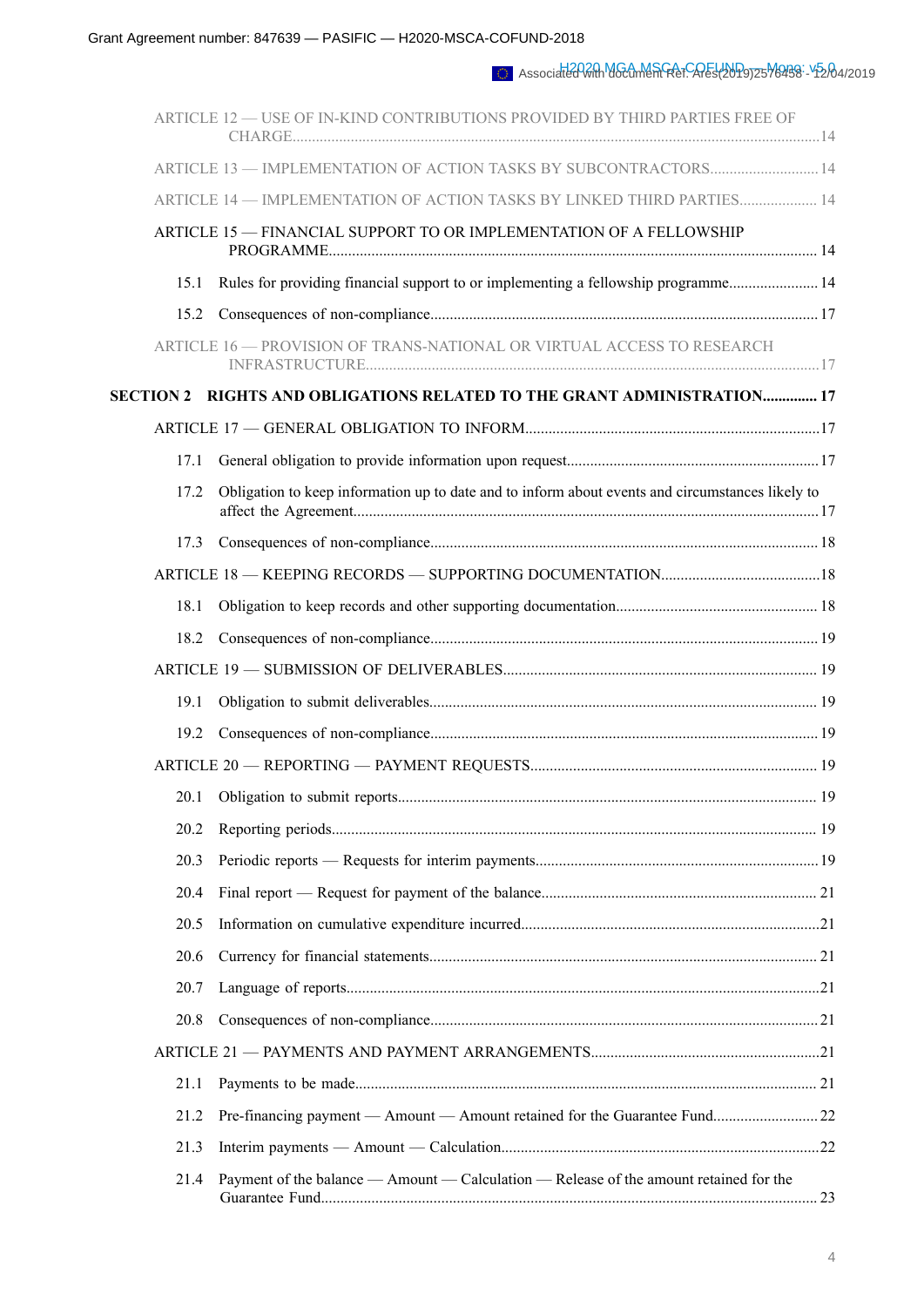ARTICLE 12 — USE OF IN-KIND CONTRIBUTIONS PROVIDED BY THIRD PARTIES FREE OF CHARGE....................14

ARTICLE 13 — IMPLEMENTATION OF ACTION TASKS BY SUBCONTRACTORS....................14

ARTICLE 14 — IMPLEMENTATION OF ACTION TASKS BY LINKED THIRD PARTIES....................14

ARTICLE 15 — FINANCIAL SUPPORT TO OR IMPLEMENTATION OF A FELLOWSHIP PROGRAMME....................14

15.1 Rules for providing financial support to or implementing a fellowship programme....................14

15.2 Consequences of non-compliance....................17

ARTICLE 16 — PROVISION OF TRANS-NATIONAL OR VIRTUAL ACCESS TO RESEARCH INFRASTRUCTURE....................17

**SECTION 2 RIGHTS AND OBLIGATIONS RELATED TO THE GRANT ADMINISTRATION....................17**

ARTICLE 17 — GENERAL OBLIGATION TO INFORM....................17

17.1 General obligation to provide information upon request....................17

17.2 Obligation to keep information up to date and to inform about events and circumstances likely to affect the Agreement....................17

17.3 Consequences of non-compliance....................18

ARTICLE 18 — KEEPING RECORDS — SUPPORTING DOCUMENTATION....................18

18.1 Obligation to keep records and other supporting documentation....................18

18.2 Consequences of non-compliance....................19

ARTICLE 19 — SUBMISSION OF DELIVERABLES....................19

19.1 Obligation to submit deliverables....................19

19.2 Consequences of non-compliance....................19

ARTICLE 20 — REPORTING — PAYMENT REQUESTS....................19

20.1 Obligation to submit reports....................19

20.2 Reporting periods....................19

20.3 Periodic reports — Requests for interim payments....................19

20.4 Final report — Request for payment of the balance....................21

20.5 Information on cumulative expenditure incurred....................21

20.6 Currency for financial statements....................21

20.7 Language of reports....................21

20.8 Consequences of non-compliance....................21

ARTICLE 21 — PAYMENTS AND PAYMENT ARRANGEMENTS....................21

21.1 Payments to be made....................21

21.2 Pre-financing payment — Amount — Amount retained for the Guarantee Fund....................22

21.3 Interim payments — Amount — Calculation....................22

21.4 Payment of the balance — Amount — Calculation — Release of the amount retained for the Guarantee Fund....................23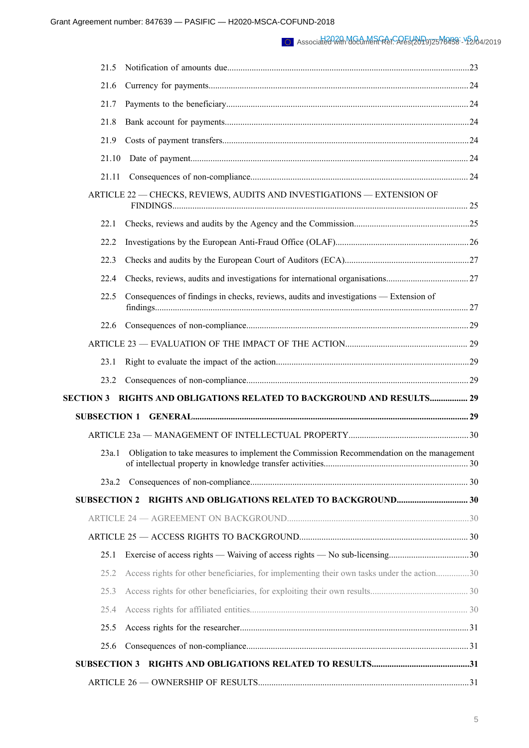21.5 Notification of amounts due....................................................................................................23

21.6 Currency for payments.............................................................................................................24

21.7 Payments to the beneficiary......................................................................................................24

21.8 Bank account for payments.......................................................................................................24

21.9 Costs of payment transfers........................................................................................................24

21.10 Date of payment......................................................................................................................24

21.11 Consequences of non-compliance..............................................................................................24

ARTICLE 22 — CHECKS, REVIEWS, AUDITS AND INVESTIGATIONS — EXTENSION OF FINDINGS.............................................................................................................................25

22.1 Checks, reviews and audits by the Agency and the Commission..................................................25

22.2 Investigations by the European Anti-Fraud Office (OLAF)..........................................................26

22.3 Checks and audits by the European Court of Auditors (ECA).......................................................27

22.4 Checks, reviews, audits and investigations for international organisations...................................27

22.5 Consequences of findings in checks, reviews, audits and investigations — Extension of findings.........................................................................................................................................27

22.6 Consequences of non-compliance...............................................................................................29

ARTICLE 23 — EVALUATION OF THE IMPACT OF THE ACTION.................................................29

23.1 Right to evaluate the impact of the action...................................................................................29

23.2 Consequences of non-compliance...............................................................................................29

**SECTION 3 RIGHTS AND OBLIGATIONS RELATED TO BACKGROUND AND RESULTS................. 29**

**SUBSECTION 1 GENERAL...................................................................................................................29**

ARTICLE 23a — MANAGEMENT OF INTELLECTUAL PROPERTY..................................................30

23a.1 Obligation to take measures to implement the Commission Recommendation on the management of intellectual property in knowledge transfer activities.............................................................30

23a.2 Consequences of non-compliance.............................................................................................30

**SUBSECTION 2 RIGHTS AND OBLIGATIONS RELATED TO BACKGROUND................................ 30**

ARTICLE 24 — AGREEMENT ON BACKGROUND...........................................................................30

ARTICLE 25 — ACCESS RIGHTS TO BACKGROUND.....................................................................30

25.1 Exercise of access rights — Waiving of access rights — No sub-licensing.....................................30

25.2 Access rights for other beneficiaries, for implementing their own tasks under the action...............30

25.3 Access rights for other beneficiaries, for exploiting their own results.............................................30

25.4 Access rights for affiliated entities..............................................................................................30

25.5 Access rights for the researcher...................................................................................................31

25.6 Consequences of non-compliance...............................................................................................31

**SUBSECTION 3 RIGHTS AND OBLIGATIONS RELATED TO RESULTS...........................................31**

ARTICLE 26 — OWNERSHIP OF RESULTS.......................................................................................31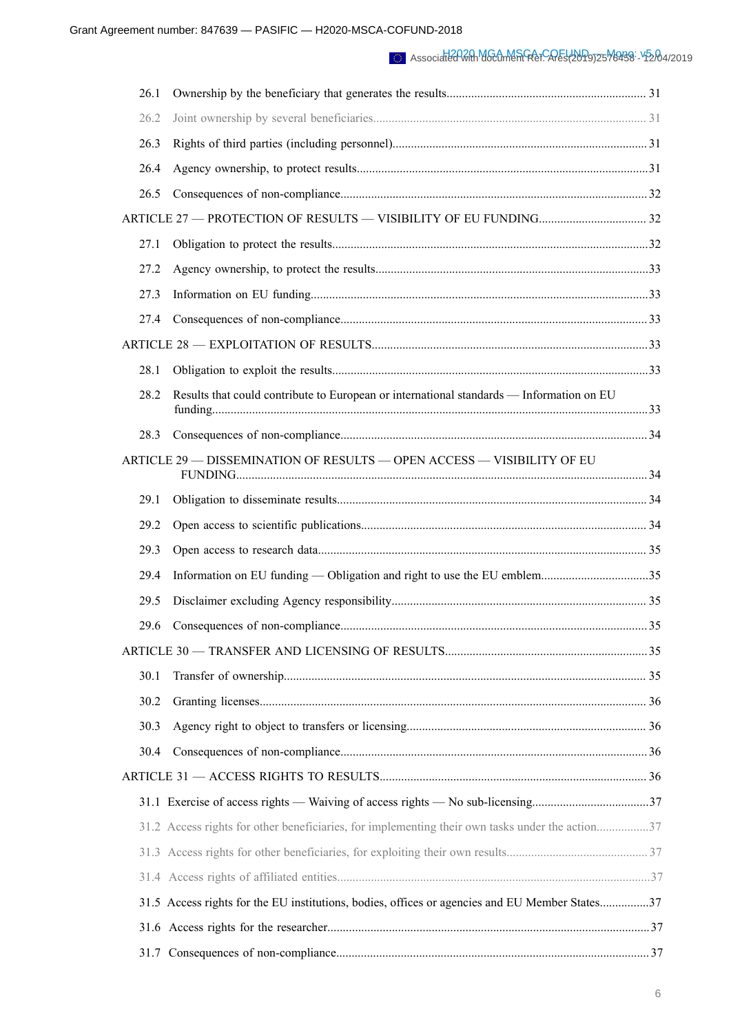26.1 Ownership by the beneficiary that generates the results.................................................................. 31

26.2 Joint ownership by several beneficiaries........................................................................................ 31

26.3 Rights of third parties (including personnel)................................................................................... 31

26.4 Agency ownership, to protect results............................................................................................... 31

26.5 Consequences of non-compliance.................................................................................................... 32

ARTICLE 27 — PROTECTION OF RESULTS — VISIBILITY OF EU FUNDING................................... 32

27.1 Obligation to protect the results........................................................................................................ 32

27.2 Agency ownership, to protect the results.......................................................................................... 33

27.3 Information on EU funding............................................................................................................... 33

27.4 Consequences of non-compliance.................................................................................................... 33

ARTICLE 28 — EXPLOITATION OF RESULTS........................................................................................... 33

28.1 Obligation to exploit the results........................................................................................................ 33

28.2 Results that could contribute to European or international standards — Information on EU funding................................................................................................................................................ 33

28.3 Consequences of non-compliance.................................................................................................... 34

ARTICLE 29 — DISSEMINATION OF RESULTS — OPEN ACCESS — VISIBILITY OF EU FUNDING........................................................................................................................................ 34

29.1 Obligation to disseminate results...................................................................................................... 34

29.2 Open access to scientific publications.............................................................................................. 34

29.3 Open access to research data............................................................................................................ 35

29.4 Information on EU funding — Obligation and right to use the EU emblem................................... 35

29.5 Disclaimer excluding Agency responsibility.................................................................................... 35

29.6 Consequences of non-compliance.................................................................................................... 35

ARTICLE 30 — TRANSFER AND LICENSING OF RESULTS.................................................................... 35

30.1 Transfer of ownership....................................................................................................................... 35

30.2 Granting licenses............................................................................................................................... 36

30.3 Agency right to object to transfers or licensing............................................................................... 36

30.4 Consequences of non-compliance.................................................................................................... 36

ARTICLE 31 — ACCESS RIGHTS TO RESULTS........................................................................................ 36

31.1 Exercise of access rights — Waiving of access rights — No sub-licensing...................................... 37

31.2 Access rights for other beneficiaries, for implementing their own tasks under the action................. 37

31.3 Access rights for other beneficiaries, for exploiting their own results.............................................. 37

31.4 Access rights of affiliated entities..................................................................................................... 37

31.5 Access rights for the EU institutions, bodies, offices or agencies and EU Member States................ 37

31.6 Access rights for the researcher......................................................................................................... 37

31.7 Consequences of non-compliance...................................................................................................... 37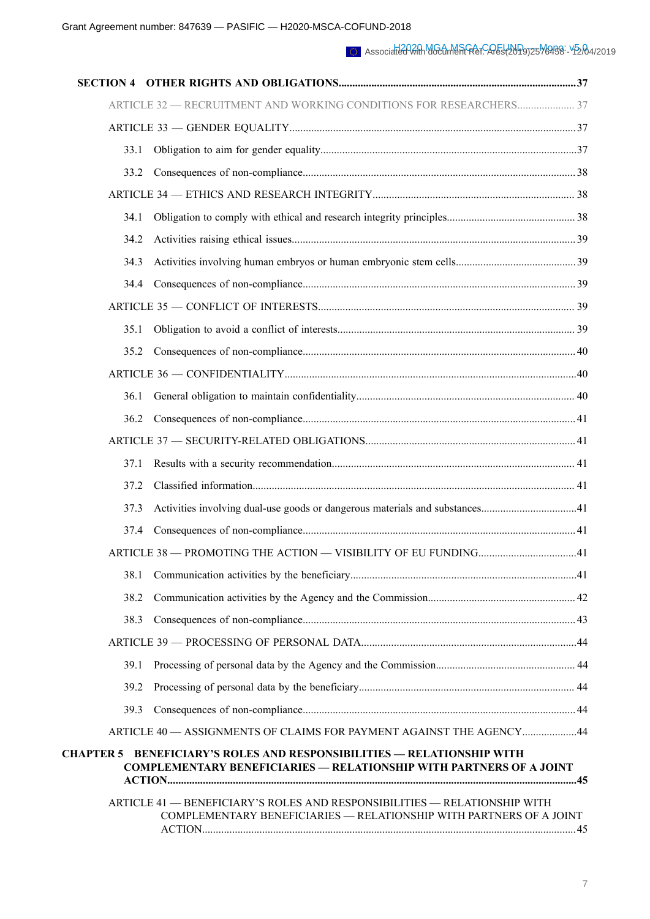**SECTION 4 OTHER RIGHTS AND OBLIGATIONS......................................................................................37**

ARTICLE 32 — RECRUITMENT AND WORKING CONDITIONS FOR RESEARCHERS..................... 37

ARTICLE 33 — GENDER EQUALITY.........................................................................................................37

33.1 Obligation to aim for gender equality..............................................................................................37

33.2 Consequences of non-compliance................................................................................................... 38

ARTICLE 34 — ETHICS AND RESEARCH INTEGRITY.......................................................................... 38

34.1 Obligation to comply with ethical and research integrity principles............................................... 38

34.2 Activities raising ethical issues.........................................................................................................39

34.3 Activities involving human embryos or human embryonic stem cells............................................39

34.4 Consequences of non-compliance................................................................................................... 39

ARTICLE 35 — CONFLICT OF INTERESTS.............................................................................................. 39

35.1 Obligation to avoid a conflict of interests....................................................................................... 39

35.2 Consequences of non-compliance................................................................................................... 40

ARTICLE 36 — CONFIDENTIALITY...........................................................................................................40

36.1 General obligation to maintain confidentiality................................................................................ 40

36.2 Consequences of non-compliance................................................................................................... 41

ARTICLE 37 — SECURITY-RELATED OBLIGATIONS............................................................................ 41

37.1 Results with a security recommendation......................................................................................... 41

37.2 Classified information...................................................................................................................... 41

37.3 Activities involving dual-use goods or dangerous materials and substances...................................41

37.4 Consequences of non-compliance................................................................................................... 41

ARTICLE 38 — PROMOTING THE ACTION — VISIBILITY OF EU FUNDING....................................41

38.1 Communication activities by the beneficiary...................................................................................41

38.2 Communication activities by the Agency and the Commission...................................................... 42

38.3 Consequences of non-compliance................................................................................................... 43

ARTICLE 39 — PROCESSING OF PERSONAL DATA..............................................................................44

39.1 Processing of personal data by the Agency and the Commission................................................... 44

39.2 Processing of personal data by the beneficiary............................................................................... 44

39.3 Consequences of non-compliance................................................................................................... 44

ARTICLE 40 — ASSIGNMENTS OF CLAIMS FOR PAYMENT AGAINST THE AGENCY....................44

**CHAPTER 5 BENEFICIARY'S ROLES AND RESPONSIBILITIES — RELATIONSHIP WITH COMPLEMENTARY BENEFICIARIES — RELATIONSHIP WITH PARTNERS OF A JOINT ACTION....................................................................................................................................................45**

ARTICLE 41 — BENEFICIARY'S ROLES AND RESPONSIBILITIES — RELATIONSHIP WITH COMPLEMENTARY BENEFICIARIES — RELATIONSHIP WITH PARTNERS OF A JOINT ACTION........................................................................................................................................45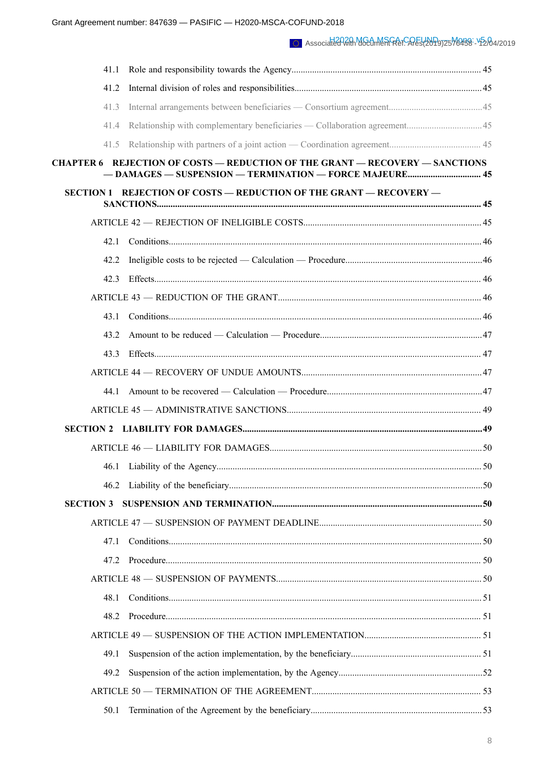41.1 Role and responsibility towards the Agency........................................................................................ 45

41.2 Internal division of roles and responsibilities........................................................................................ 45

41.3 Internal arrangements between beneficiaries — Consortium agreement........................................ 45

41.4 Relationship with complementary beneficiaries — Collaboration agreement................................ 45

41.5 Relationship with partners of a joint action — Coordination agreement........................................ 45

**CHAPTER 6 REJECTION OF COSTS — REDUCTION OF THE GRANT — RECOVERY — SANCTIONS — DAMAGES — SUSPENSION — TERMINATION — FORCE MAJEURE................................ 45**

**SECTION 1 REJECTION OF COSTS — REDUCTION OF THE GRANT — RECOVERY — SANCTIONS.............................................................................................................................. 45**

ARTICLE 42 — REJECTION OF INELIGIBLE COSTS............................................................................ 45

42.1 Conditions........................................................................................................................................ 46

42.2 Ineligible costs to be rejected — Calculation — Procedure............................................................ 46

42.3 Effects............................................................................................................................................... 46

ARTICLE 43 — REDUCTION OF THE GRANT........................................................................................ 46

43.1 Conditions........................................................................................................................................ 46

43.2 Amount to be reduced — Calculation — Procedure....................................................................... 47

43.3 Effects............................................................................................................................................... 47

ARTICLE 44 — RECOVERY OF UNDUE AMOUNTS.............................................................................. 47

44.1 Amount to be recovered — Calculation — Procedure.................................................................... 47

ARTICLE 45 — ADMINISTRATIVE SANCTIONS.................................................................................... 49

**SECTION 2 LIABILITY FOR DAMAGES........................................................................................ 49**

ARTICLE 46 — LIABILITY FOR DAMAGES............................................................................................ 50

46.1 Liability of the Agency.................................................................................................................... 50

46.2 Liability of the beneficiary............................................................................................................... 50

**SECTION 3 SUSPENSION AND TERMINATION........................................................................... 50**

ARTICLE 47 — SUSPENSION OF PAYMENT DEADLINE...................................................................... 50

47.1 Conditions........................................................................................................................................ 50

47.2 Procedure......................................................................................................................................... 50

ARTICLE 48 — SUSPENSION OF PAYMENTS......................................................................................... 50

48.1 Conditions........................................................................................................................................ 51

48.2 Procedure......................................................................................................................................... 51

ARTICLE 49 — SUSPENSION OF THE ACTION IMPLEMENTATION.................................................. 51

49.1 Suspension of the action implementation, by the beneficiary......................................................... 51

49.2 Suspension of the action implementation, by the Agency.............................................................. 52

ARTICLE 50 — TERMINATION OF THE AGREEMENT......................................................................... 53

50.1 Termination of the Agreement by the beneficiary........................................................................... 53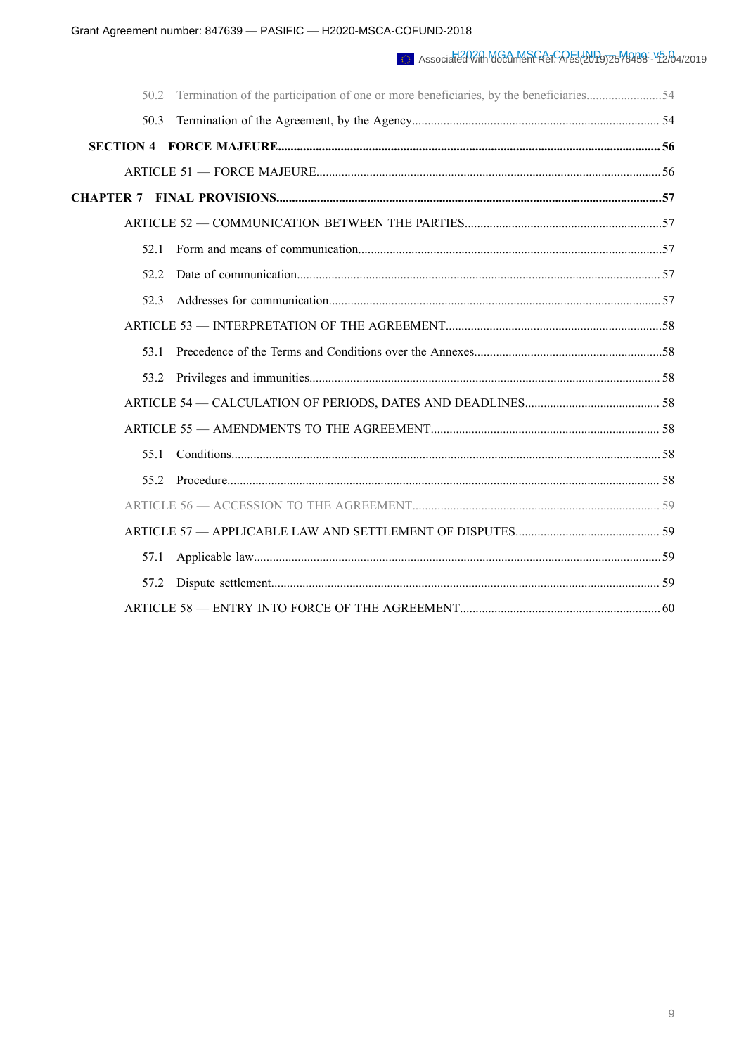50.2 Termination of the participation of one or more beneficiaries, by the beneficiaries........................54

50.3 Termination of the Agreement, by the Agency................................................................................ 54

**SECTION 4 FORCE MAJEURE.......................................................................................................................... 56**

ARTICLE 51 — FORCE MAJEURE..............................................................................................................56

**CHAPTER 7 FINAL PROVISIONS........................................................................................................................57**

ARTICLE 52 — COMMUNICATION BETWEEN THE PARTIES...............................................................57

52.1 Form and means of communication.................................................................................................57

52.2 Date of communication.................................................................................................................... 57

52.3 Addresses for communication.......................................................................................................... 57

ARTICLE 53 — INTERPRETATION OF THE AGREEMENT.....................................................................58

53.1 Precedence of the Terms and Conditions over the Annexes............................................................58

53.2 Privileges and immunities................................................................................................................. 58

ARTICLE 54 — CALCULATION OF PERIODS, DATES AND DEADLINES........................................... 58

ARTICLE 55 — AMENDMENTS TO THE AGREEMENT......................................................................... 58

55.1 Conditions......................................................................................................................................... 58

55.2 Procedure.......................................................................................................................................... 58

ARTICLE 56 — ACCESSION TO THE AGREEMENT............................................................................... 59

ARTICLE 57 — APPLICABLE LAW AND SETTLEMENT OF DISPUTES.............................................. 59

57.1 Applicable law...................................................................................................................................59

57.2 Dispute settlement............................................................................................................................. 59

ARTICLE 58 — ENTRY INTO FORCE OF THE AGREEMENT................................................................ 60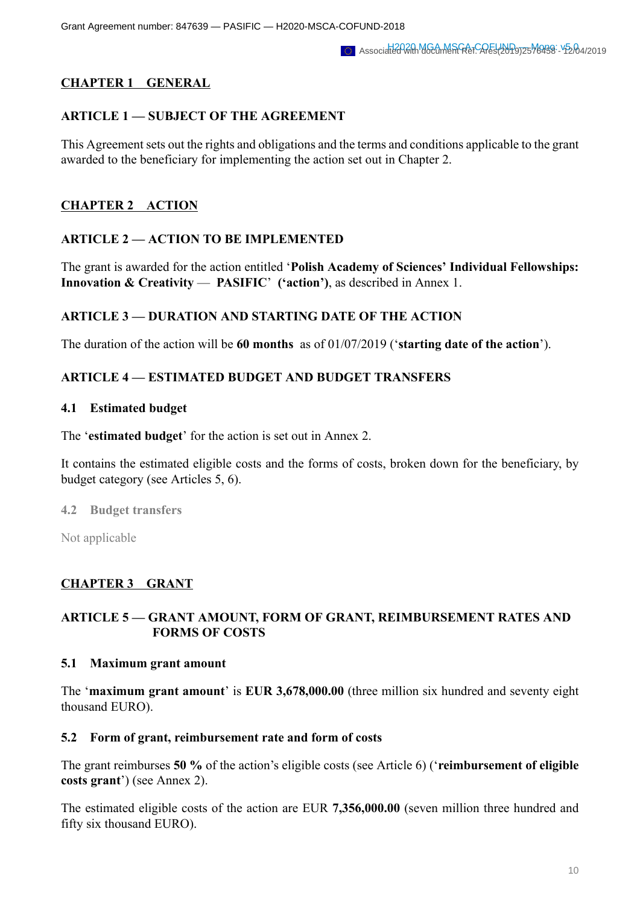## CHAPTER 1 GENERAL

### ARTICLE 1 — SUBJECT OF THE AGREEMENT

This Agreement sets out the rights and obligations and the terms and conditions applicable to the grant awarded to the beneficiary for implementing the action set out in Chapter 2.

## CHAPTER 2 ACTION

### ARTICLE 2 — ACTION TO BE IMPLEMENTED

The grant is awarded for the action entitled '**Polish Academy of Sciences' Individual Fellowships: Innovation & Creativity** — **PASIFIC**' **('action')**, as described in Annex 1.

### ARTICLE 3 — DURATION AND STARTING DATE OF THE ACTION

The duration of the action will be **60 months** as of 01/07/2019 ('**starting date of the action**').

### ARTICLE 4 — ESTIMATED BUDGET AND BUDGET TRANSFERS

#### 4.1 Estimated budget

The '**estimated budget**' for the action is set out in Annex 2.

It contains the estimated eligible costs and the forms of costs, broken down for the beneficiary, by budget category (see Articles 5, 6).

#### 4.2 Budget transfers

Not applicable

## CHAPTER 3 GRANT

### ARTICLE 5 — GRANT AMOUNT, FORM OF GRANT, REIMBURSEMENT RATES AND FORMS OF COSTS

#### 5.1 Maximum grant amount

The '**maximum grant amount**' is **EUR 3,678,000.00** (three million six hundred and seventy eight thousand EURO).

#### 5.2 Form of grant, reimbursement rate and form of costs

The grant reimburses **50 %** of the action's eligible costs (see Article 6) ('**reimbursement of eligible costs grant**') (see Annex 2).

The estimated eligible costs of the action are EUR **7,356,000.00** (seven million three hundred and fifty six thousand EURO).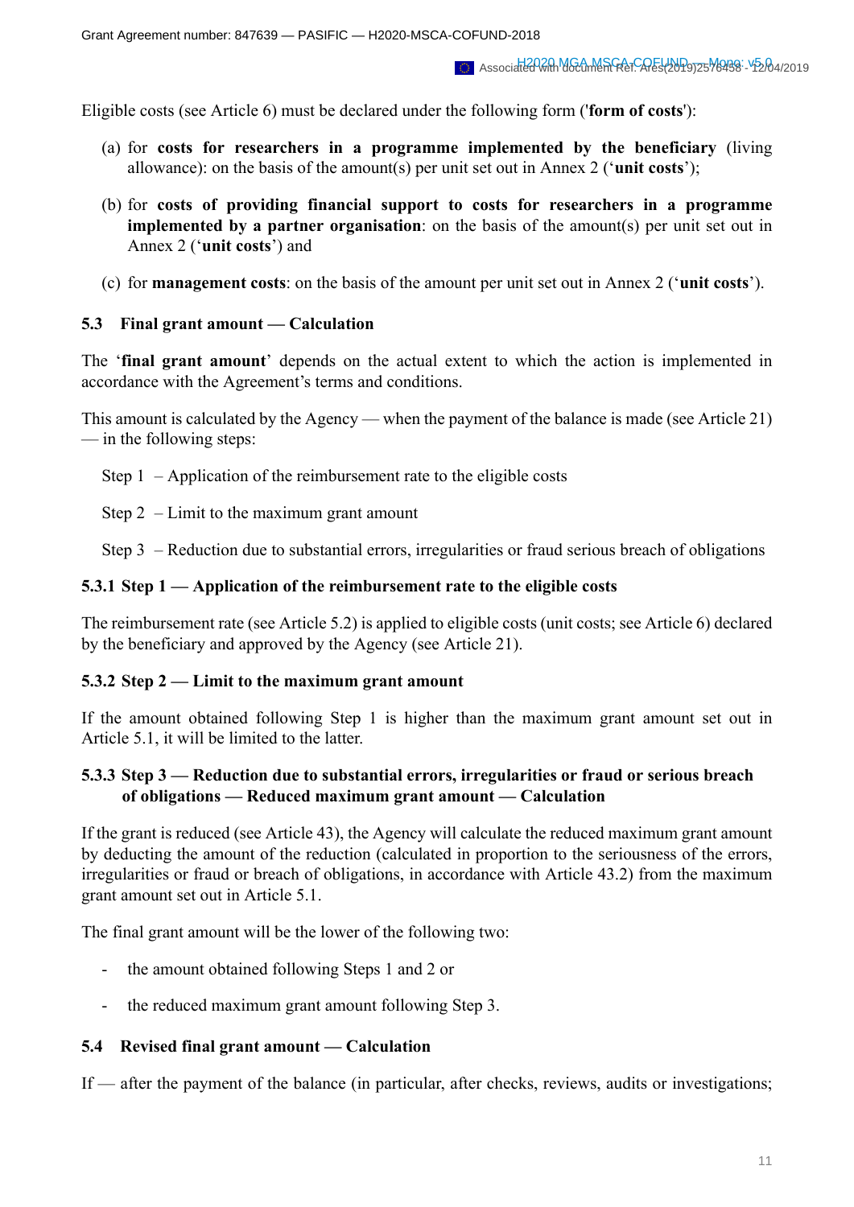Eligible costs (see Article 6) must be declared under the following form ('**form of costs**'):

(a) for **costs for researchers in a programme implemented by the beneficiary** (living allowance): on the basis of the amount(s) per unit set out in Annex 2 ('**unit costs**');

(b) for **costs of providing financial support to costs for researchers in a programme implemented by a partner organisation**: on the basis of the amount(s) per unit set out in Annex 2 ('**unit costs**') and

(c) for **management costs**: on the basis of the amount per unit set out in Annex 2 ('**unit costs**').

### 5.3 Final grant amount — Calculation

The '**final grant amount**' depends on the actual extent to which the action is implemented in accordance with the Agreement's terms and conditions.

This amount is calculated by the Agency — when the payment of the balance is made (see Article 21) — in the following steps:

Step 1 – Application of the reimbursement rate to the eligible costs

Step 2 – Limit to the maximum grant amount

Step 3 – Reduction due to substantial errors, irregularities or fraud serious breach of obligations

#### 5.3.1 Step 1 — Application of the reimbursement rate to the eligible costs

The reimbursement rate (see Article 5.2) is applied to eligible costs (unit costs; see Article 6) declared by the beneficiary and approved by the Agency (see Article 21).

#### 5.3.2 Step 2 — Limit to the maximum grant amount

If the amount obtained following Step 1 is higher than the maximum grant amount set out in Article 5.1, it will be limited to the latter.

#### 5.3.3 Step 3 — Reduction due to substantial errors, irregularities or fraud or serious breach of obligations — Reduced maximum grant amount — Calculation

If the grant is reduced (see Article 43), the Agency will calculate the reduced maximum grant amount by deducting the amount of the reduction (calculated in proportion to the seriousness of the errors, irregularities or fraud or breach of obligations, in accordance with Article 43.2) from the maximum grant amount set out in Article 5.1.

The final grant amount will be the lower of the following two:

- the amount obtained following Steps 1 and 2 or
- the reduced maximum grant amount following Step 3.

### 5.4 Revised final grant amount — Calculation

If — after the payment of the balance (in particular, after checks, reviews, audits or investigations;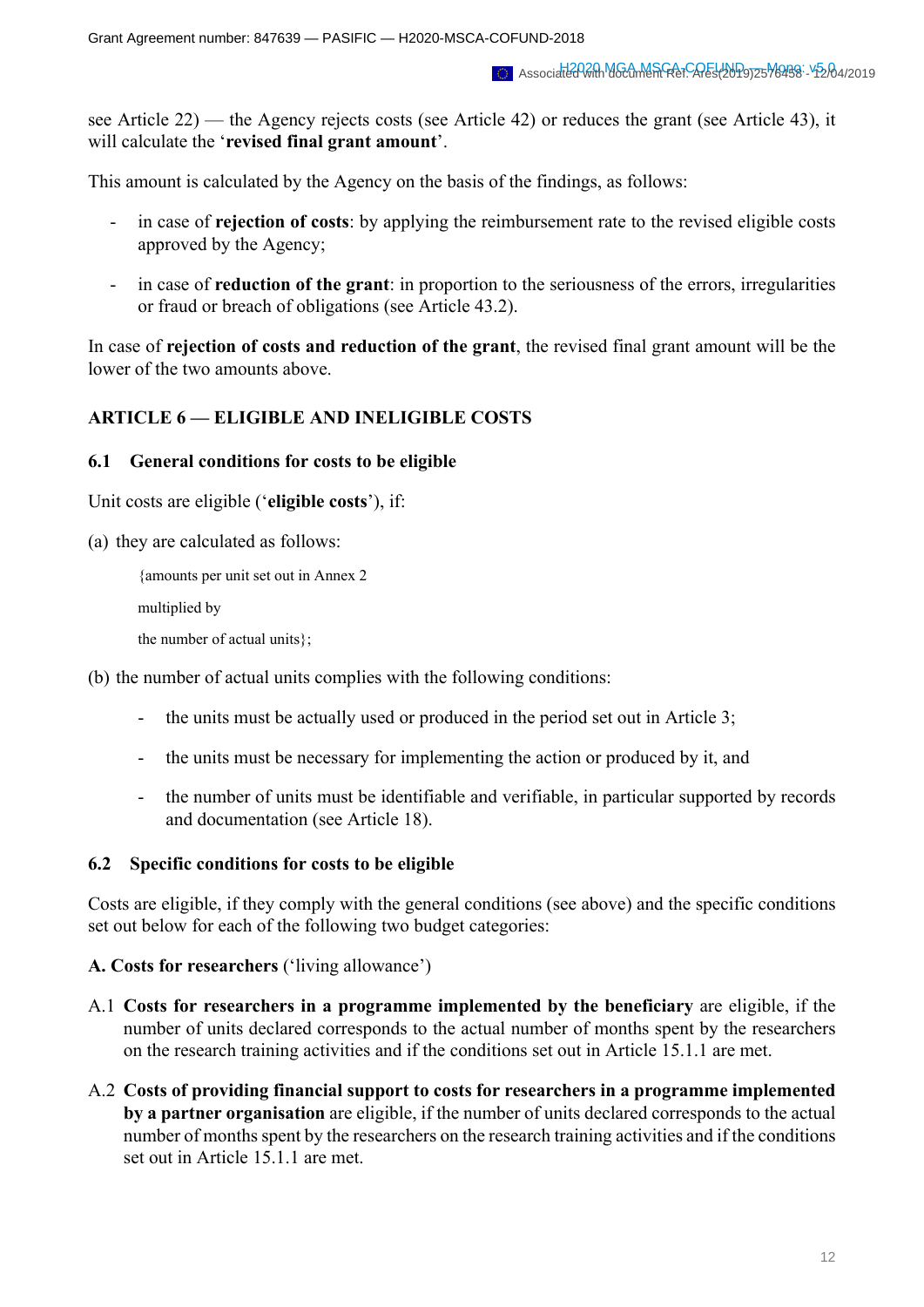see Article 22) — the Agency rejects costs (see Article 42) or reduces the grant (see Article 43), it will calculate the '**revised final grant amount**'.

This amount is calculated by the Agency on the basis of the findings, as follows:

- in case of **rejection of costs**: by applying the reimbursement rate to the revised eligible costs approved by the Agency;
- in case of **reduction of the grant**: in proportion to the seriousness of the errors, irregularities or fraud or breach of obligations (see Article 43.2).

In case of **rejection of costs and reduction of the grant**, the revised final grant amount will be the lower of the two amounts above.

## ARTICLE 6 — ELIGIBLE AND INELIGIBLE COSTS

### 6.1 General conditions for costs to be eligible

Unit costs are eligible ('**eligible costs**'), if:

(a) they are calculated as follows:

> {amounts per unit set out in Annex 2
>
> multiplied by
>
> the number of actual units};

(b) the number of actual units complies with the following conditions:

- the units must be actually used or produced in the period set out in Article 3;
- the units must be necessary for implementing the action or produced by it, and
- the number of units must be identifiable and verifiable, in particular supported by records and documentation (see Article 18).

### 6.2 Specific conditions for costs to be eligible

Costs are eligible, if they comply with the general conditions (see above) and the specific conditions set out below for each of the following two budget categories:

**A. Costs for researchers** ('living allowance')

A.1 **Costs for researchers in a programme implemented by the beneficiary** are eligible, if the number of units declared corresponds to the actual number of months spent by the researchers on the research training activities and if the conditions set out in Article 15.1.1 are met.

A.2 **Costs of providing financial support to costs for researchers in a programme implemented by a partner organisation** are eligible, if the number of units declared corresponds to the actual number of months spent by the researchers on the research training activities and if the conditions set out in Article 15.1.1 are met.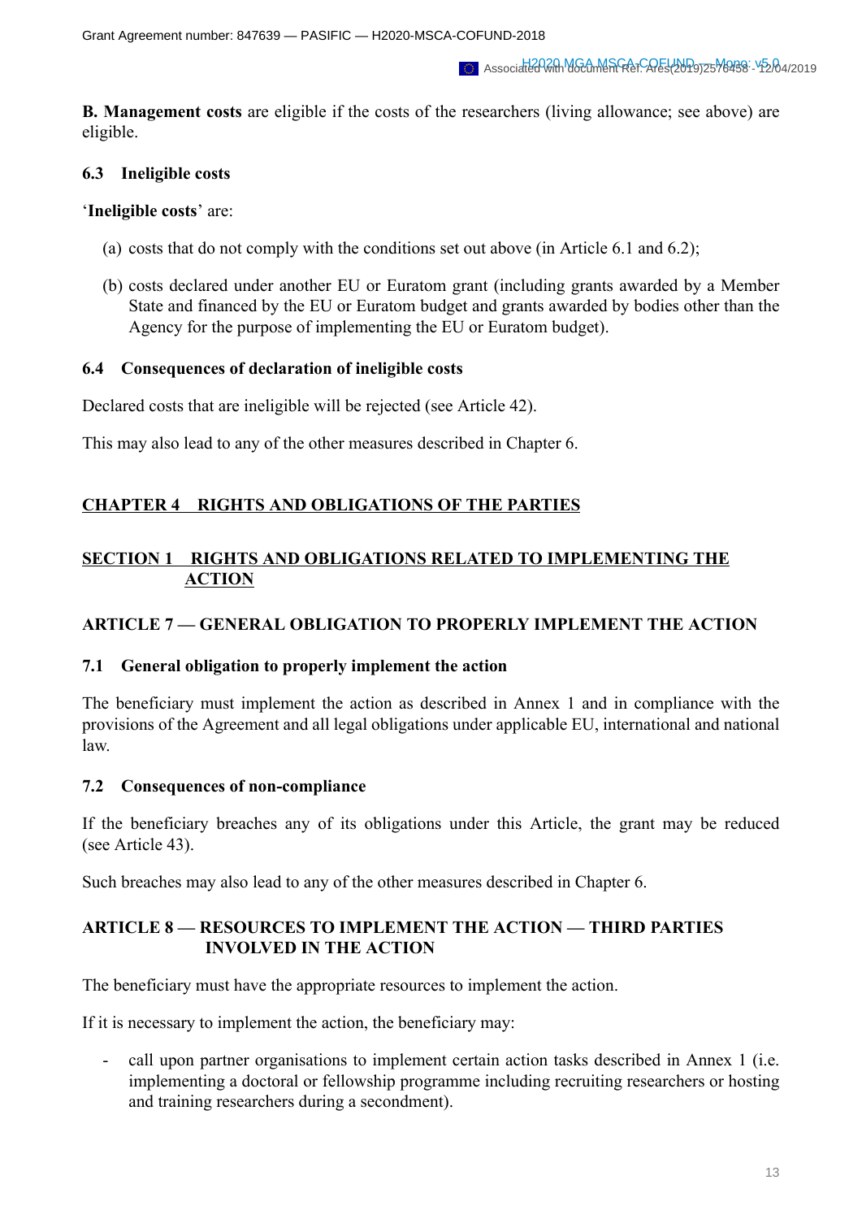**B. Management costs** are eligible if the costs of the researchers (living allowance; see above) are eligible.

### 6.3 Ineligible costs

'**Ineligible costs**' are:

(a) costs that do not comply with the conditions set out above (in Article 6.1 and 6.2);

(b) costs declared under another EU or Euratom grant (including grants awarded by a Member State and financed by the EU or Euratom budget and grants awarded by bodies other than the Agency for the purpose of implementing the EU or Euratom budget).

### 6.4 Consequences of declaration of ineligible costs

Declared costs that are ineligible will be rejected (see Article 42).

This may also lead to any of the other measures described in Chapter 6.

## CHAPTER 4 RIGHTS AND OBLIGATIONS OF THE PARTIES

## SECTION 1 RIGHTS AND OBLIGATIONS RELATED TO IMPLEMENTING THE ACTION

## ARTICLE 7 — GENERAL OBLIGATION TO PROPERLY IMPLEMENT THE ACTION

### 7.1 General obligation to properly implement the action

The beneficiary must implement the action as described in Annex 1 and in compliance with the provisions of the Agreement and all legal obligations under applicable EU, international and national law.

### 7.2 Consequences of non-compliance

If the beneficiary breaches any of its obligations under this Article, the grant may be reduced (see Article 43).

Such breaches may also lead to any of the other measures described in Chapter 6.

## ARTICLE 8 — RESOURCES TO IMPLEMENT THE ACTION — THIRD PARTIES INVOLVED IN THE ACTION

The beneficiary must have the appropriate resources to implement the action.

If it is necessary to implement the action, the beneficiary may:

- call upon partner organisations to implement certain action tasks described in Annex 1 (i.e. implementing a doctoral or fellowship programme including recruiting researchers or hosting and training researchers during a secondment).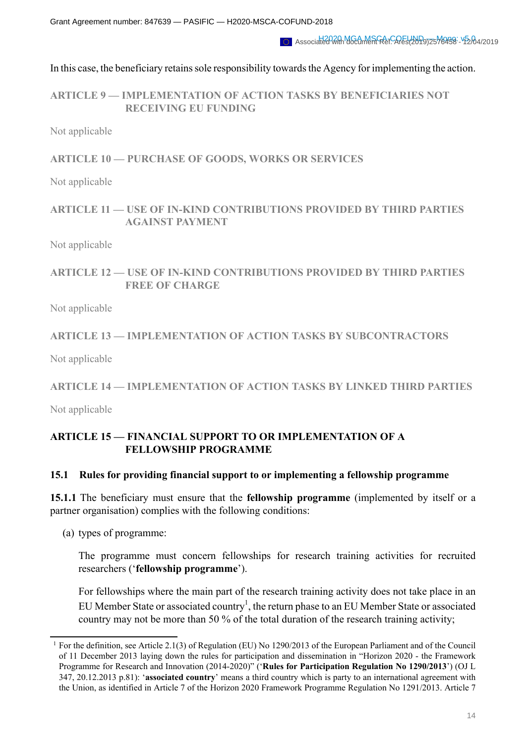In this case, the beneficiary retains sole responsibility towards the Agency for implementing the action.

## ARTICLE 9 — IMPLEMENTATION OF ACTION TASKS BY BENEFICIARIES NOT RECEIVING EU FUNDING

Not applicable

## ARTICLE 10 — PURCHASE OF GOODS, WORKS OR SERVICES

Not applicable

## ARTICLE 11 — USE OF IN-KIND CONTRIBUTIONS PROVIDED BY THIRD PARTIES AGAINST PAYMENT

Not applicable

## ARTICLE 12 — USE OF IN-KIND CONTRIBUTIONS PROVIDED BY THIRD PARTIES FREE OF CHARGE

Not applicable

## ARTICLE 13 — IMPLEMENTATION OF ACTION TASKS BY SUBCONTRACTORS

Not applicable

## ARTICLE 14 — IMPLEMENTATION OF ACTION TASKS BY LINKED THIRD PARTIES

Not applicable

## ARTICLE 15 — FINANCIAL SUPPORT TO OR IMPLEMENTATION OF A FELLOWSHIP PROGRAMME

### 15.1 Rules for providing financial support to or implementing a fellowship programme

**15.1.1** The beneficiary must ensure that the **fellowship programme** (implemented by itself or a partner organisation) complies with the following conditions:

(a) types of programme:

The programme must concern fellowships for research training activities for recruited researchers ('**fellowship programme**').

For fellowships where the main part of the research training activity does not take place in an EU Member State or associated country[1], the return phase to an EU Member State or associated country may not be more than 50 % of the total duration of the research training activity;

[1] For the definition, see Article 2.1(3) of Regulation (EU) No 1290/2013 of the European Parliament and of the Council of 11 December 2013 laying down the rules for participation and dissemination in "Horizon 2020 - the Framework Programme for Research and Innovation (2014-2020)" ('**Rules for Participation Regulation No 1290/2013**') (OJ L 347, 20.12.2013 p.81): '**associated country**' means a third country which is party to an international agreement with the Union, as identified in Article 7 of the Horizon 2020 Framework Programme Regulation No 1291/2013. Article 7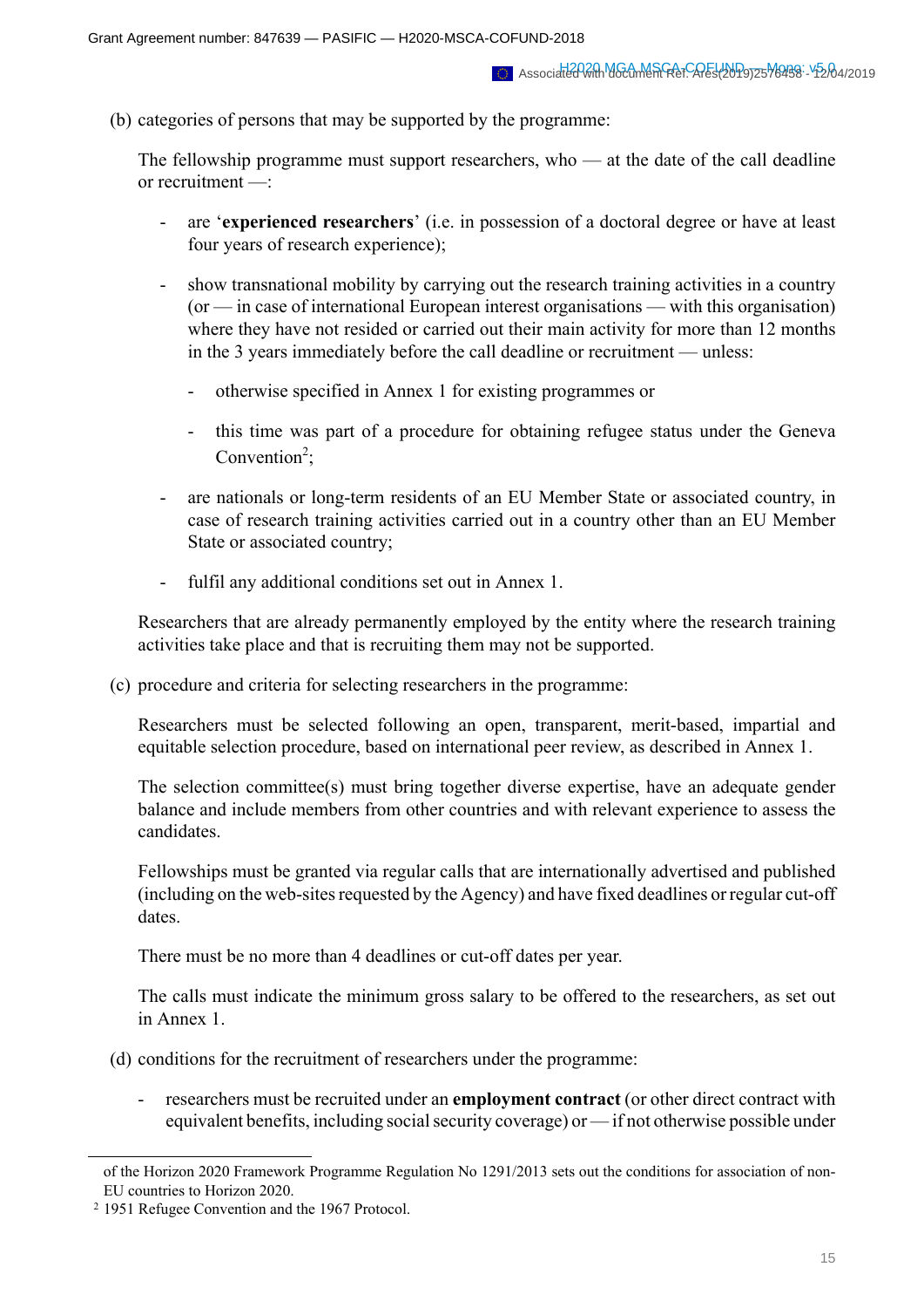(b) categories of persons that may be supported by the programme:

The fellowship programme must support researchers, who — at the date of the call deadline or recruitment —:

- are '**experienced researchers**' (i.e. in possession of a doctoral degree or have at least four years of research experience);
- show transnational mobility by carrying out the research training activities in a country (or — in case of international European interest organisations — with this organisation) where they have not resided or carried out their main activity for more than 12 months in the 3 years immediately before the call deadline or recruitment — unless:
  - otherwise specified in Annex 1 for existing programmes or
  - this time was part of a procedure for obtaining refugee status under the Geneva Convention[2];
- are nationals or long-term residents of an EU Member State or associated country, in case of research training activities carried out in a country other than an EU Member State or associated country;
- fulfil any additional conditions set out in Annex 1.

Researchers that are already permanently employed by the entity where the research training activities take place and that is recruiting them may not be supported.

(c) procedure and criteria for selecting researchers in the programme:

Researchers must be selected following an open, transparent, merit-based, impartial and equitable selection procedure, based on international peer review, as described in Annex 1.

The selection committee(s) must bring together diverse expertise, have an adequate gender balance and include members from other countries and with relevant experience to assess the candidates.

Fellowships must be granted via regular calls that are internationally advertised and published (including on the web-sites requested by the Agency) and have fixed deadlines or regular cut-off dates.

There must be no more than 4 deadlines or cut-off dates per year.

The calls must indicate the minimum gross salary to be offered to the researchers, as set out in Annex 1.

(d) conditions for the recruitment of researchers under the programme:

- researchers must be recruited under an **employment contract** (or other direct contract with equivalent benefits, including social security coverage) or — if not otherwise possible under

---

of the Horizon 2020 Framework Programme Regulation No 1291/2013 sets out the conditions for association of non-EU countries to Horizon 2020.

[2] 1951 Refugee Convention and the 1967 Protocol.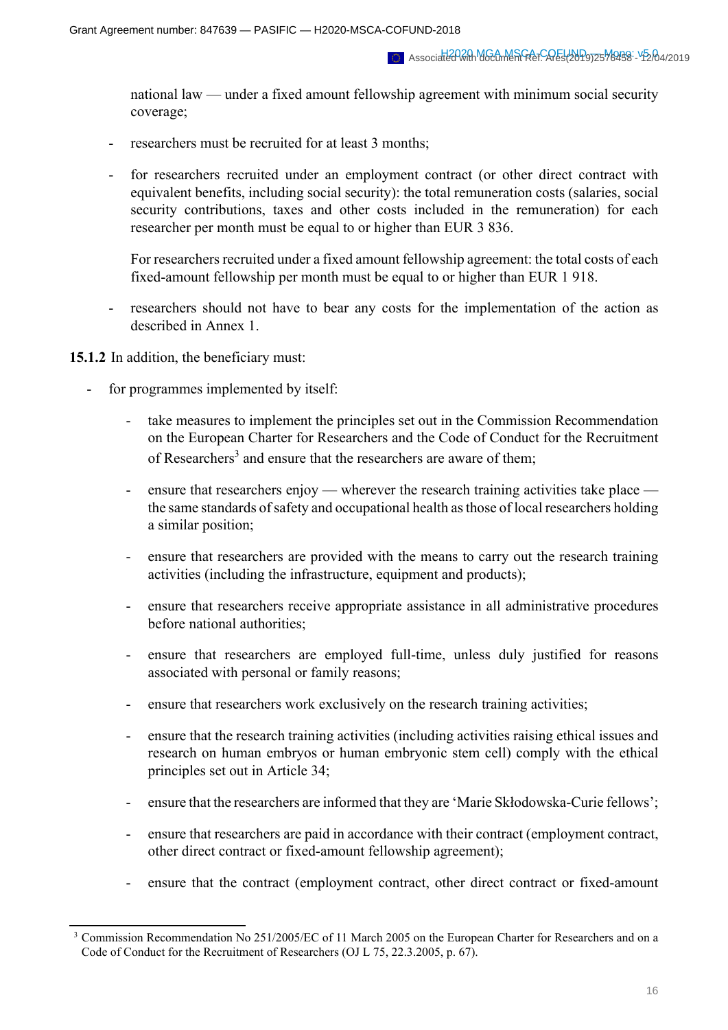national law — under a fixed amount fellowship agreement with minimum social security coverage;

- researchers must be recruited for at least 3 months;

- for researchers recruited under an employment contract (or other direct contract with equivalent benefits, including social security): the total remuneration costs (salaries, social security contributions, taxes and other costs included in the remuneration) for each researcher per month must be equal to or higher than EUR 3 836.

  For researchers recruited under a fixed amount fellowship agreement: the total costs of each fixed-amount fellowship per month must be equal to or higher than EUR 1 918.

- researchers should not have to bear any costs for the implementation of the action as described in Annex 1.

**15.1.2** In addition, the beneficiary must:

- for programmes implemented by itself:

  - take measures to implement the principles set out in the Commission Recommendation on the European Charter for Researchers and the Code of Conduct for the Recruitment of Researchers[3] and ensure that the researchers are aware of them;

  - ensure that researchers enjoy — wherever the research training activities take place — the same standards of safety and occupational health as those of local researchers holding a similar position;

  - ensure that researchers are provided with the means to carry out the research training activities (including the infrastructure, equipment and products);

  - ensure that researchers receive appropriate assistance in all administrative procedures before national authorities;

  - ensure that researchers are employed full-time, unless duly justified for reasons associated with personal or family reasons;

  - ensure that researchers work exclusively on the research training activities;

  - ensure that the research training activities (including activities raising ethical issues and research on human embryos or human embryonic stem cell) comply with the ethical principles set out in Article 34;

  - ensure that the researchers are informed that they are 'Marie Skłodowska-Curie fellows';

  - ensure that researchers are paid in accordance with their contract (employment contract, other direct contract or fixed-amount fellowship agreement);

  - ensure that the contract (employment contract, other direct contract or fixed-amount

[3] Commission Recommendation No 251/2005/EC of 11 March 2005 on the European Charter for Researchers and on a Code of Conduct for the Recruitment of Researchers (OJ L 75, 22.3.2005, p. 67).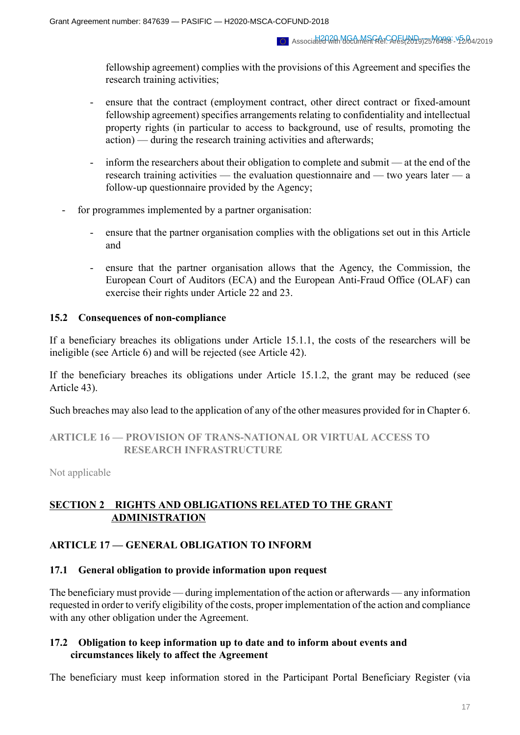fellowship agreement) complies with the provisions of this Agreement and specifies the research training activities;

    - ensure that the contract (employment contract, other direct contract or fixed-amount fellowship agreement) specifies arrangements relating to confidentiality and intellectual property rights (in particular to access to background, use of results, promoting the action) — during the research training activities and afterwards;

    - inform the researchers about their obligation to complete and submit — at the end of the research training activities — the evaluation questionnaire and — two years later — a follow-up questionnaire provided by the Agency;

- for programmes implemented by a partner organisation:

    - ensure that the partner organisation complies with the obligations set out in this Article and

    - ensure that the partner organisation allows that the Agency, the Commission, the European Court of Auditors (ECA) and the European Anti-Fraud Office (OLAF) can exercise their rights under Article 22 and 23.

### 15.2 Consequences of non-compliance

If a beneficiary breaches its obligations under Article 15.1.1, the costs of the researchers will be ineligible (see Article 6) and will be rejected (see Article 42).

If the beneficiary breaches its obligations under Article 15.1.2, the grant may be reduced (see Article 43).

Such breaches may also lead to the application of any of the other measures provided for in Chapter 6.

## ARTICLE 16 — PROVISION OF TRANS-NATIONAL OR VIRTUAL ACCESS TO RESEARCH INFRASTRUCTURE

Not applicable

## SECTION 2 RIGHTS AND OBLIGATIONS RELATED TO THE GRANT ADMINISTRATION

## ARTICLE 17 — GENERAL OBLIGATION TO INFORM

### 17.1 General obligation to provide information upon request

The beneficiary must provide — during implementation of the action or afterwards — any information requested in order to verify eligibility of the costs, proper implementation of the action and compliance with any other obligation under the Agreement.

### 17.2 Obligation to keep information up to date and to inform about events and circumstances likely to affect the Agreement

The beneficiary must keep information stored in the Participant Portal Beneficiary Register (via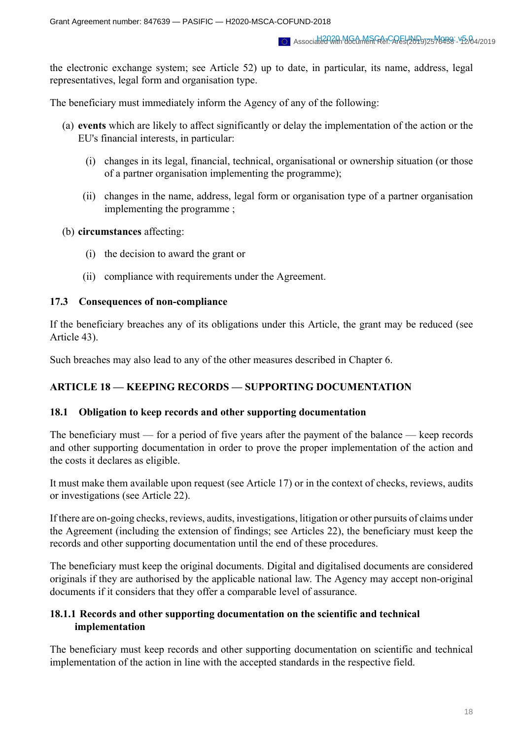the electronic exchange system; see Article 52) up to date, in particular, its name, address, legal representatives, legal form and organisation type.

The beneficiary must immediately inform the Agency of any of the following:

(a) **events** which are likely to affect significantly or delay the implementation of the action or the EU's financial interests, in particular:

   (i) changes in its legal, financial, technical, organisational or ownership situation (or those of a partner organisation implementing the programme);

   (ii) changes in the name, address, legal form or organisation type of a partner organisation implementing the programme ;

(b) **circumstances** affecting:

   (i) the decision to award the grant or

   (ii) compliance with requirements under the Agreement.

### 17.3 Consequences of non-compliance

If the beneficiary breaches any of its obligations under this Article, the grant may be reduced (see Article 43).

Such breaches may also lead to any of the other measures described in Chapter 6.

## ARTICLE 18 — KEEPING RECORDS — SUPPORTING DOCUMENTATION

### 18.1 Obligation to keep records and other supporting documentation

The beneficiary must — for a period of five years after the payment of the balance — keep records and other supporting documentation in order to prove the proper implementation of the action and the costs it declares as eligible.

It must make them available upon request (see Article 17) or in the context of checks, reviews, audits or investigations (see Article 22).

If there are on-going checks, reviews, audits, investigations, litigation or other pursuits of claims under the Agreement (including the extension of findings; see Articles 22), the beneficiary must keep the records and other supporting documentation until the end of these procedures.

The beneficiary must keep the original documents. Digital and digitalised documents are considered originals if they are authorised by the applicable national law. The Agency may accept non-original documents if it considers that they offer a comparable level of assurance.

#### 18.1.1 Records and other supporting documentation on the scientific and technical implementation

The beneficiary must keep records and other supporting documentation on scientific and technical implementation of the action in line with the accepted standards in the respective field.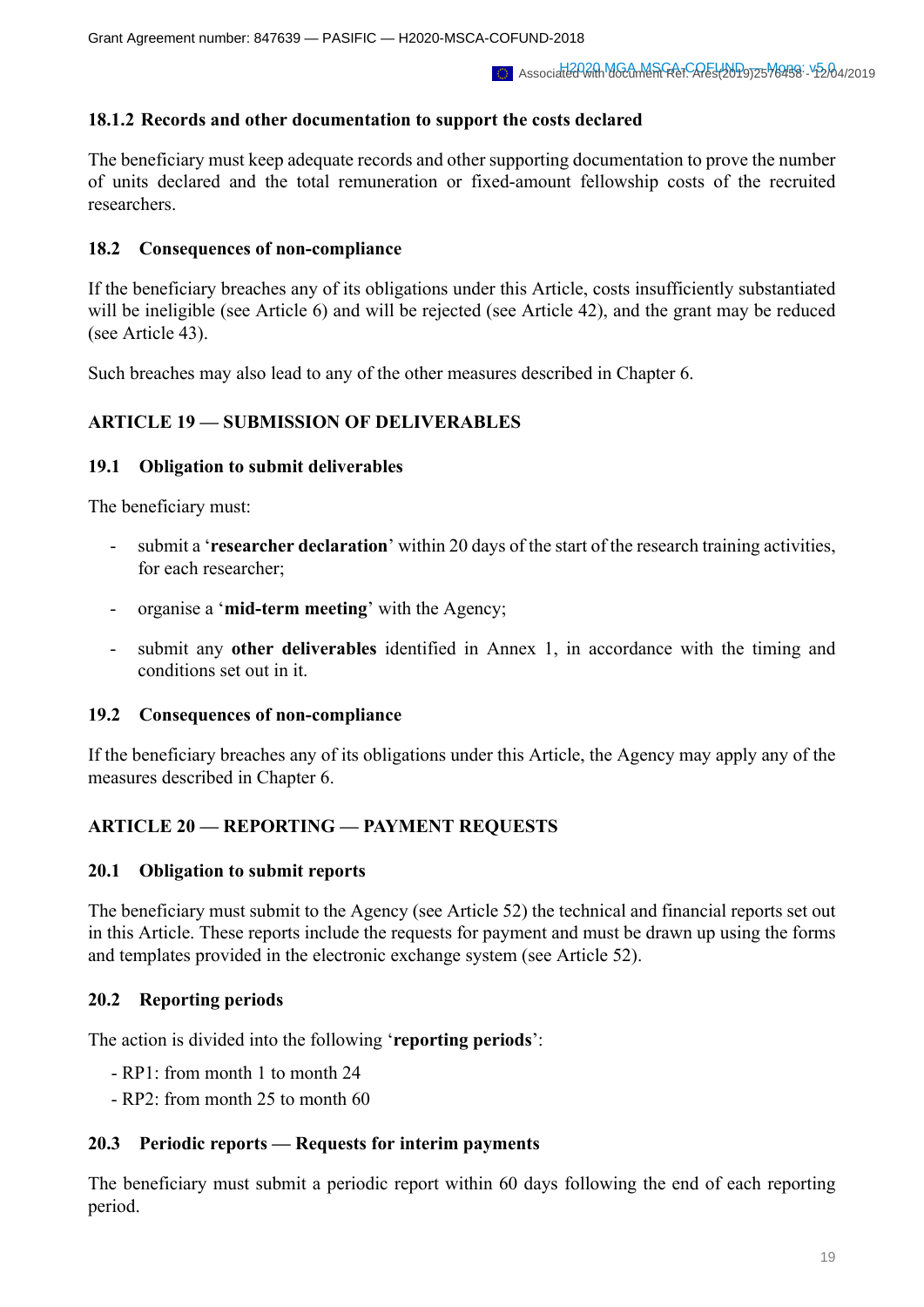#### 18.1.2 Records and other documentation to support the costs declared

The beneficiary must keep adequate records and other supporting documentation to prove the number of units declared and the total remuneration or fixed-amount fellowship costs of the recruited researchers.

### 18.2 Consequences of non-compliance

If the beneficiary breaches any of its obligations under this Article, costs insufficiently substantiated will be ineligible (see Article 6) and will be rejected (see Article 42), and the grant may be reduced (see Article 43).

Such breaches may also lead to any of the other measures described in Chapter 6.

## ARTICLE 19 — SUBMISSION OF DELIVERABLES

### 19.1 Obligation to submit deliverables

The beneficiary must:

- submit a '**researcher declaration**' within 20 days of the start of the research training activities, for each researcher;
- organise a '**mid-term meeting**' with the Agency;
- submit any **other deliverables** identified in Annex 1, in accordance with the timing and conditions set out in it.

### 19.2 Consequences of non-compliance

If the beneficiary breaches any of its obligations under this Article, the Agency may apply any of the measures described in Chapter 6.

## ARTICLE 20 — REPORTING — PAYMENT REQUESTS

### 20.1 Obligation to submit reports

The beneficiary must submit to the Agency (see Article 52) the technical and financial reports set out in this Article. These reports include the requests for payment and must be drawn up using the forms and templates provided in the electronic exchange system (see Article 52).

### 20.2 Reporting periods

The action is divided into the following '**reporting periods**':

- RP1: from month 1 to month 24
- RP2: from month 25 to month 60

### 20.3 Periodic reports — Requests for interim payments

The beneficiary must submit a periodic report within 60 days following the end of each reporting period.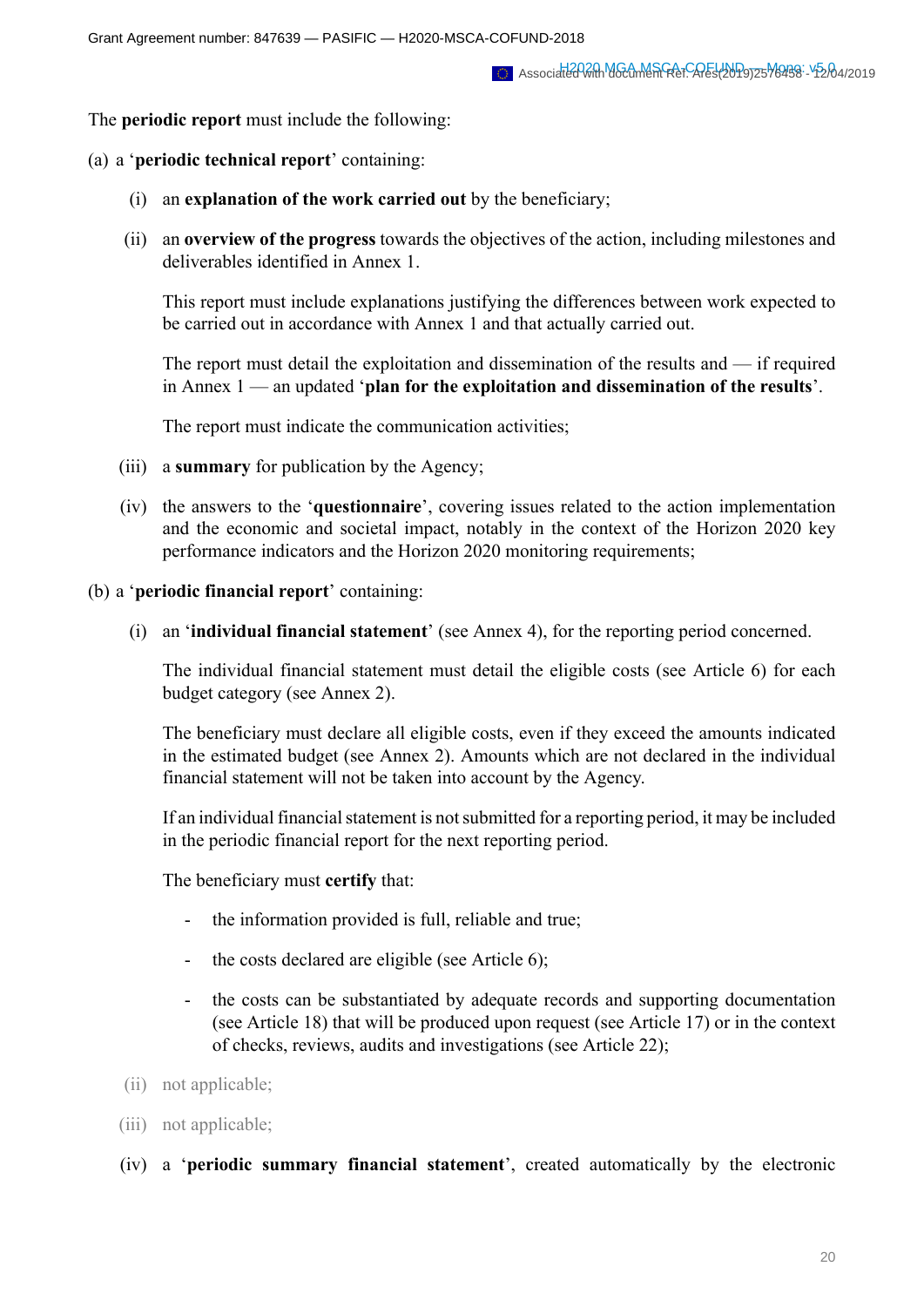The **periodic report** must include the following:

(a) a '**periodic technical report**' containing:

   (i) an **explanation of the work carried out** by the beneficiary;

   (ii) an **overview of the progress** towards the objectives of the action, including milestones and deliverables identified in Annex 1.

   This report must include explanations justifying the differences between work expected to be carried out in accordance with Annex 1 and that actually carried out.

   The report must detail the exploitation and dissemination of the results and — if required in Annex 1 — an updated '**plan for the exploitation and dissemination of the results**'.

   The report must indicate the communication activities;

   (iii) a **summary** for publication by the Agency;

   (iv) the answers to the '**questionnaire**', covering issues related to the action implementation and the economic and societal impact, notably in the context of the Horizon 2020 key performance indicators and the Horizon 2020 monitoring requirements;

(b) a '**periodic financial report**' containing:

   (i) an '**individual financial statement**' (see Annex 4), for the reporting period concerned.

   The individual financial statement must detail the eligible costs (see Article 6) for each budget category (see Annex 2).

   The beneficiary must declare all eligible costs, even if they exceed the amounts indicated in the estimated budget (see Annex 2). Amounts which are not declared in the individual financial statement will not be taken into account by the Agency.

   If an individual financial statement is not submitted for a reporting period, it may be included in the periodic financial report for the next reporting period.

   The beneficiary must **certify** that:

   - the information provided is full, reliable and true;
   - the costs declared are eligible (see Article 6);
   - the costs can be substantiated by adequate records and supporting documentation (see Article 18) that will be produced upon request (see Article 17) or in the context of checks, reviews, audits and investigations (see Article 22);

   (ii) not applicable;

   (iii) not applicable;

   (iv) a '**periodic summary financial statement**', created automatically by the electronic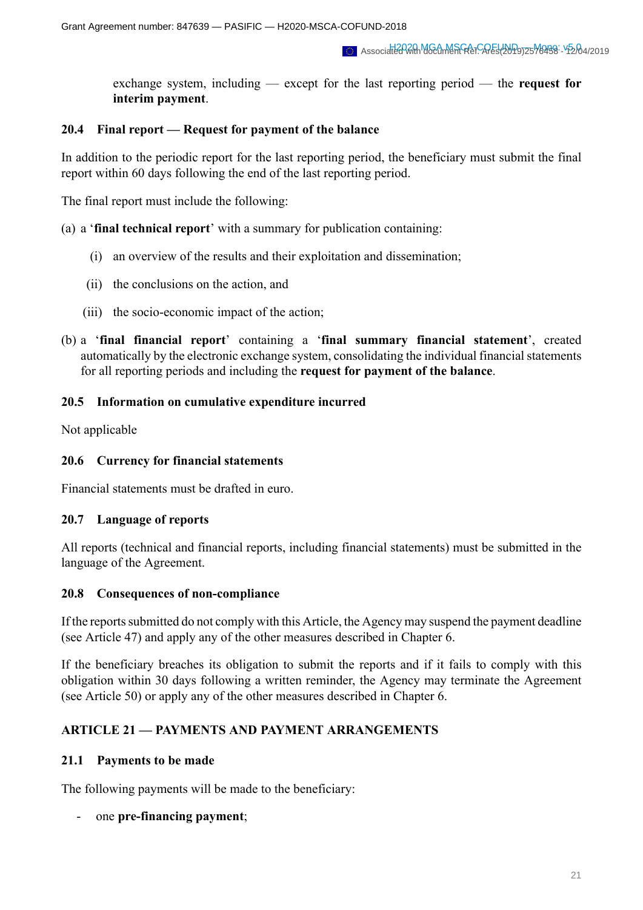exchange system, including — except for the last reporting period — the **request for interim payment**.

### 20.4 Final report — Request for payment of the balance

In addition to the periodic report for the last reporting period, the beneficiary must submit the final report within 60 days following the end of the last reporting period.

The final report must include the following:

(a) a '**final technical report**' with a summary for publication containing:

- (i) an overview of the results and their exploitation and dissemination;
- (ii) the conclusions on the action, and
- (iii) the socio-economic impact of the action;

(b) a '**final financial report**' containing a '**final summary financial statement**', created automatically by the electronic exchange system, consolidating the individual financial statements for all reporting periods and including the **request for payment of the balance**.

### 20.5 Information on cumulative expenditure incurred

Not applicable

### 20.6 Currency for financial statements

Financial statements must be drafted in euro.

### 20.7 Language of reports

All reports (technical and financial reports, including financial statements) must be submitted in the language of the Agreement.

### 20.8 Consequences of non-compliance

If the reports submitted do not comply with this Article, the Agency may suspend the payment deadline (see Article 47) and apply any of the other measures described in Chapter 6.

If the beneficiary breaches its obligation to submit the reports and if it fails to comply with this obligation within 30 days following a written reminder, the Agency may terminate the Agreement (see Article 50) or apply any of the other measures described in Chapter 6.

## ARTICLE 21 — PAYMENTS AND PAYMENT ARRANGEMENTS

### 21.1 Payments to be made

The following payments will be made to the beneficiary:

- one **pre-financing payment**;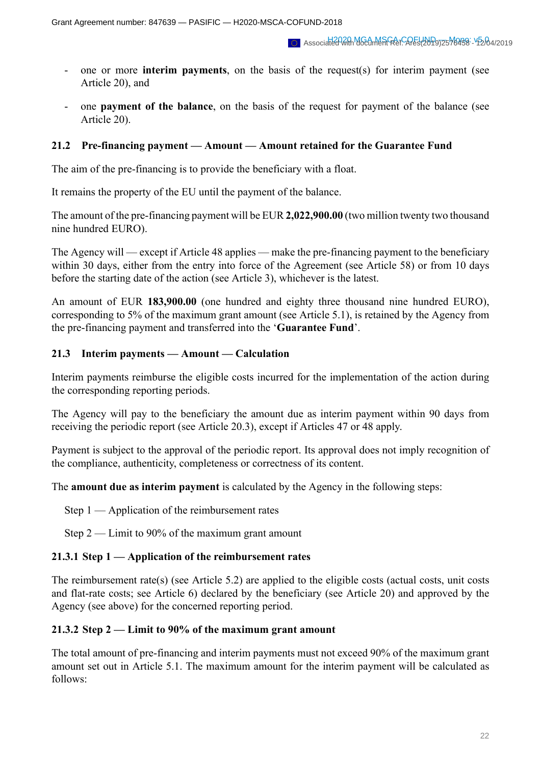- one or more **interim payments**, on the basis of the request(s) for interim payment (see Article 20), and
- one **payment of the balance**, on the basis of the request for payment of the balance (see Article 20).

### 21.2 Pre-financing payment — Amount — Amount retained for the Guarantee Fund

The aim of the pre-financing is to provide the beneficiary with a float.

It remains the property of the EU until the payment of the balance.

The amount of the pre-financing payment will be EUR **2,022,900.00** (two million twenty two thousand nine hundred EURO).

The Agency will — except if Article 48 applies — make the pre-financing payment to the beneficiary within 30 days, either from the entry into force of the Agreement (see Article 58) or from 10 days before the starting date of the action (see Article 3), whichever is the latest.

An amount of EUR **183,900.00** (one hundred and eighty three thousand nine hundred EURO), corresponding to 5% of the maximum grant amount (see Article 5.1), is retained by the Agency from the pre-financing payment and transferred into the '**Guarantee Fund**'.

### 21.3 Interim payments — Amount — Calculation

Interim payments reimburse the eligible costs incurred for the implementation of the action during the corresponding reporting periods.

The Agency will pay to the beneficiary the amount due as interim payment within 90 days from receiving the periodic report (see Article 20.3), except if Articles 47 or 48 apply.

Payment is subject to the approval of the periodic report. Its approval does not imply recognition of the compliance, authenticity, completeness or correctness of its content.

The **amount due as interim payment** is calculated by the Agency in the following steps:

Step 1 — Application of the reimbursement rates

Step 2 — Limit to 90% of the maximum grant amount

#### 21.3.1 Step 1 — Application of the reimbursement rates

The reimbursement rate(s) (see Article 5.2) are applied to the eligible costs (actual costs, unit costs and flat-rate costs; see Article 6) declared by the beneficiary (see Article 20) and approved by the Agency (see above) for the concerned reporting period.

#### 21.3.2 Step 2 — Limit to 90% of the maximum grant amount

The total amount of pre-financing and interim payments must not exceed 90% of the maximum grant amount set out in Article 5.1. The maximum amount for the interim payment will be calculated as follows: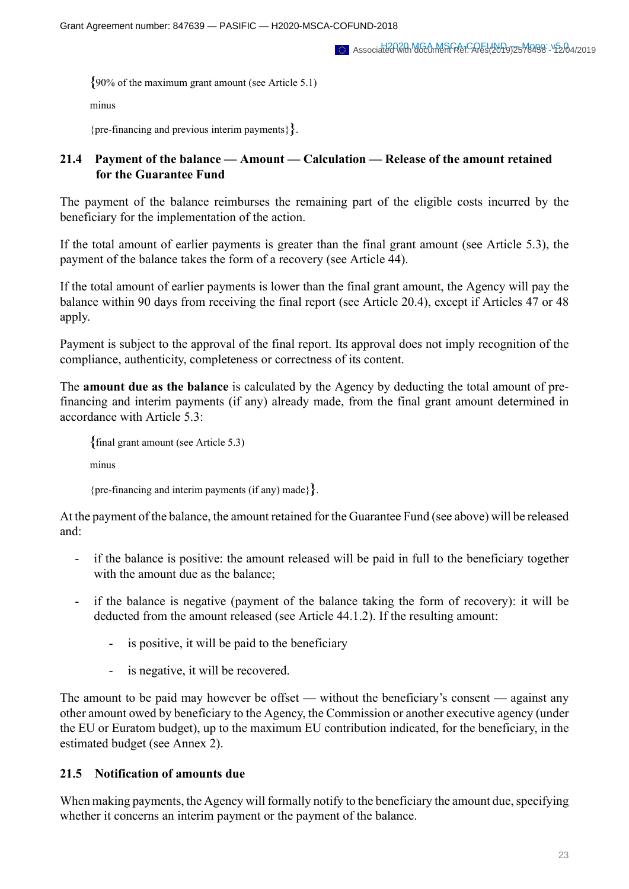**{**90% of the maximum grant amount (see Article 5.1)

minus

{pre-financing and previous interim payments}**}**.

### 21.4 Payment of the balance — Amount — Calculation — Release of the amount retained for the Guarantee Fund

The payment of the balance reimburses the remaining part of the eligible costs incurred by the beneficiary for the implementation of the action.

If the total amount of earlier payments is greater than the final grant amount (see Article 5.3), the payment of the balance takes the form of a recovery (see Article 44).

If the total amount of earlier payments is lower than the final grant amount, the Agency will pay the balance within 90 days from receiving the final report (see Article 20.4), except if Articles 47 or 48 apply.

Payment is subject to the approval of the final report. Its approval does not imply recognition of the compliance, authenticity, completeness or correctness of its content.

The **amount due as the balance** is calculated by the Agency by deducting the total amount of pre-financing and interim payments (if any) already made, from the final grant amount determined in accordance with Article 5.3:

**{**final grant amount (see Article 5.3)

minus

{pre-financing and interim payments (if any) made}**}**.

At the payment of the balance, the amount retained for the Guarantee Fund (see above) will be released and:

- if the balance is positive: the amount released will be paid in full to the beneficiary together with the amount due as the balance;
- if the balance is negative (payment of the balance taking the form of recovery): it will be deducted from the amount released (see Article 44.1.2). If the resulting amount:
  - is positive, it will be paid to the beneficiary
  - is negative, it will be recovered.

The amount to be paid may however be offset — without the beneficiary's consent — against any other amount owed by beneficiary to the Agency, the Commission or another executive agency (under the EU or Euratom budget), up to the maximum EU contribution indicated, for the beneficiary, in the estimated budget (see Annex 2).

### 21.5 Notification of amounts due

When making payments, the Agency will formally notify to the beneficiary the amount due, specifying whether it concerns an interim payment or the payment of the balance.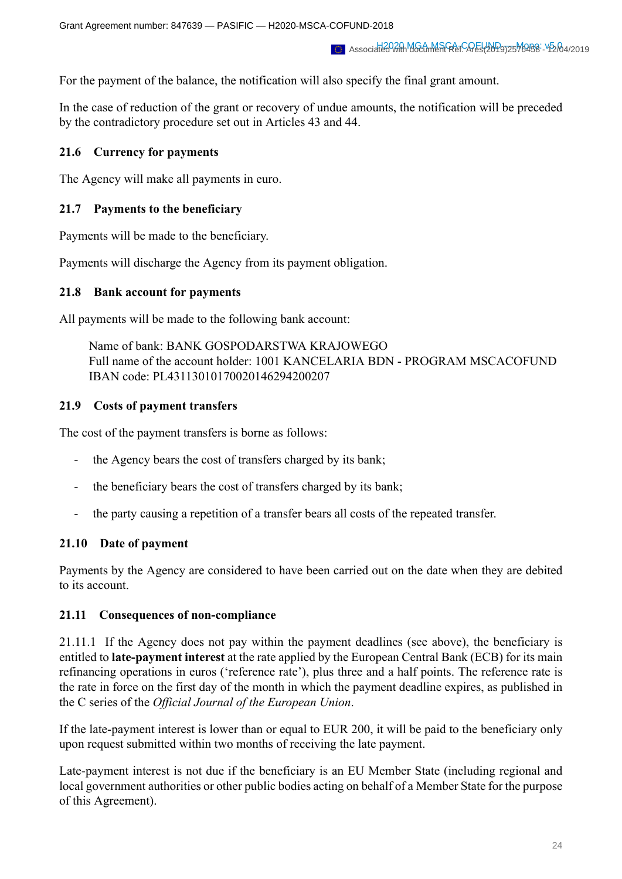For the payment of the balance, the notification will also specify the final grant amount.

In the case of reduction of the grant or recovery of undue amounts, the notification will be preceded by the contradictory procedure set out in Articles 43 and 44.

### 21.6 Currency for payments

The Agency will make all payments in euro.

### 21.7 Payments to the beneficiary

Payments will be made to the beneficiary.

Payments will discharge the Agency from its payment obligation.

### 21.8 Bank account for payments

All payments will be made to the following bank account:

Name of bank: BANK GOSPODARSTWA KRAJOWEGO
Full name of the account holder: 1001 KANCELARIA BDN - PROGRAM MSCACOFUND
IBAN code: PL43113010170020146294200207

### 21.9 Costs of payment transfers

The cost of the payment transfers is borne as follows:

- the Agency bears the cost of transfers charged by its bank;
- the beneficiary bears the cost of transfers charged by its bank;
- the party causing a repetition of a transfer bears all costs of the repeated transfer.

### 21.10 Date of payment

Payments by the Agency are considered to have been carried out on the date when they are debited to its account.

### 21.11 Consequences of non-compliance

21.11.1 If the Agency does not pay within the payment deadlines (see above), the beneficiary is entitled to **late-payment interest** at the rate applied by the European Central Bank (ECB) for its main refinancing operations in euros ('reference rate'), plus three and a half points. The reference rate is the rate in force on the first day of the month in which the payment deadline expires, as published in the C series of the *Official Journal of the European Union*.

If the late-payment interest is lower than or equal to EUR 200, it will be paid to the beneficiary only upon request submitted within two months of receiving the late payment.

Late-payment interest is not due if the beneficiary is an EU Member State (including regional and local government authorities or other public bodies acting on behalf of a Member State for the purpose of this Agreement).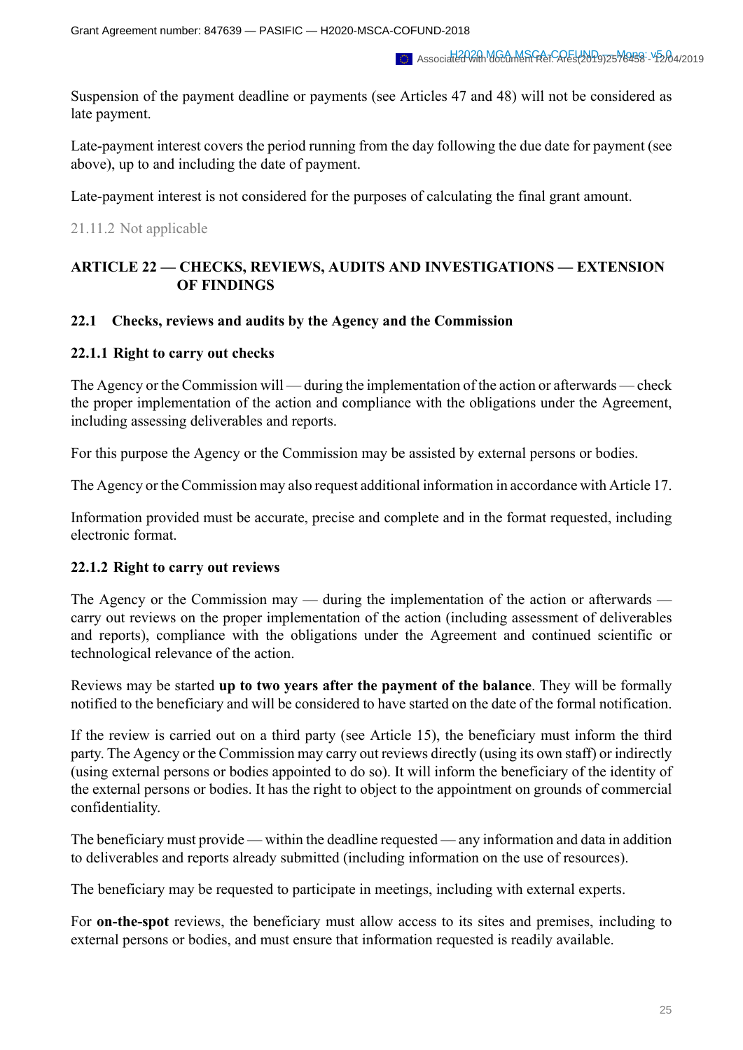Suspension of the payment deadline or payments (see Articles 47 and 48) will not be considered as late payment.

Late-payment interest covers the period running from the day following the due date for payment (see above), up to and including the date of payment.

Late-payment interest is not considered for the purposes of calculating the final grant amount.

21.11.2 Not applicable

## ARTICLE 22 — CHECKS, REVIEWS, AUDITS AND INVESTIGATIONS — EXTENSION OF FINDINGS

### 22.1 Checks, reviews and audits by the Agency and the Commission

#### 22.1.1 Right to carry out checks

The Agency or the Commission will — during the implementation of the action or afterwards — check the proper implementation of the action and compliance with the obligations under the Agreement, including assessing deliverables and reports.

For this purpose the Agency or the Commission may be assisted by external persons or bodies.

The Agency or the Commission may also request additional information in accordance with Article 17.

Information provided must be accurate, precise and complete and in the format requested, including electronic format.

#### 22.1.2 Right to carry out reviews

The Agency or the Commission may — during the implementation of the action or afterwards — carry out reviews on the proper implementation of the action (including assessment of deliverables and reports), compliance with the obligations under the Agreement and continued scientific or technological relevance of the action.

Reviews may be started **up to two years after the payment of the balance**. They will be formally notified to the beneficiary and will be considered to have started on the date of the formal notification.

If the review is carried out on a third party (see Article 15), the beneficiary must inform the third party. The Agency or the Commission may carry out reviews directly (using its own staff) or indirectly (using external persons or bodies appointed to do so). It will inform the beneficiary of the identity of the external persons or bodies. It has the right to object to the appointment on grounds of commercial confidentiality.

The beneficiary must provide — within the deadline requested — any information and data in addition to deliverables and reports already submitted (including information on the use of resources).

The beneficiary may be requested to participate in meetings, including with external experts.

For **on-the-spot** reviews, the beneficiary must allow access to its sites and premises, including to external persons or bodies, and must ensure that information requested is readily available.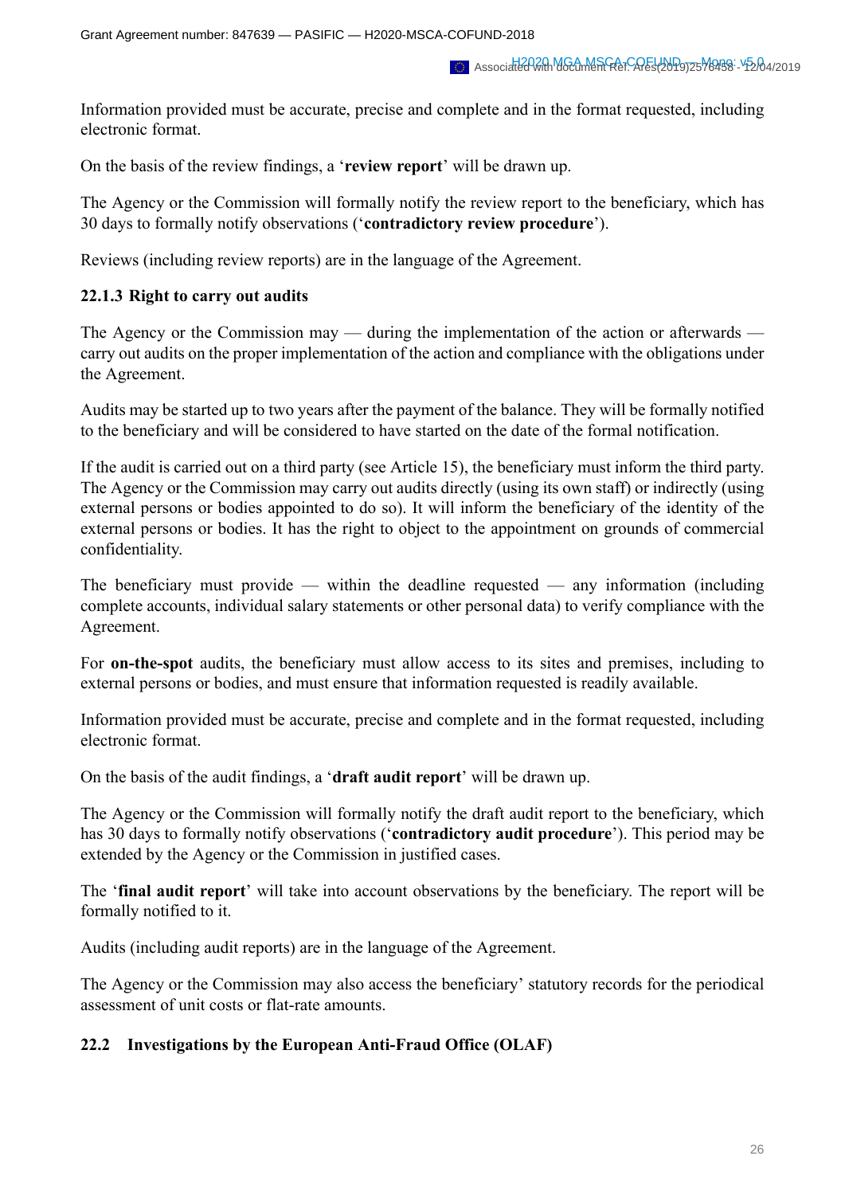Information provided must be accurate, precise and complete and in the format requested, including electronic format.

On the basis of the review findings, a '**review report**' will be drawn up.

The Agency or the Commission will formally notify the review report to the beneficiary, which has 30 days to formally notify observations ('**contradictory review procedure**').

Reviews (including review reports) are in the language of the Agreement.

### 22.1.3 Right to carry out audits

The Agency or the Commission may — during the implementation of the action or afterwards — carry out audits on the proper implementation of the action and compliance with the obligations under the Agreement.

Audits may be started up to two years after the payment of the balance. They will be formally notified to the beneficiary and will be considered to have started on the date of the formal notification.

If the audit is carried out on a third party (see Article 15), the beneficiary must inform the third party. The Agency or the Commission may carry out audits directly (using its own staff) or indirectly (using external persons or bodies appointed to do so). It will inform the beneficiary of the identity of the external persons or bodies. It has the right to object to the appointment on grounds of commercial confidentiality.

The beneficiary must provide — within the deadline requested — any information (including complete accounts, individual salary statements or other personal data) to verify compliance with the Agreement.

For **on-the-spot** audits, the beneficiary must allow access to its sites and premises, including to external persons or bodies, and must ensure that information requested is readily available.

Information provided must be accurate, precise and complete and in the format requested, including electronic format.

On the basis of the audit findings, a '**draft audit report**' will be drawn up.

The Agency or the Commission will formally notify the draft audit report to the beneficiary, which has 30 days to formally notify observations ('**contradictory audit procedure**'). This period may be extended by the Agency or the Commission in justified cases.

The '**final audit report**' will take into account observations by the beneficiary. The report will be formally notified to it.

Audits (including audit reports) are in the language of the Agreement.

The Agency or the Commission may also access the beneficiary' statutory records for the periodical assessment of unit costs or flat-rate amounts.

## 22.2 Investigations by the European Anti-Fraud Office (OLAF)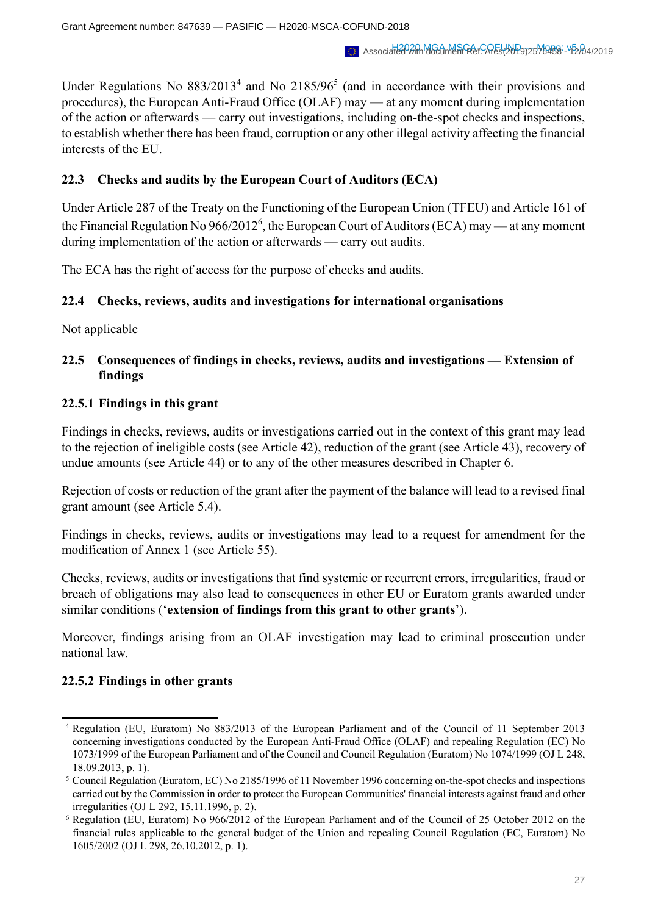Under Regulations No 883/2013[4] and No 2185/96[5] (and in accordance with their provisions and procedures), the European Anti-Fraud Office (OLAF) may — at any moment during implementation of the action or afterwards — carry out investigations, including on-the-spot checks and inspections, to establish whether there has been fraud, corruption or any other illegal activity affecting the financial interests of the EU.

### 22.3 Checks and audits by the European Court of Auditors (ECA)

Under Article 287 of the Treaty on the Functioning of the European Union (TFEU) and Article 161 of the Financial Regulation No 966/2012[6], the European Court of Auditors (ECA) may — at any moment during implementation of the action or afterwards — carry out audits.

The ECA has the right of access for the purpose of checks and audits.

### 22.4 Checks, reviews, audits and investigations for international organisations

Not applicable

### 22.5 Consequences of findings in checks, reviews, audits and investigations — Extension of findings

#### 22.5.1 Findings in this grant

Findings in checks, reviews, audits or investigations carried out in the context of this grant may lead to the rejection of ineligible costs (see Article 42), reduction of the grant (see Article 43), recovery of undue amounts (see Article 44) or to any of the other measures described in Chapter 6.

Rejection of costs or reduction of the grant after the payment of the balance will lead to a revised final grant amount (see Article 5.4).

Findings in checks, reviews, audits or investigations may lead to a request for amendment for the modification of Annex 1 (see Article 55).

Checks, reviews, audits or investigations that find systemic or recurrent errors, irregularities, fraud or breach of obligations may also lead to consequences in other EU or Euratom grants awarded under similar conditions ('**extension of findings from this grant to other grants**').

Moreover, findings arising from an OLAF investigation may lead to criminal prosecution under national law.

#### 22.5.2 Findings in other grants

---

[4] Regulation (EU, Euratom) No 883/2013 of the European Parliament and of the Council of 11 September 2013 concerning investigations conducted by the European Anti-Fraud Office (OLAF) and repealing Regulation (EC) No 1073/1999 of the European Parliament and of the Council and Council Regulation (Euratom) No 1074/1999 (OJ L 248, 18.09.2013, p. 1).

[5] Council Regulation (Euratom, EC) No 2185/1996 of 11 November 1996 concerning on-the-spot checks and inspections carried out by the Commission in order to protect the European Communities' financial interests against fraud and other irregularities (OJ L 292, 15.11.1996, p. 2).

[6] Regulation (EU, Euratom) No 966/2012 of the European Parliament and of the Council of 25 October 2012 on the financial rules applicable to the general budget of the Union and repealing Council Regulation (EC, Euratom) No 1605/2002 (OJ L 298, 26.10.2012, p. 1).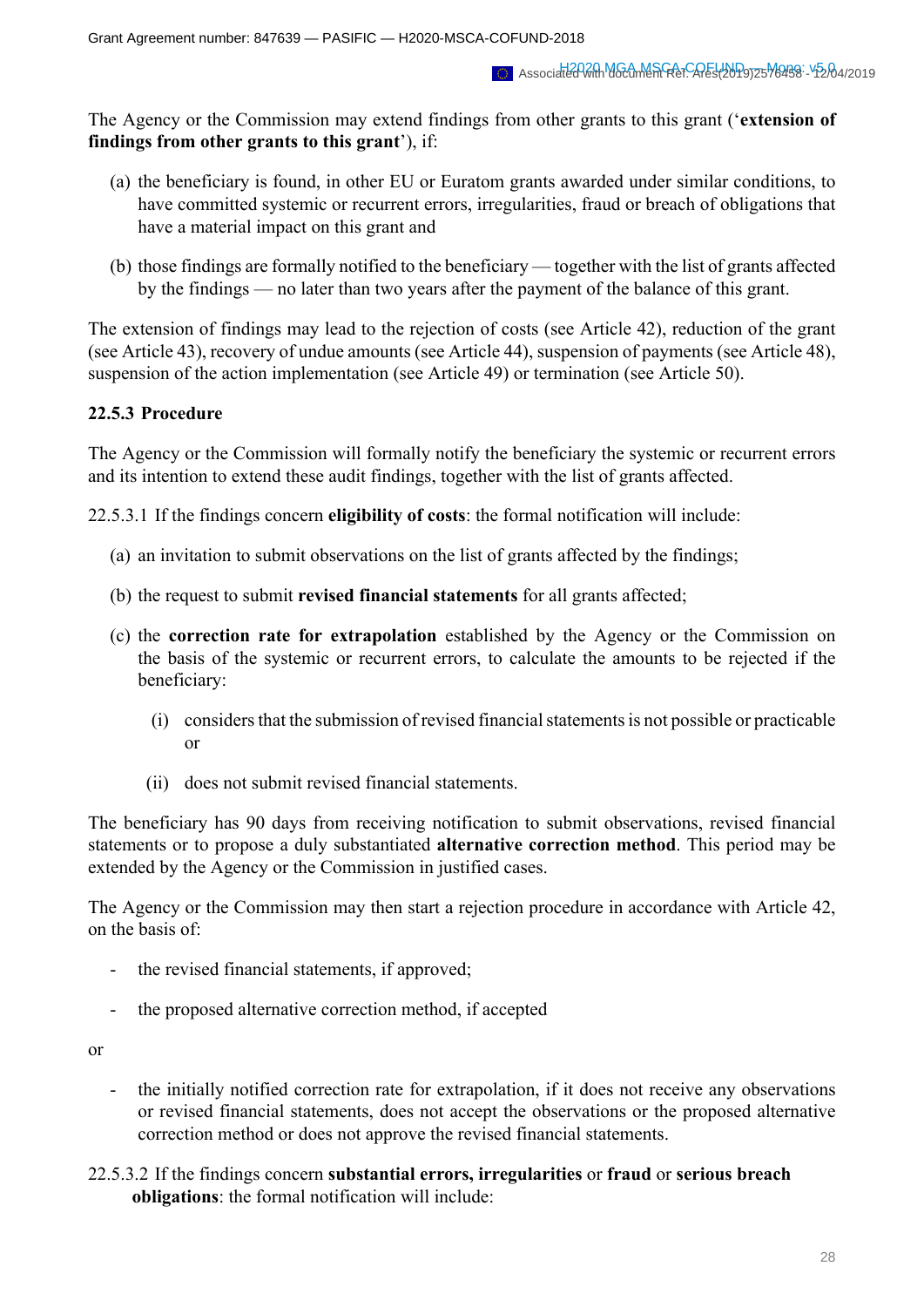The Agency or the Commission may extend findings from other grants to this grant ('**extension of findings from other grants to this grant**'), if:

(a) the beneficiary is found, in other EU or Euratom grants awarded under similar conditions, to have committed systemic or recurrent errors, irregularities, fraud or breach of obligations that have a material impact on this grant and

(b) those findings are formally notified to the beneficiary — together with the list of grants affected by the findings — no later than two years after the payment of the balance of this grant.

The extension of findings may lead to the rejection of costs (see Article 42), reduction of the grant (see Article 43), recovery of undue amounts (see Article 44), suspension of payments (see Article 48), suspension of the action implementation (see Article 49) or termination (see Article 50).

### 22.5.3 Procedure

The Agency or the Commission will formally notify the beneficiary the systemic or recurrent errors and its intention to extend these audit findings, together with the list of grants affected.

22.5.3.1 If the findings concern **eligibility of costs**: the formal notification will include:

(a) an invitation to submit observations on the list of grants affected by the findings;

(b) the request to submit **revised financial statements** for all grants affected;

(c) the **correction rate for extrapolation** established by the Agency or the Commission on the basis of the systemic or recurrent errors, to calculate the amounts to be rejected if the beneficiary:

  (i) considers that the submission of revised financial statements is not possible or practicable or

  (ii) does not submit revised financial statements.

The beneficiary has 90 days from receiving notification to submit observations, revised financial statements or to propose a duly substantiated **alternative correction method**. This period may be extended by the Agency or the Commission in justified cases.

The Agency or the Commission may then start a rejection procedure in accordance with Article 42, on the basis of:

- the revised financial statements, if approved;
- the proposed alternative correction method, if accepted

or

- the initially notified correction rate for extrapolation, if it does not receive any observations or revised financial statements, does not accept the observations or the proposed alternative correction method or does not approve the revised financial statements.

22.5.3.2 If the findings concern **substantial errors, irregularities** or **fraud** or **serious breach obligations**: the formal notification will include: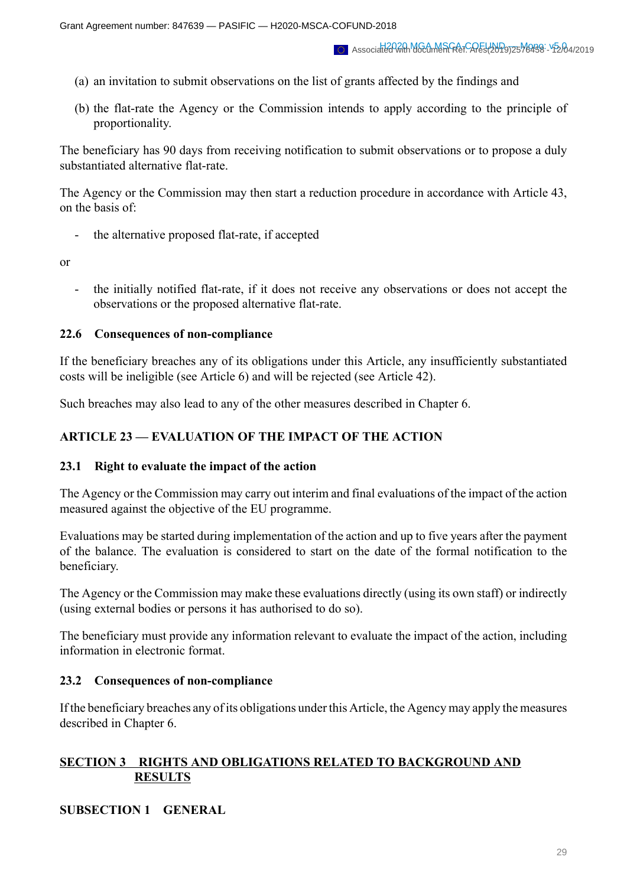(a) an invitation to submit observations on the list of grants affected by the findings and

(b) the flat-rate the Agency or the Commission intends to apply according to the principle of proportionality.

The beneficiary has 90 days from receiving notification to submit observations or to propose a duly substantiated alternative flat-rate.

The Agency or the Commission may then start a reduction procedure in accordance with Article 43, on the basis of:

- the alternative proposed flat-rate, if accepted

or

- the initially notified flat-rate, if it does not receive any observations or does not accept the observations or the proposed alternative flat-rate.

### 22.6 Consequences of non-compliance

If the beneficiary breaches any of its obligations under this Article, any insufficiently substantiated costs will be ineligible (see Article 6) and will be rejected (see Article 42).

Such breaches may also lead to any of the other measures described in Chapter 6.

## ARTICLE 23 — EVALUATION OF THE IMPACT OF THE ACTION

### 23.1 Right to evaluate the impact of the action

The Agency or the Commission may carry out interim and final evaluations of the impact of the action measured against the objective of the EU programme.

Evaluations may be started during implementation of the action and up to five years after the payment of the balance. The evaluation is considered to start on the date of the formal notification to the beneficiary.

The Agency or the Commission may make these evaluations directly (using its own staff) or indirectly (using external bodies or persons it has authorised to do so).

The beneficiary must provide any information relevant to evaluate the impact of the action, including information in electronic format.

### 23.2 Consequences of non-compliance

If the beneficiary breaches any of its obligations under this Article, the Agency may apply the measures described in Chapter 6.

## SECTION 3 RIGHTS AND OBLIGATIONS RELATED TO BACKGROUND AND RESULTS

### SUBSECTION 1 GENERAL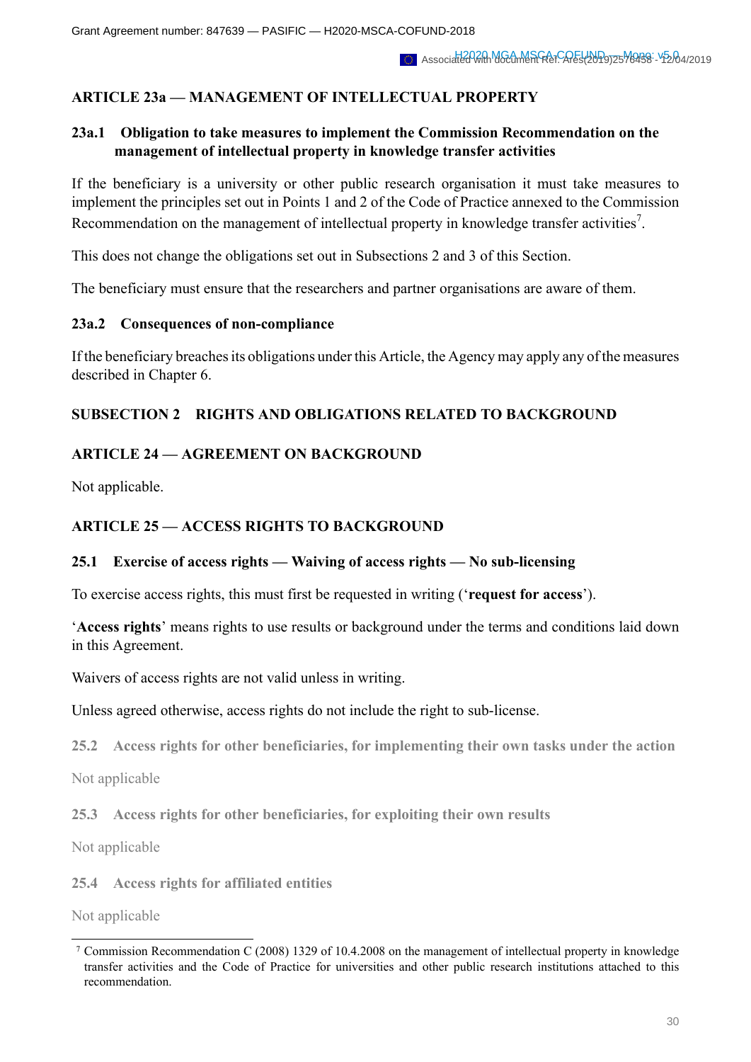## ARTICLE 23a — MANAGEMENT OF INTELLECTUAL PROPERTY

### 23a.1 Obligation to take measures to implement the Commission Recommendation on the management of intellectual property in knowledge transfer activities

If the beneficiary is a university or other public research organisation it must take measures to implement the principles set out in Points 1 and 2 of the Code of Practice annexed to the Commission Recommendation on the management of intellectual property in knowledge transfer activities[7].

This does not change the obligations set out in Subsections 2 and 3 of this Section.

The beneficiary must ensure that the researchers and partner organisations are aware of them.

### 23a.2 Consequences of non-compliance

If the beneficiary breaches its obligations under this Article, the Agency may apply any of the measures described in Chapter 6.

## SUBSECTION 2 RIGHTS AND OBLIGATIONS RELATED TO BACKGROUND

## ARTICLE 24 — AGREEMENT ON BACKGROUND

Not applicable.

## ARTICLE 25 — ACCESS RIGHTS TO BACKGROUND

### 25.1 Exercise of access rights — Waiving of access rights — No sub-licensing

To exercise access rights, this must first be requested in writing ('**request for access**').

'**Access rights**' means rights to use results or background under the terms and conditions laid down in this Agreement.

Waivers of access rights are not valid unless in writing.

Unless agreed otherwise, access rights do not include the right to sub-license.

### 25.2 Access rights for other beneficiaries, for implementing their own tasks under the action

Not applicable

### 25.3 Access rights for other beneficiaries, for exploiting their own results

Not applicable

### 25.4 Access rights for affiliated entities

Not applicable

---

[7] Commission Recommendation C (2008) 1329 of 10.4.2008 on the management of intellectual property in knowledge transfer activities and the Code of Practice for universities and other public research institutions attached to this recommendation.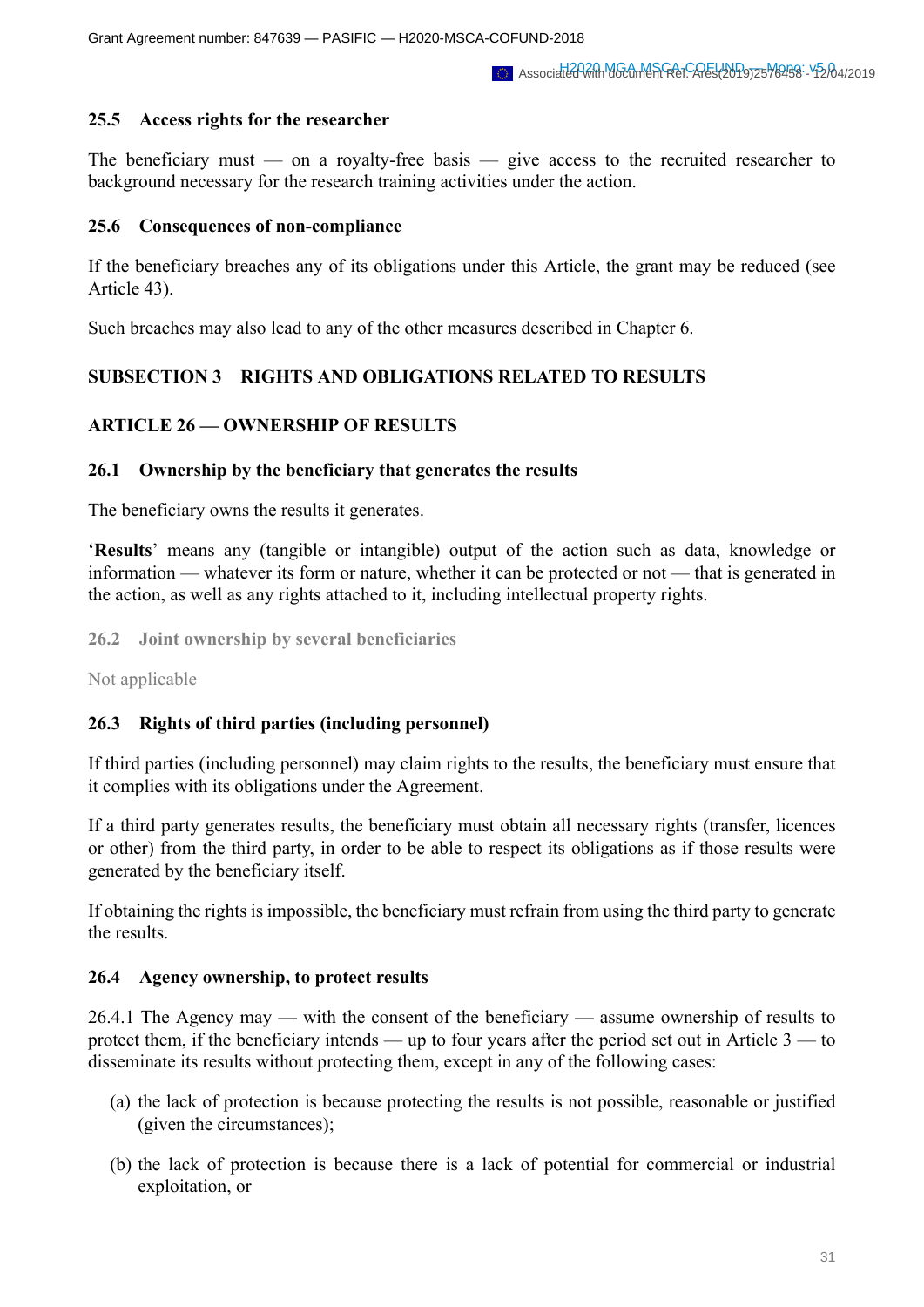### 25.5 Access rights for the researcher

The beneficiary must — on a royalty-free basis — give access to the recruited researcher to background necessary for the research training activities under the action.

### 25.6 Consequences of non-compliance

If the beneficiary breaches any of its obligations under this Article, the grant may be reduced (see Article 43).

Such breaches may also lead to any of the other measures described in Chapter 6.

## SUBSECTION 3 RIGHTS AND OBLIGATIONS RELATED TO RESULTS

## ARTICLE 26 — OWNERSHIP OF RESULTS

### 26.1 Ownership by the beneficiary that generates the results

The beneficiary owns the results it generates.

'**Results**' means any (tangible or intangible) output of the action such as data, knowledge or information — whatever its form or nature, whether it can be protected or not — that is generated in the action, as well as any rights attached to it, including intellectual property rights.

### 26.2 Joint ownership by several beneficiaries

Not applicable

### 26.3 Rights of third parties (including personnel)

If third parties (including personnel) may claim rights to the results, the beneficiary must ensure that it complies with its obligations under the Agreement.

If a third party generates results, the beneficiary must obtain all necessary rights (transfer, licences or other) from the third party, in order to be able to respect its obligations as if those results were generated by the beneficiary itself.

If obtaining the rights is impossible, the beneficiary must refrain from using the third party to generate the results.

### 26.4 Agency ownership, to protect results

26.4.1 The Agency may — with the consent of the beneficiary — assume ownership of results to protect them, if the beneficiary intends — up to four years after the period set out in Article 3 — to disseminate its results without protecting them, except in any of the following cases:

(a) the lack of protection is because protecting the results is not possible, reasonable or justified (given the circumstances);

(b) the lack of protection is because there is a lack of potential for commercial or industrial exploitation, or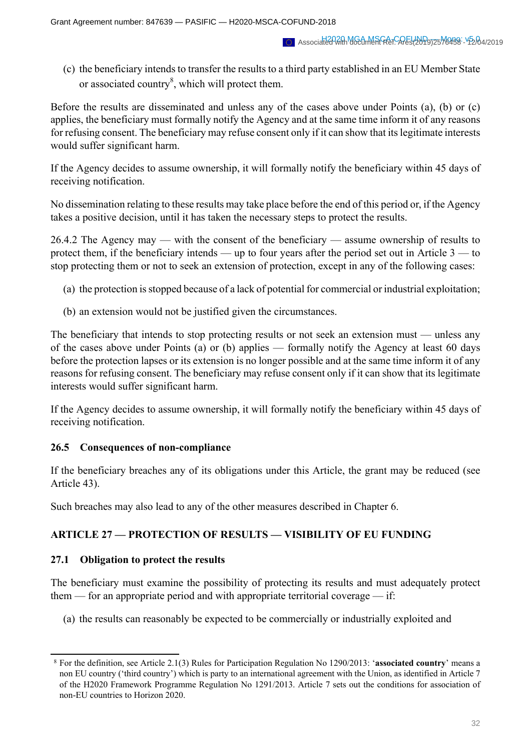(c) the beneficiary intends to transfer the results to a third party established in an EU Member State or associated country[8], which will protect them.

Before the results are disseminated and unless any of the cases above under Points (a), (b) or (c) applies, the beneficiary must formally notify the Agency and at the same time inform it of any reasons for refusing consent. The beneficiary may refuse consent only if it can show that its legitimate interests would suffer significant harm.

If the Agency decides to assume ownership, it will formally notify the beneficiary within 45 days of receiving notification.

No dissemination relating to these results may take place before the end of this period or, if the Agency takes a positive decision, until it has taken the necessary steps to protect the results.

26.4.2 The Agency may — with the consent of the beneficiary — assume ownership of results to protect them, if the beneficiary intends — up to four years after the period set out in Article 3 — to stop protecting them or not to seek an extension of protection, except in any of the following cases:

(a) the protection is stopped because of a lack of potential for commercial or industrial exploitation;

(b) an extension would not be justified given the circumstances.

The beneficiary that intends to stop protecting results or not seek an extension must — unless any of the cases above under Points (a) or (b) applies — formally notify the Agency at least 60 days before the protection lapses or its extension is no longer possible and at the same time inform it of any reasons for refusing consent. The beneficiary may refuse consent only if it can show that its legitimate interests would suffer significant harm.

If the Agency decides to assume ownership, it will formally notify the beneficiary within 45 days of receiving notification.

### 26.5 Consequences of non-compliance

If the beneficiary breaches any of its obligations under this Article, the grant may be reduced (see Article 43).

Such breaches may also lead to any of the other measures described in Chapter 6.

## ARTICLE 27 — PROTECTION OF RESULTS — VISIBILITY OF EU FUNDING

### 27.1 Obligation to protect the results

The beneficiary must examine the possibility of protecting its results and must adequately protect them — for an appropriate period and with appropriate territorial coverage — if:

(a) the results can reasonably be expected to be commercially or industrially exploited and

[8] For the definition, see Article 2.1(3) Rules for Participation Regulation No 1290/2013: '**associated country**' means a non EU country ('third country') which is party to an international agreement with the Union, as identified in Article 7 of the H2020 Framework Programme Regulation No 1291/2013. Article 7 sets out the conditions for association of non-EU countries to Horizon 2020.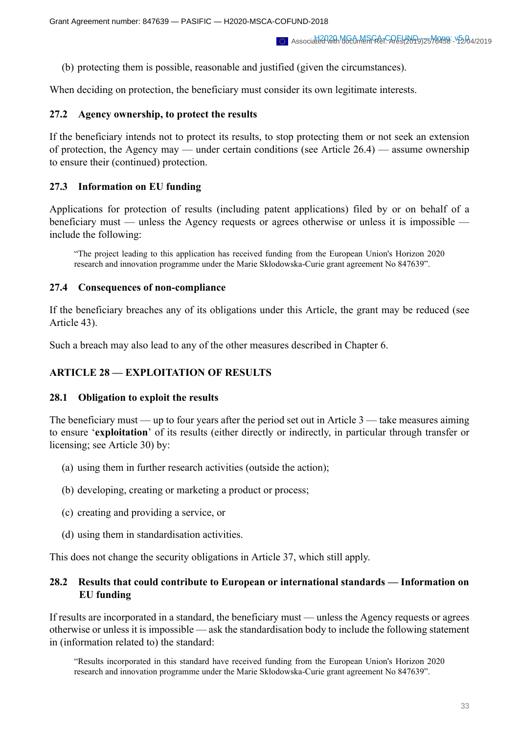(b) protecting them is possible, reasonable and justified (given the circumstances).

When deciding on protection, the beneficiary must consider its own legitimate interests.

### 27.2 Agency ownership, to protect the results

If the beneficiary intends not to protect its results, to stop protecting them or not seek an extension of protection, the Agency may — under certain conditions (see Article 26.4) — assume ownership to ensure their (continued) protection.

### 27.3 Information on EU funding

Applications for protection of results (including patent applications) filed by or on behalf of a beneficiary must — unless the Agency requests or agrees otherwise or unless it is impossible — include the following:

> "The project leading to this application has received funding from the European Union's Horizon 2020 research and innovation programme under the Marie Skłodowska-Curie grant agreement No 847639".

### 27.4 Consequences of non-compliance

If the beneficiary breaches any of its obligations under this Article, the grant may be reduced (see Article 43).

Such a breach may also lead to any of the other measures described in Chapter 6.

## ARTICLE 28 — EXPLOITATION OF RESULTS

### 28.1 Obligation to exploit the results

The beneficiary must — up to four years after the period set out in Article 3 — take measures aiming to ensure '**exploitation**' of its results (either directly or indirectly, in particular through transfer or licensing; see Article 30) by:

(a) using them in further research activities (outside the action);

(b) developing, creating or marketing a product or process;

(c) creating and providing a service, or

(d) using them in standardisation activities.

This does not change the security obligations in Article 37, which still apply.

### 28.2 Results that could contribute to European or international standards — Information on EU funding

If results are incorporated in a standard, the beneficiary must — unless the Agency requests or agrees otherwise or unless it is impossible — ask the standardisation body to include the following statement in (information related to) the standard:

> "Results incorporated in this standard have received funding from the European Union's Horizon 2020 research and innovation programme under the Marie Skłodowska-Curie grant agreement No 847639".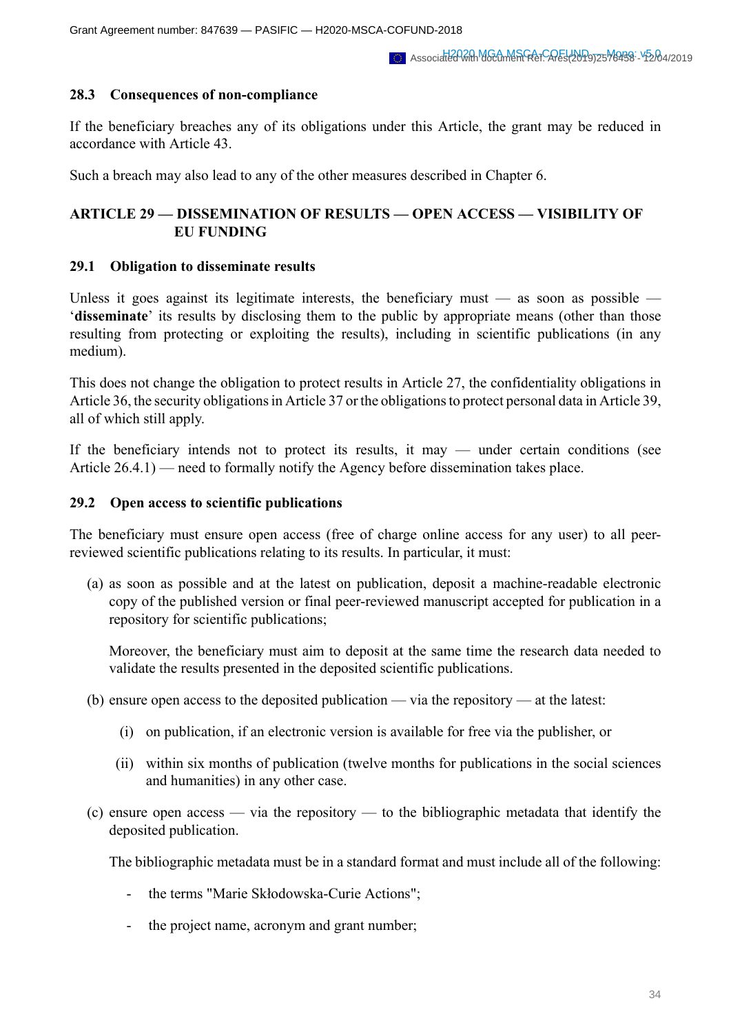### 28.3 Consequences of non-compliance

If the beneficiary breaches any of its obligations under this Article, the grant may be reduced in accordance with Article 43.

Such a breach may also lead to any of the other measures described in Chapter 6.

## ARTICLE 29 — DISSEMINATION OF RESULTS — OPEN ACCESS — VISIBILITY OF EU FUNDING

### 29.1 Obligation to disseminate results

Unless it goes against its legitimate interests, the beneficiary must — as soon as possible — '**disseminate**' its results by disclosing them to the public by appropriate means (other than those resulting from protecting or exploiting the results), including in scientific publications (in any medium).

This does not change the obligation to protect results in Article 27, the confidentiality obligations in Article 36, the security obligations in Article 37 or the obligations to protect personal data in Article 39, all of which still apply.

If the beneficiary intends not to protect its results, it may — under certain conditions (see Article 26.4.1) — need to formally notify the Agency before dissemination takes place.

### 29.2 Open access to scientific publications

The beneficiary must ensure open access (free of charge online access for any user) to all peer-reviewed scientific publications relating to its results. In particular, it must:

(a) as soon as possible and at the latest on publication, deposit a machine-readable electronic copy of the published version or final peer-reviewed manuscript accepted for publication in a repository for scientific publications;

   Moreover, the beneficiary must aim to deposit at the same time the research data needed to validate the results presented in the deposited scientific publications.

(b) ensure open access to the deposited publication — via the repository — at the latest:

   (i) on publication, if an electronic version is available for free via the publisher, or

   (ii) within six months of publication (twelve months for publications in the social sciences and humanities) in any other case.

(c) ensure open access — via the repository — to the bibliographic metadata that identify the deposited publication.

   The bibliographic metadata must be in a standard format and must include all of the following:

   - the terms "Marie Skłodowska-Curie Actions";
   - the project name, acronym and grant number;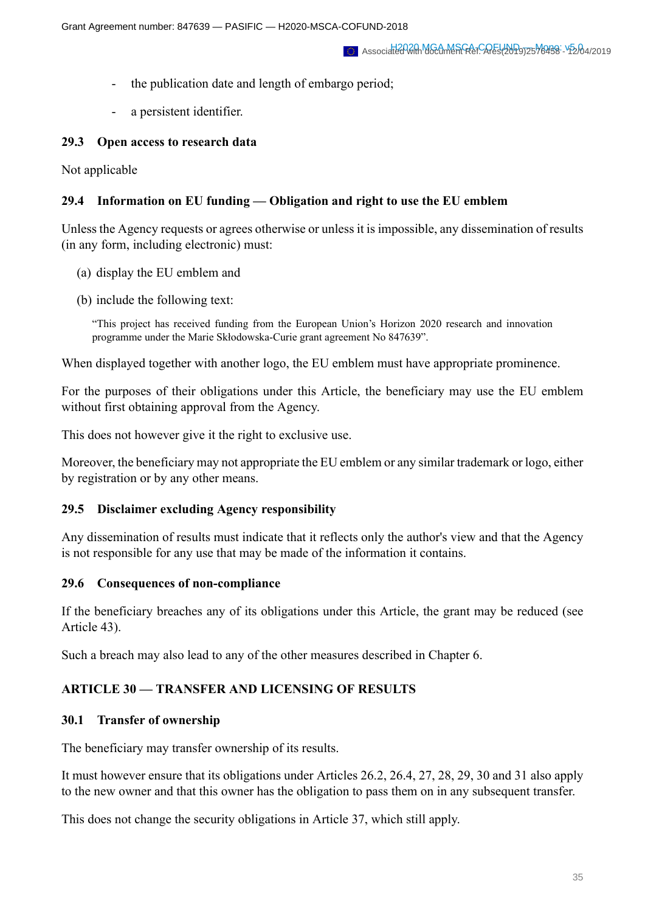- the publication date and length of embargo period;
- a persistent identifier.

### 29.3 Open access to research data

Not applicable

### 29.4 Information on EU funding — Obligation and right to use the EU emblem

Unless the Agency requests or agrees otherwise or unless it is impossible, any dissemination of results (in any form, including electronic) must:

(a) display the EU emblem and

(b) include the following text:

"This project has received funding from the European Union's Horizon 2020 research and innovation programme under the Marie Skłodowska-Curie grant agreement No 847639".

When displayed together with another logo, the EU emblem must have appropriate prominence.

For the purposes of their obligations under this Article, the beneficiary may use the EU emblem without first obtaining approval from the Agency.

This does not however give it the right to exclusive use.

Moreover, the beneficiary may not appropriate the EU emblem or any similar trademark or logo, either by registration or by any other means.

### 29.5 Disclaimer excluding Agency responsibility

Any dissemination of results must indicate that it reflects only the author's view and that the Agency is not responsible for any use that may be made of the information it contains.

### 29.6 Consequences of non-compliance

If the beneficiary breaches any of its obligations under this Article, the grant may be reduced (see Article 43).

Such a breach may also lead to any of the other measures described in Chapter 6.

## ARTICLE 30 — TRANSFER AND LICENSING OF RESULTS

### 30.1 Transfer of ownership

The beneficiary may transfer ownership of its results.

It must however ensure that its obligations under Articles 26.2, 26.4, 27, 28, 29, 30 and 31 also apply to the new owner and that this owner has the obligation to pass them on in any subsequent transfer.

This does not change the security obligations in Article 37, which still apply.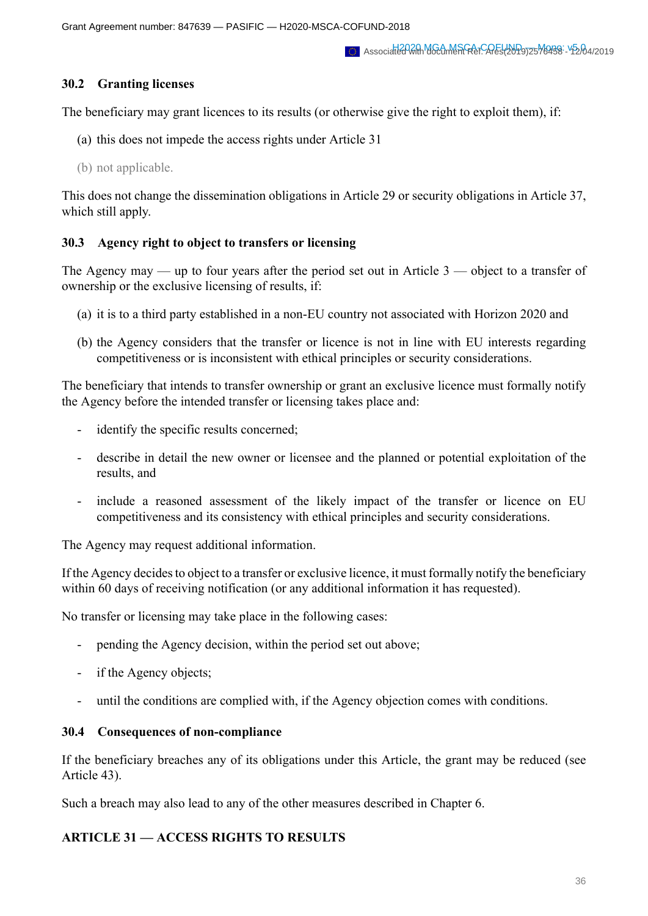### 30.2 Granting licenses

The beneficiary may grant licences to its results (or otherwise give the right to exploit them), if:

(a) this does not impede the access rights under Article 31

(b) not applicable.

This does not change the dissemination obligations in Article 29 or security obligations in Article 37, which still apply.

### 30.3 Agency right to object to transfers or licensing

The Agency may — up to four years after the period set out in Article 3 — object to a transfer of ownership or the exclusive licensing of results, if:

(a) it is to a third party established in a non-EU country not associated with Horizon 2020 and

(b) the Agency considers that the transfer or licence is not in line with EU interests regarding competitiveness or is inconsistent with ethical principles or security considerations.

The beneficiary that intends to transfer ownership or grant an exclusive licence must formally notify the Agency before the intended transfer or licensing takes place and:

- identify the specific results concerned;
- describe in detail the new owner or licensee and the planned or potential exploitation of the results, and
- include a reasoned assessment of the likely impact of the transfer or licence on EU competitiveness and its consistency with ethical principles and security considerations.

The Agency may request additional information.

If the Agency decides to object to a transfer or exclusive licence, it must formally notify the beneficiary within 60 days of receiving notification (or any additional information it has requested).

No transfer or licensing may take place in the following cases:

- pending the Agency decision, within the period set out above;
- if the Agency objects;
- until the conditions are complied with, if the Agency objection comes with conditions.

### 30.4 Consequences of non-compliance

If the beneficiary breaches any of its obligations under this Article, the grant may be reduced (see Article 43).

Such a breach may also lead to any of the other measures described in Chapter 6.

## ARTICLE 31 — ACCESS RIGHTS TO RESULTS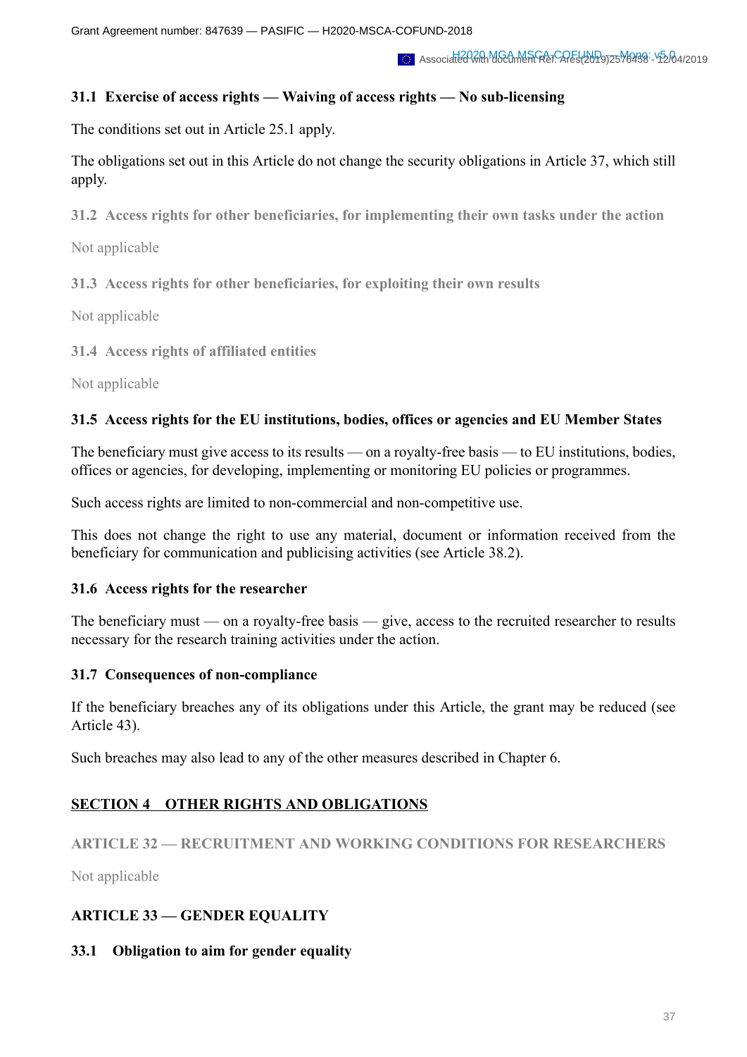### 31.1 Exercise of access rights — Waiving of access rights — No sub-licensing

The conditions set out in Article 25.1 apply.

The obligations set out in this Article do not change the security obligations in Article 37, which still apply.

### 31.2 Access rights for other beneficiaries, for implementing their own tasks under the action

Not applicable

### 31.3 Access rights for other beneficiaries, for exploiting their own results

Not applicable

### 31.4 Access rights of affiliated entities

Not applicable

### 31.5 Access rights for the EU institutions, bodies, offices or agencies and EU Member States

The beneficiary must give access to its results — on a royalty-free basis — to EU institutions, bodies, offices or agencies, for developing, implementing or monitoring EU policies or programmes.

Such access rights are limited to non-commercial and non-competitive use.

This does not change the right to use any material, document or information received from the beneficiary for communication and publicising activities (see Article 38.2).

### 31.6 Access rights for the researcher

The beneficiary must — on a royalty-free basis — give, access to the recruited researcher to results necessary for the research training activities under the action.

### 31.7 Consequences of non-compliance

If the beneficiary breaches any of its obligations under this Article, the grant may be reduced (see Article 43).

Such breaches may also lead to any of the other measures described in Chapter 6.

## SECTION 4 OTHER RIGHTS AND OBLIGATIONS

## ARTICLE 32 — RECRUITMENT AND WORKING CONDITIONS FOR RESEARCHERS

Not applicable

## ARTICLE 33 — GENDER EQUALITY

### 33.1 Obligation to aim for gender equality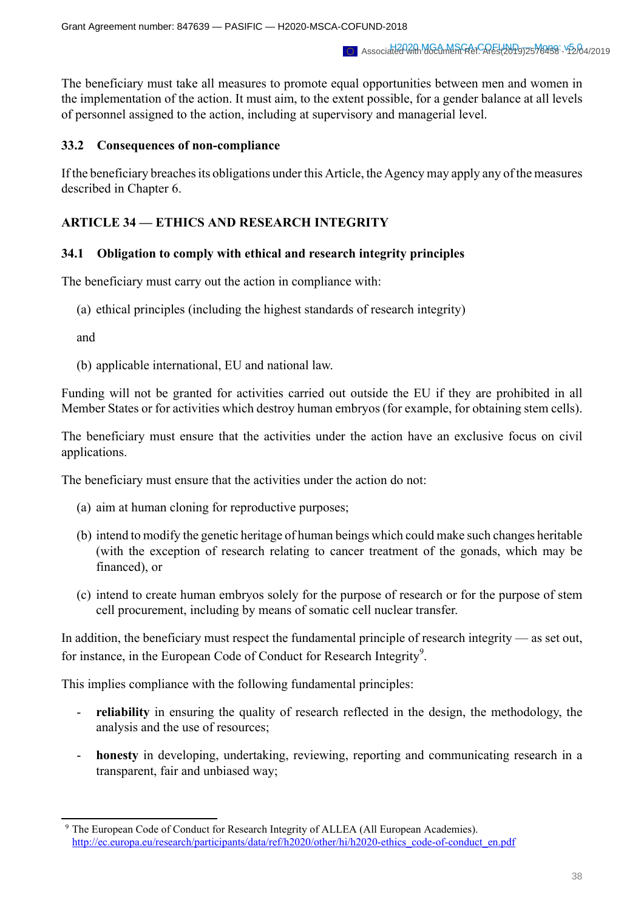The beneficiary must take all measures to promote equal opportunities between men and women in the implementation of the action. It must aim, to the extent possible, for a gender balance at all levels of personnel assigned to the action, including at supervisory and managerial level.

### 33.2 Consequences of non-compliance

If the beneficiary breaches its obligations under this Article, the Agency may apply any of the measures described in Chapter 6.

## ARTICLE 34 — ETHICS AND RESEARCH INTEGRITY

### 34.1 Obligation to comply with ethical and research integrity principles

The beneficiary must carry out the action in compliance with:

(a) ethical principles (including the highest standards of research integrity)

and

(b) applicable international, EU and national law.

Funding will not be granted for activities carried out outside the EU if they are prohibited in all Member States or for activities which destroy human embryos (for example, for obtaining stem cells).

The beneficiary must ensure that the activities under the action have an exclusive focus on civil applications.

The beneficiary must ensure that the activities under the action do not:

(a) aim at human cloning for reproductive purposes;

(b) intend to modify the genetic heritage of human beings which could make such changes heritable (with the exception of research relating to cancer treatment of the gonads, which may be financed), or

(c) intend to create human embryos solely for the purpose of research or for the purpose of stem cell procurement, including by means of somatic cell nuclear transfer.

In addition, the beneficiary must respect the fundamental principle of research integrity — as set out, for instance, in the European Code of Conduct for Research Integrity[9].

This implies compliance with the following fundamental principles:

- **reliability** in ensuring the quality of research reflected in the design, the methodology, the analysis and the use of resources;
- **honesty** in developing, undertaking, reviewing, reporting and communicating research in a transparent, fair and unbiased way;

---

[9] The European Code of Conduct for Research Integrity of ALLEA (All European Academies). http://ec.europa.eu/research/participants/data/ref/h2020/other/hi/h2020-ethics_code-of-conduct_en.pdf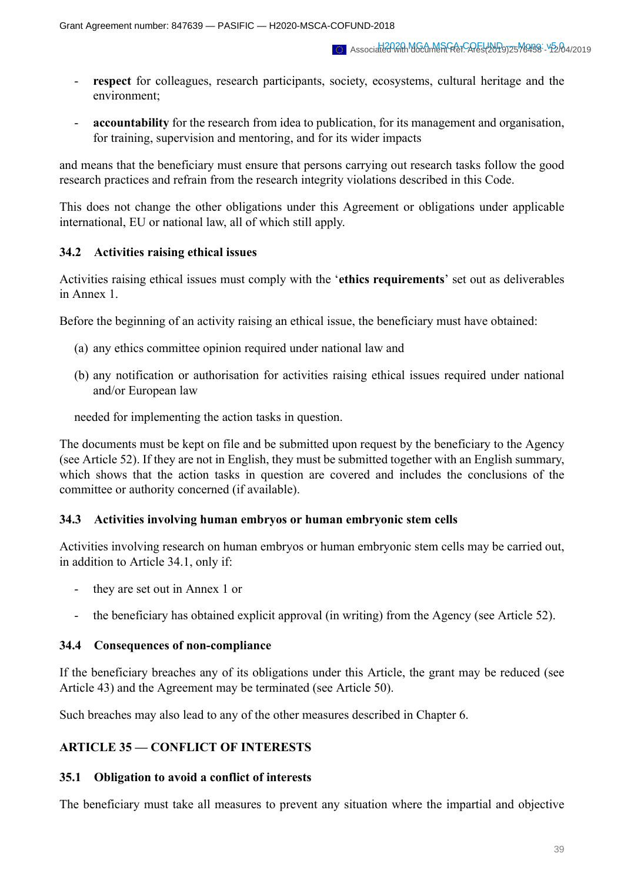- **respect** for colleagues, research participants, society, ecosystems, cultural heritage and the environment;

- **accountability** for the research from idea to publication, for its management and organisation, for training, supervision and mentoring, and for its wider impacts

and means that the beneficiary must ensure that persons carrying out research tasks follow the good research practices and refrain from the research integrity violations described in this Code.

This does not change the other obligations under this Agreement or obligations under applicable international, EU or national law, all of which still apply.

### 34.2 Activities raising ethical issues

Activities raising ethical issues must comply with the '**ethics requirements**' set out as deliverables in Annex 1.

Before the beginning of an activity raising an ethical issue, the beneficiary must have obtained:

(a) any ethics committee opinion required under national law and

(b) any notification or authorisation for activities raising ethical issues required under national and/or European law

needed for implementing the action tasks in question.

The documents must be kept on file and be submitted upon request by the beneficiary to the Agency (see Article 52). If they are not in English, they must be submitted together with an English summary, which shows that the action tasks in question are covered and includes the conclusions of the committee or authority concerned (if available).

### 34.3 Activities involving human embryos or human embryonic stem cells

Activities involving research on human embryos or human embryonic stem cells may be carried out, in addition to Article 34.1, only if:

- they are set out in Annex 1 or

- the beneficiary has obtained explicit approval (in writing) from the Agency (see Article 52).

### 34.4 Consequences of non-compliance

If the beneficiary breaches any of its obligations under this Article, the grant may be reduced (see Article 43) and the Agreement may be terminated (see Article 50).

Such breaches may also lead to any of the other measures described in Chapter 6.

## ARTICLE 35 — CONFLICT OF INTERESTS

### 35.1 Obligation to avoid a conflict of interests

The beneficiary must take all measures to prevent any situation where the impartial and objective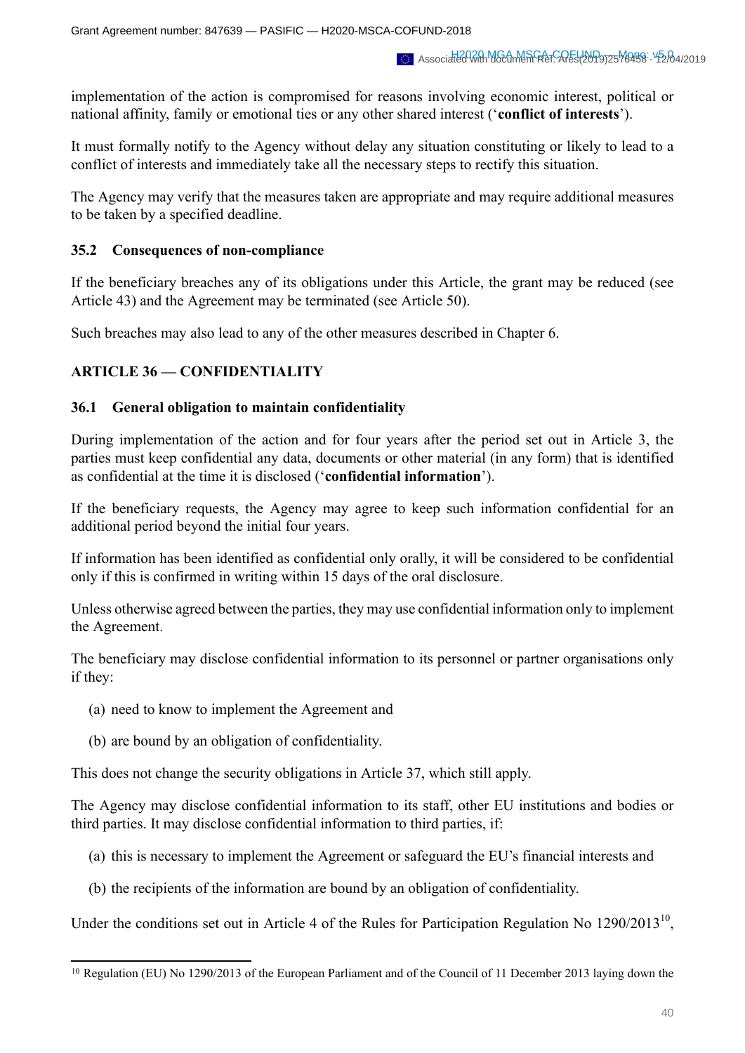implementation of the action is compromised for reasons involving economic interest, political or national affinity, family or emotional ties or any other shared interest ('**conflict of interests**').

It must formally notify to the Agency without delay any situation constituting or likely to lead to a conflict of interests and immediately take all the necessary steps to rectify this situation.

The Agency may verify that the measures taken are appropriate and may require additional measures to be taken by a specified deadline.

### 35.2 Consequences of non-compliance

If the beneficiary breaches any of its obligations under this Article, the grant may be reduced (see Article 43) and the Agreement may be terminated (see Article 50).

Such breaches may also lead to any of the other measures described in Chapter 6.

## ARTICLE 36 — CONFIDENTIALITY

### 36.1 General obligation to maintain confidentiality

During implementation of the action and for four years after the period set out in Article 3, the parties must keep confidential any data, documents or other material (in any form) that is identified as confidential at the time it is disclosed ('**confidential information**').

If the beneficiary requests, the Agency may agree to keep such information confidential for an additional period beyond the initial four years.

If information has been identified as confidential only orally, it will be considered to be confidential only if this is confirmed in writing within 15 days of the oral disclosure.

Unless otherwise agreed between the parties, they may use confidential information only to implement the Agreement.

The beneficiary may disclose confidential information to its personnel or partner organisations only if they:

(a) need to know to implement the Agreement and

(b) are bound by an obligation of confidentiality.

This does not change the security obligations in Article 37, which still apply.

The Agency may disclose confidential information to its staff, other EU institutions and bodies or third parties. It may disclose confidential information to third parties, if:

(a) this is necessary to implement the Agreement or safeguard the EU's financial interests and

(b) the recipients of the information are bound by an obligation of confidentiality.

Under the conditions set out in Article 4 of the Rules for Participation Regulation No 1290/2013[10],

---

[10] Regulation (EU) No 1290/2013 of the European Parliament and of the Council of 11 December 2013 laying down the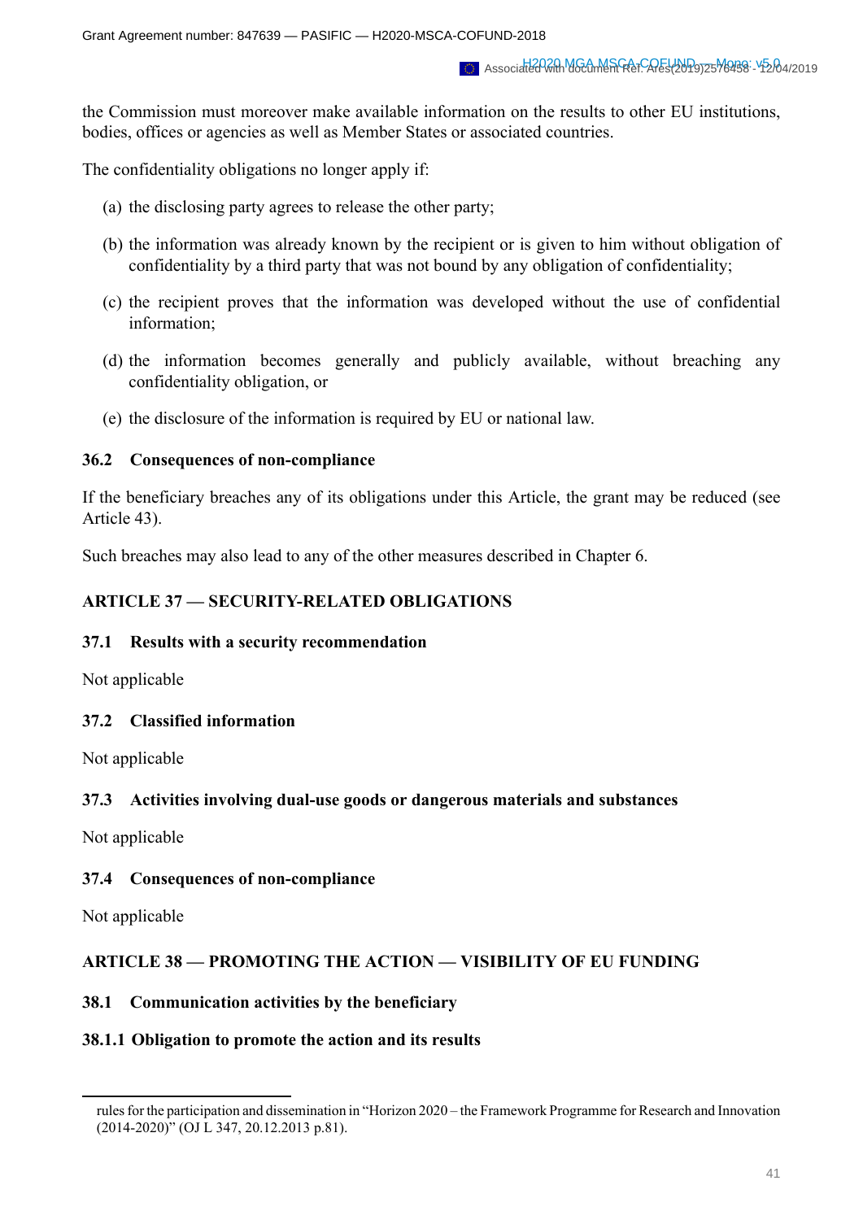the Commission must moreover make available information on the results to other EU institutions, bodies, offices or agencies as well as Member States or associated countries.

The confidentiality obligations no longer apply if:

(a) the disclosing party agrees to release the other party;

(b) the information was already known by the recipient or is given to him without obligation of confidentiality by a third party that was not bound by any obligation of confidentiality;

(c) the recipient proves that the information was developed without the use of confidential information;

(d) the information becomes generally and publicly available, without breaching any confidentiality obligation, or

(e) the disclosure of the information is required by EU or national law.

### 36.2 Consequences of non-compliance

If the beneficiary breaches any of its obligations under this Article, the grant may be reduced (see Article 43).

Such breaches may also lead to any of the other measures described in Chapter 6.

## ARTICLE 37 — SECURITY-RELATED OBLIGATIONS

### 37.1 Results with a security recommendation

Not applicable

### 37.2 Classified information

Not applicable

### 37.3 Activities involving dual-use goods or dangerous materials and substances

Not applicable

### 37.4 Consequences of non-compliance

Not applicable

## ARTICLE 38 — PROMOTING THE ACTION — VISIBILITY OF EU FUNDING

### 38.1 Communication activities by the beneficiary

#### 38.1.1 Obligation to promote the action and its results

---

rules for the participation and dissemination in "Horizon 2020 – the Framework Programme for Research and Innovation (2014-2020)" (OJ L 347, 20.12.2013 p.81).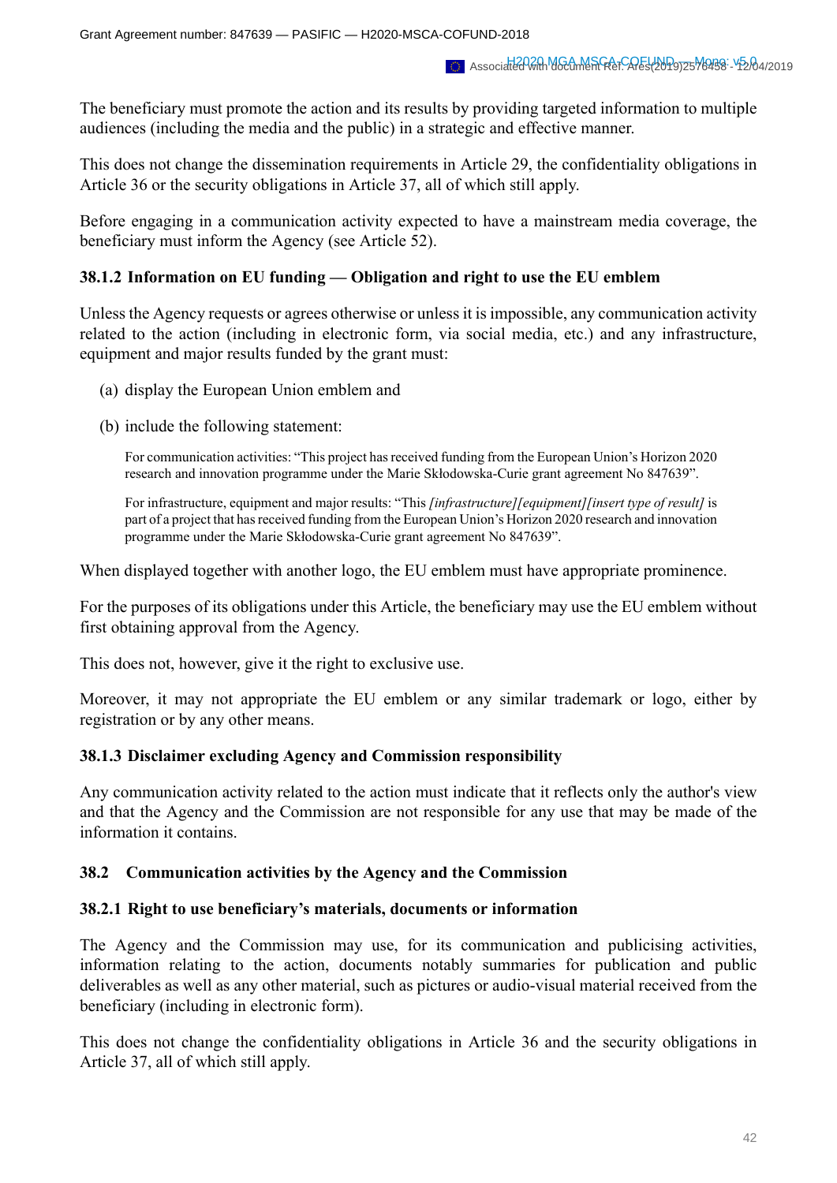The beneficiary must promote the action and its results by providing targeted information to multiple audiences (including the media and the public) in a strategic and effective manner.

This does not change the dissemination requirements in Article 29, the confidentiality obligations in Article 36 or the security obligations in Article 37, all of which still apply.

Before engaging in a communication activity expected to have a mainstream media coverage, the beneficiary must inform the Agency (see Article 52).

### 38.1.2 Information on EU funding — Obligation and right to use the EU emblem

Unless the Agency requests or agrees otherwise or unless it is impossible, any communication activity related to the action (including in electronic form, via social media, etc.) and any infrastructure, equipment and major results funded by the grant must:

(a) display the European Union emblem and

(b) include the following statement:

For communication activities: "This project has received funding from the European Union's Horizon 2020 research and innovation programme under the Marie Skłodowska-Curie grant agreement No 847639".

For infrastructure, equipment and major results: "This *[infrastructure][equipment][insert type of result]* is part of a project that has received funding from the European Union's Horizon 2020 research and innovation programme under the Marie Skłodowska-Curie grant agreement No 847639".

When displayed together with another logo, the EU emblem must have appropriate prominence.

For the purposes of its obligations under this Article, the beneficiary may use the EU emblem without first obtaining approval from the Agency.

This does not, however, give it the right to exclusive use.

Moreover, it may not appropriate the EU emblem or any similar trademark or logo, either by registration or by any other means.

### 38.1.3 Disclaimer excluding Agency and Commission responsibility

Any communication activity related to the action must indicate that it reflects only the author's view and that the Agency and the Commission are not responsible for any use that may be made of the information it contains.

## 38.2 Communication activities by the Agency and the Commission

### 38.2.1 Right to use beneficiary's materials, documents or information

The Agency and the Commission may use, for its communication and publicising activities, information relating to the action, documents notably summaries for publication and public deliverables as well as any other material, such as pictures or audio-visual material received from the beneficiary (including in electronic form).

This does not change the confidentiality obligations in Article 36 and the security obligations in Article 37, all of which still apply.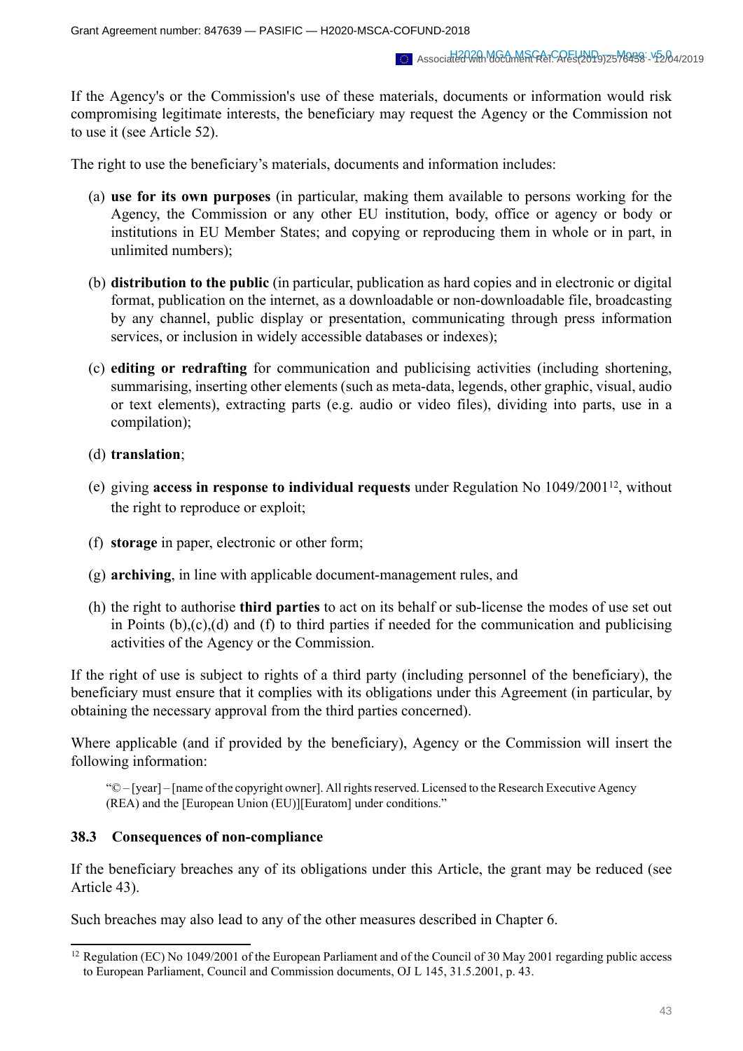If the Agency's or the Commission's use of these materials, documents or information would risk compromising legitimate interests, the beneficiary may request the Agency or the Commission not to use it (see Article 52).

The right to use the beneficiary's materials, documents and information includes:

(a) **use for its own purposes** (in particular, making them available to persons working for the Agency, the Commission or any other EU institution, body, office or agency or body or institutions in EU Member States; and copying or reproducing them in whole or in part, in unlimited numbers);

(b) **distribution to the public** (in particular, publication as hard copies and in electronic or digital format, publication on the internet, as a downloadable or non-downloadable file, broadcasting by any channel, public display or presentation, communicating through press information services, or inclusion in widely accessible databases or indexes);

(c) **editing or redrafting** for communication and publicising activities (including shortening, summarising, inserting other elements (such as meta-data, legends, other graphic, visual, audio or text elements), extracting parts (e.g. audio or video files), dividing into parts, use in a compilation);

(d) **translation**;

(e) giving **access in response to individual requests** under Regulation No 1049/2001[12], without the right to reproduce or exploit;

(f) **storage** in paper, electronic or other form;

(g) **archiving**, in line with applicable document-management rules, and

(h) the right to authorise **third parties** to act on its behalf or sub-license the modes of use set out in Points (b),(c),(d) and (f) to third parties if needed for the communication and publicising activities of the Agency or the Commission.

If the right of use is subject to rights of a third party (including personnel of the beneficiary), the beneficiary must ensure that it complies with its obligations under this Agreement (in particular, by obtaining the necessary approval from the third parties concerned).

Where applicable (and if provided by the beneficiary), Agency or the Commission will insert the following information:

> "© – [year] – [name of the copyright owner]. All rights reserved. Licensed to the Research Executive Agency (REA) and the [European Union (EU)][Euratom] under conditions."

### 38.3 Consequences of non-compliance

If the beneficiary breaches any of its obligations under this Article, the grant may be reduced (see Article 43).

Such breaches may also lead to any of the other measures described in Chapter 6.

---

[12] Regulation (EC) No 1049/2001 of the European Parliament and of the Council of 30 May 2001 regarding public access to European Parliament, Council and Commission documents, OJ L 145, 31.5.2001, p. 43.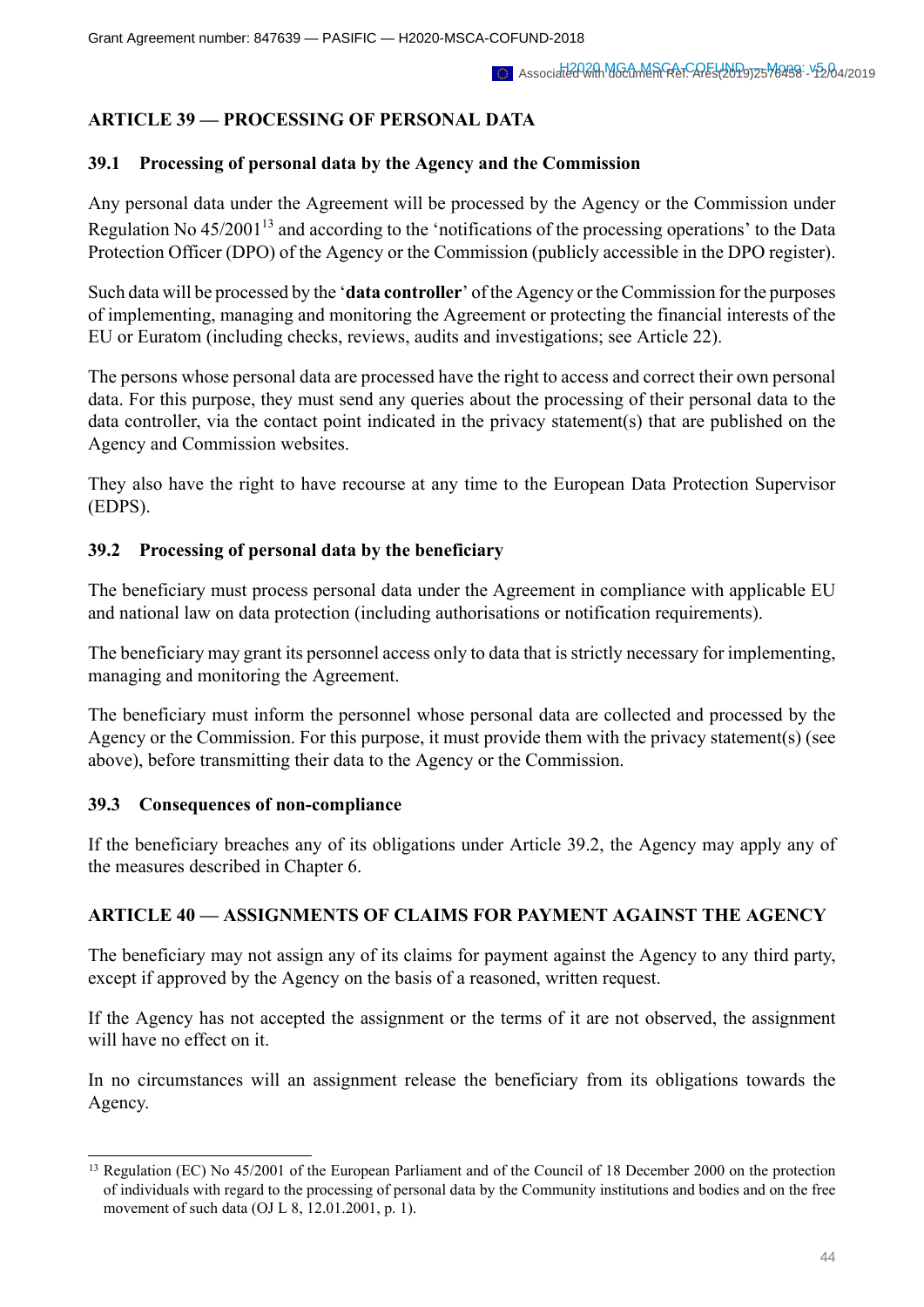## ARTICLE 39 — PROCESSING OF PERSONAL DATA

### 39.1 Processing of personal data by the Agency and the Commission

Any personal data under the Agreement will be processed by the Agency or the Commission under Regulation No 45/2001[13] and according to the 'notifications of the processing operations' to the Data Protection Officer (DPO) of the Agency or the Commission (publicly accessible in the DPO register).

Such data will be processed by the '**data controller**' of the Agency or the Commission for the purposes of implementing, managing and monitoring the Agreement or protecting the financial interests of the EU or Euratom (including checks, reviews, audits and investigations; see Article 22).

The persons whose personal data are processed have the right to access and correct their own personal data. For this purpose, they must send any queries about the processing of their personal data to the data controller, via the contact point indicated in the privacy statement(s) that are published on the Agency and Commission websites.

They also have the right to have recourse at any time to the European Data Protection Supervisor (EDPS).

### 39.2 Processing of personal data by the beneficiary

The beneficiary must process personal data under the Agreement in compliance with applicable EU and national law on data protection (including authorisations or notification requirements).

The beneficiary may grant its personnel access only to data that is strictly necessary for implementing, managing and monitoring the Agreement.

The beneficiary must inform the personnel whose personal data are collected and processed by the Agency or the Commission. For this purpose, it must provide them with the privacy statement(s) (see above), before transmitting their data to the Agency or the Commission.

### 39.3 Consequences of non-compliance

If the beneficiary breaches any of its obligations under Article 39.2, the Agency may apply any of the measures described in Chapter 6.

## ARTICLE 40 — ASSIGNMENTS OF CLAIMS FOR PAYMENT AGAINST THE AGENCY

The beneficiary may not assign any of its claims for payment against the Agency to any third party, except if approved by the Agency on the basis of a reasoned, written request.

If the Agency has not accepted the assignment or the terms of it are not observed, the assignment will have no effect on it.

In no circumstances will an assignment release the beneficiary from its obligations towards the Agency.

[13] Regulation (EC) No 45/2001 of the European Parliament and of the Council of 18 December 2000 on the protection of individuals with regard to the processing of personal data by the Community institutions and bodies and on the free movement of such data (OJ L 8, 12.01.2001, p. 1).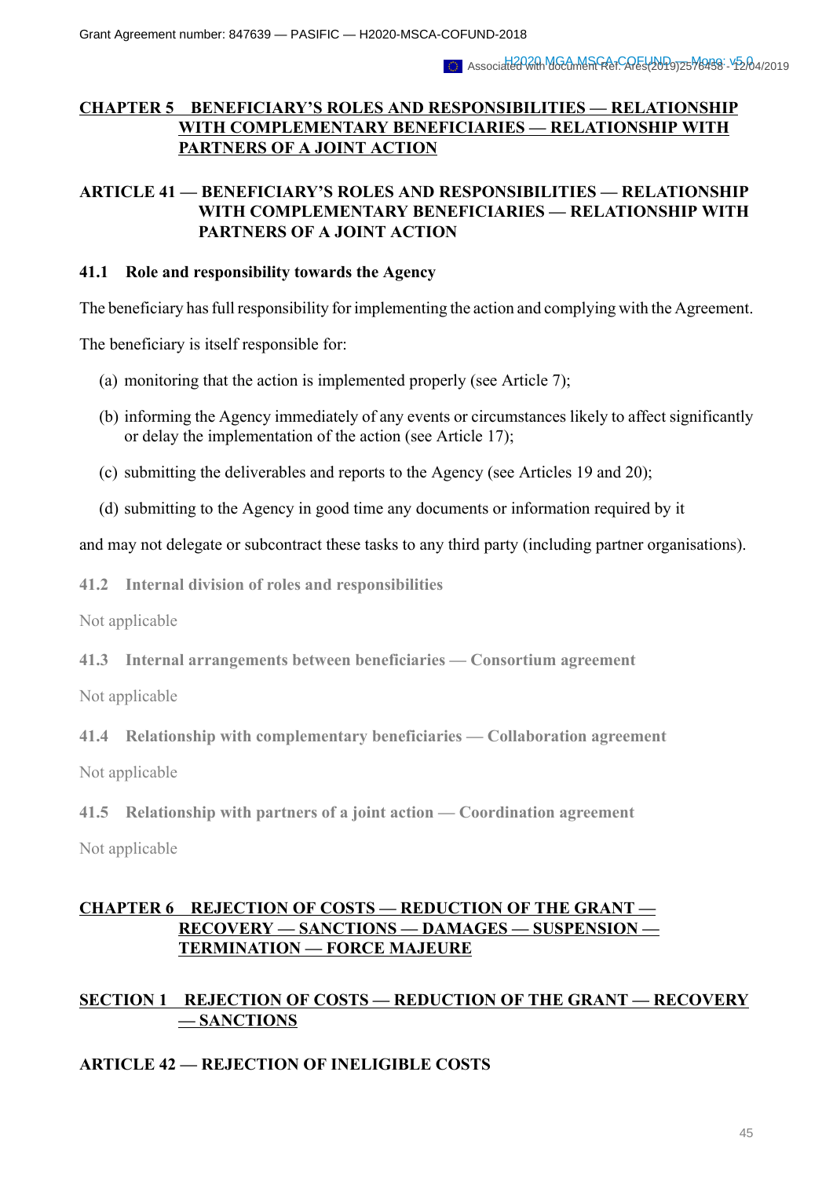## CHAPTER 5 BENEFICIARY'S ROLES AND RESPONSIBILITIES — RELATIONSHIP WITH COMPLEMENTARY BENEFICIARIES — RELATIONSHIP WITH PARTNERS OF A JOINT ACTION

### ARTICLE 41 — BENEFICIARY'S ROLES AND RESPONSIBILITIES — RELATIONSHIP WITH COMPLEMENTARY BENEFICIARIES — RELATIONSHIP WITH PARTNERS OF A JOINT ACTION

#### 41.1 Role and responsibility towards the Agency

The beneficiary has full responsibility for implementing the action and complying with the Agreement.

The beneficiary is itself responsible for:

(a) monitoring that the action is implemented properly (see Article 7);

(b) informing the Agency immediately of any events or circumstances likely to affect significantly or delay the implementation of the action (see Article 17);

(c) submitting the deliverables and reports to the Agency (see Articles 19 and 20);

(d) submitting to the Agency in good time any documents or information required by it

and may not delegate or subcontract these tasks to any third party (including partner organisations).

#### 41.2 Internal division of roles and responsibilities

Not applicable

#### 41.3 Internal arrangements between beneficiaries — Consortium agreement

Not applicable

#### 41.4 Relationship with complementary beneficiaries — Collaboration agreement

Not applicable

#### 41.5 Relationship with partners of a joint action — Coordination agreement

Not applicable

## CHAPTER 6 REJECTION OF COSTS — REDUCTION OF THE GRANT — RECOVERY — SANCTIONS — DAMAGES — SUSPENSION — TERMINATION — FORCE MAJEURE

## SECTION 1 REJECTION OF COSTS — REDUCTION OF THE GRANT — RECOVERY — SANCTIONS

### ARTICLE 42 — REJECTION OF INELIGIBLE COSTS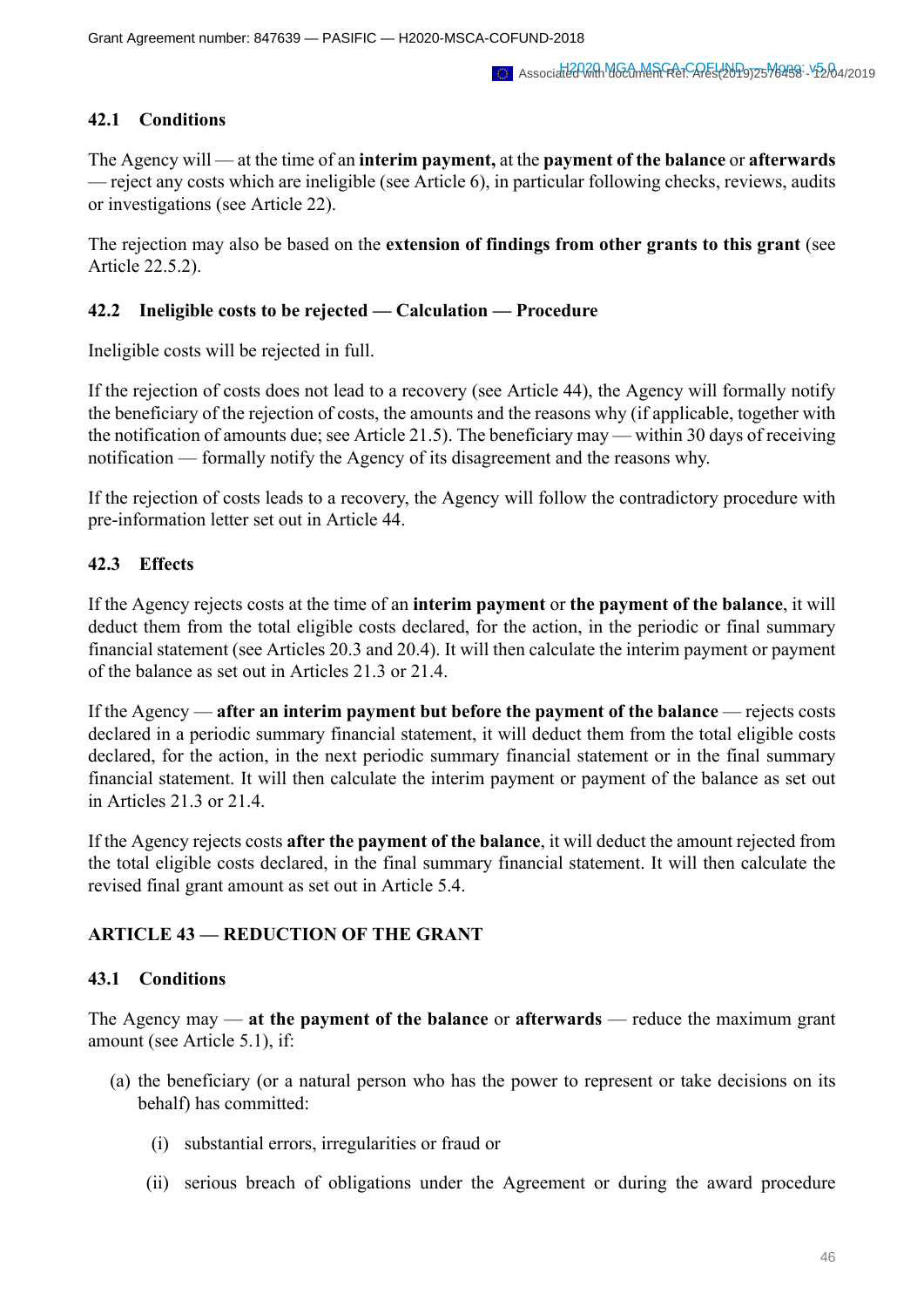### 42.1 Conditions

The Agency will — at the time of an **interim payment,** at the **payment of the balance** or **afterwards** — reject any costs which are ineligible (see Article 6), in particular following checks, reviews, audits or investigations (see Article 22).

The rejection may also be based on the **extension of findings from other grants to this grant** (see Article 22.5.2).

### 42.2 Ineligible costs to be rejected — Calculation — Procedure

Ineligible costs will be rejected in full.

If the rejection of costs does not lead to a recovery (see Article 44), the Agency will formally notify the beneficiary of the rejection of costs, the amounts and the reasons why (if applicable, together with the notification of amounts due; see Article 21.5). The beneficiary may — within 30 days of receiving notification — formally notify the Agency of its disagreement and the reasons why.

If the rejection of costs leads to a recovery, the Agency will follow the contradictory procedure with pre-information letter set out in Article 44.

### 42.3 Effects

If the Agency rejects costs at the time of an **interim payment** or **the payment of the balance**, it will deduct them from the total eligible costs declared, for the action, in the periodic or final summary financial statement (see Articles 20.3 and 20.4). It will then calculate the interim payment or payment of the balance as set out in Articles 21.3 or 21.4.

If the Agency — **after an interim payment but before the payment of the balance** — rejects costs declared in a periodic summary financial statement, it will deduct them from the total eligible costs declared, for the action, in the next periodic summary financial statement or in the final summary financial statement. It will then calculate the interim payment or payment of the balance as set out in Articles 21.3 or 21.4.

If the Agency rejects costs **after the payment of the balance**, it will deduct the amount rejected from the total eligible costs declared, in the final summary financial statement. It will then calculate the revised final grant amount as set out in Article 5.4.

## ARTICLE 43 — REDUCTION OF THE GRANT

### 43.1 Conditions

The Agency may — **at the payment of the balance** or **afterwards** — reduce the maximum grant amount (see Article 5.1), if:

(a) the beneficiary (or a natural person who has the power to represent or take decisions on its behalf) has committed:

   (i) substantial errors, irregularities or fraud or

   (ii) serious breach of obligations under the Agreement or during the award procedure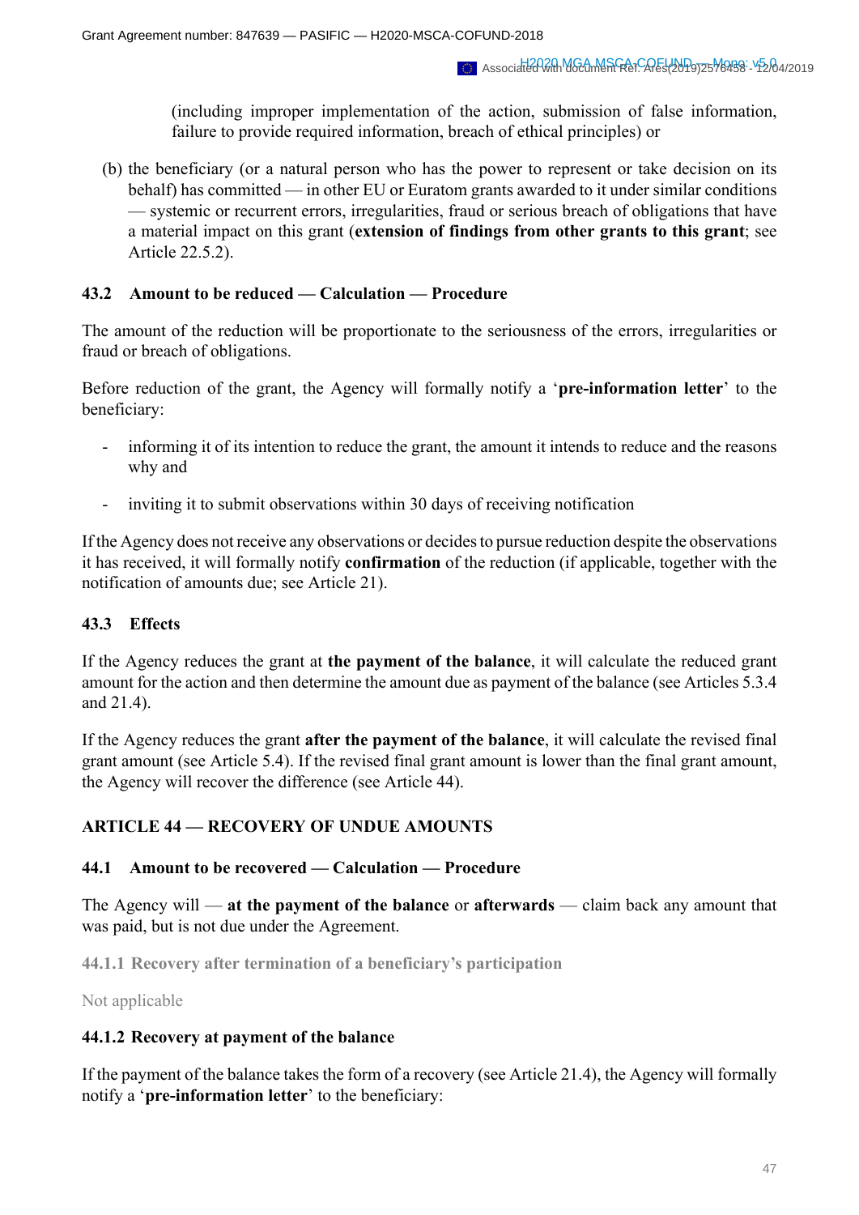(including improper implementation of the action, submission of false information, failure to provide required information, breach of ethical principles) or

(b) the beneficiary (or a natural person who has the power to represent or take decision on its behalf) has committed — in other EU or Euratom grants awarded to it under similar conditions — systemic or recurrent errors, irregularities, fraud or serious breach of obligations that have a material impact on this grant (**extension of findings from other grants to this grant**; see Article 22.5.2).

### 43.2 Amount to be reduced — Calculation — Procedure

The amount of the reduction will be proportionate to the seriousness of the errors, irregularities or fraud or breach of obligations.

Before reduction of the grant, the Agency will formally notify a '**pre-information letter**' to the beneficiary:

- informing it of its intention to reduce the grant, the amount it intends to reduce and the reasons why and
- inviting it to submit observations within 30 days of receiving notification

If the Agency does not receive any observations or decides to pursue reduction despite the observations it has received, it will formally notify **confirmation** of the reduction (if applicable, together with the notification of amounts due; see Article 21).

### 43.3 Effects

If the Agency reduces the grant at **the payment of the balance**, it will calculate the reduced grant amount for the action and then determine the amount due as payment of the balance (see Articles 5.3.4 and 21.4).

If the Agency reduces the grant **after the payment of the balance**, it will calculate the revised final grant amount (see Article 5.4). If the revised final grant amount is lower than the final grant amount, the Agency will recover the difference (see Article 44).

## ARTICLE 44 — RECOVERY OF UNDUE AMOUNTS

### 44.1 Amount to be recovered — Calculation — Procedure

The Agency will — **at the payment of the balance** or **afterwards** — claim back any amount that was paid, but is not due under the Agreement.

#### 44.1.1 Recovery after termination of a beneficiary's participation

Not applicable

#### 44.1.2 Recovery at payment of the balance

If the payment of the balance takes the form of a recovery (see Article 21.4), the Agency will formally notify a '**pre-information letter**' to the beneficiary: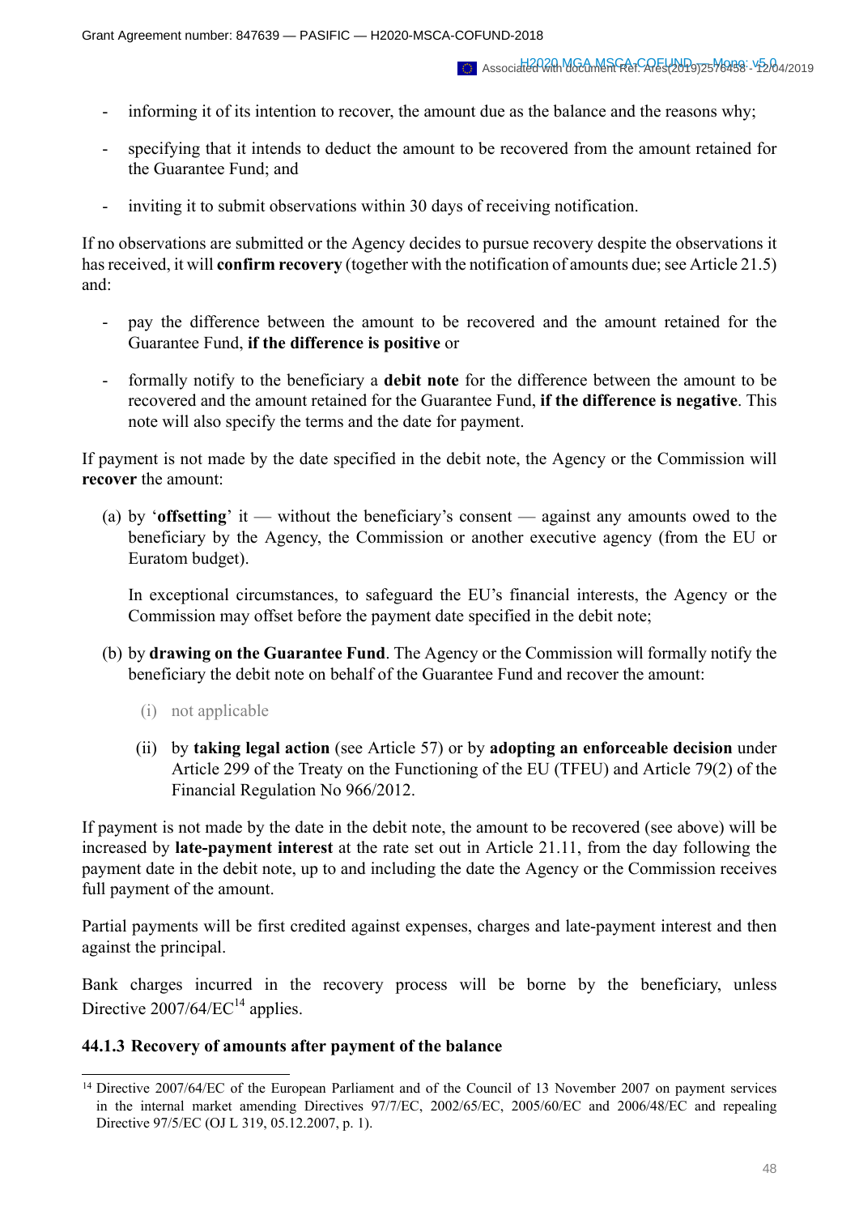- informing it of its intention to recover, the amount due as the balance and the reasons why;
- specifying that it intends to deduct the amount to be recovered from the amount retained for the Guarantee Fund; and
- inviting it to submit observations within 30 days of receiving notification.

If no observations are submitted or the Agency decides to pursue recovery despite the observations it has received, it will **confirm recovery** (together with the notification of amounts due; see Article 21.5) and:

- pay the difference between the amount to be recovered and the amount retained for the Guarantee Fund, **if the difference is positive** or
- formally notify to the beneficiary a **debit note** for the difference between the amount to be recovered and the amount retained for the Guarantee Fund, **if the difference is negative**. This note will also specify the terms and the date for payment.

If payment is not made by the date specified in the debit note, the Agency or the Commission will **recover** the amount:

(a) by '**offsetting**' it — without the beneficiary's consent — against any amounts owed to the beneficiary by the Agency, the Commission or another executive agency (from the EU or Euratom budget).

In exceptional circumstances, to safeguard the EU's financial interests, the Agency or the Commission may offset before the payment date specified in the debit note;

(b) by **drawing on the Guarantee Fund**. The Agency or the Commission will formally notify the beneficiary the debit note on behalf of the Guarantee Fund and recover the amount:

(i) not applicable

(ii) by **taking legal action** (see Article 57) or by **adopting an enforceable decision** under Article 299 of the Treaty on the Functioning of the EU (TFEU) and Article 79(2) of the Financial Regulation No 966/2012.

If payment is not made by the date in the debit note, the amount to be recovered (see above) will be increased by **late-payment interest** at the rate set out in Article 21.11, from the day following the payment date in the debit note, up to and including the date the Agency or the Commission receives full payment of the amount.

Partial payments will be first credited against expenses, charges and late-payment interest and then against the principal.

Bank charges incurred in the recovery process will be borne by the beneficiary, unless Directive 2007/64/EC[14] applies.

### 44.1.3 Recovery of amounts after payment of the balance

[14] Directive 2007/64/EC of the European Parliament and of the Council of 13 November 2007 on payment services in the internal market amending Directives 97/7/EC, 2002/65/EC, 2005/60/EC and 2006/48/EC and repealing Directive 97/5/EC (OJ L 319, 05.12.2007, p. 1).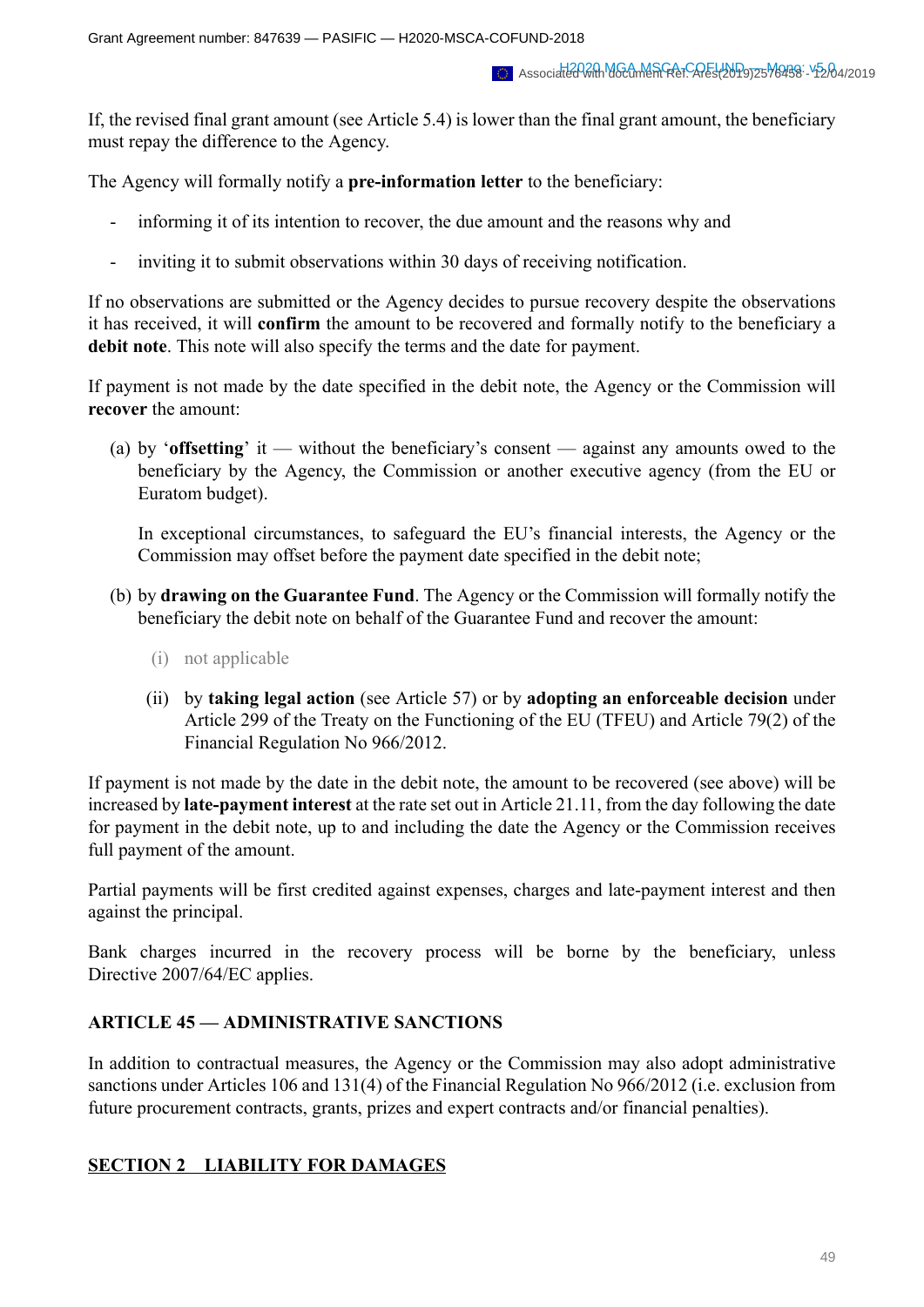If, the revised final grant amount (see Article 5.4) is lower than the final grant amount, the beneficiary must repay the difference to the Agency.

The Agency will formally notify a **pre-information letter** to the beneficiary:

- informing it of its intention to recover, the due amount and the reasons why and
- inviting it to submit observations within 30 days of receiving notification.

If no observations are submitted or the Agency decides to pursue recovery despite the observations it has received, it will **confirm** the amount to be recovered and formally notify to the beneficiary a **debit note**. This note will also specify the terms and the date for payment.

If payment is not made by the date specified in the debit note, the Agency or the Commission will **recover** the amount:

(a) by '**offsetting**' it — without the beneficiary's consent — against any amounts owed to the beneficiary by the Agency, the Commission or another executive agency (from the EU or Euratom budget).

In exceptional circumstances, to safeguard the EU's financial interests, the Agency or the Commission may offset before the payment date specified in the debit note;

(b) by **drawing on the Guarantee Fund**. The Agency or the Commission will formally notify the beneficiary the debit note on behalf of the Guarantee Fund and recover the amount:

(i) not applicable

(ii) by **taking legal action** (see Article 57) or by **adopting an enforceable decision** under Article 299 of the Treaty on the Functioning of the EU (TFEU) and Article 79(2) of the Financial Regulation No 966/2012.

If payment is not made by the date in the debit note, the amount to be recovered (see above) will be increased by **late-payment interest** at the rate set out in Article 21.11, from the day following the date for payment in the debit note, up to and including the date the Agency or the Commission receives full payment of the amount.

Partial payments will be first credited against expenses, charges and late-payment interest and then against the principal.

Bank charges incurred in the recovery process will be borne by the beneficiary, unless Directive 2007/64/EC applies.

## ARTICLE 45 — ADMINISTRATIVE SANCTIONS

In addition to contractual measures, the Agency or the Commission may also adopt administrative sanctions under Articles 106 and 131(4) of the Financial Regulation No 966/2012 (i.e. exclusion from future procurement contracts, grants, prizes and expert contracts and/or financial penalties).

## SECTION 2 LIABILITY FOR DAMAGES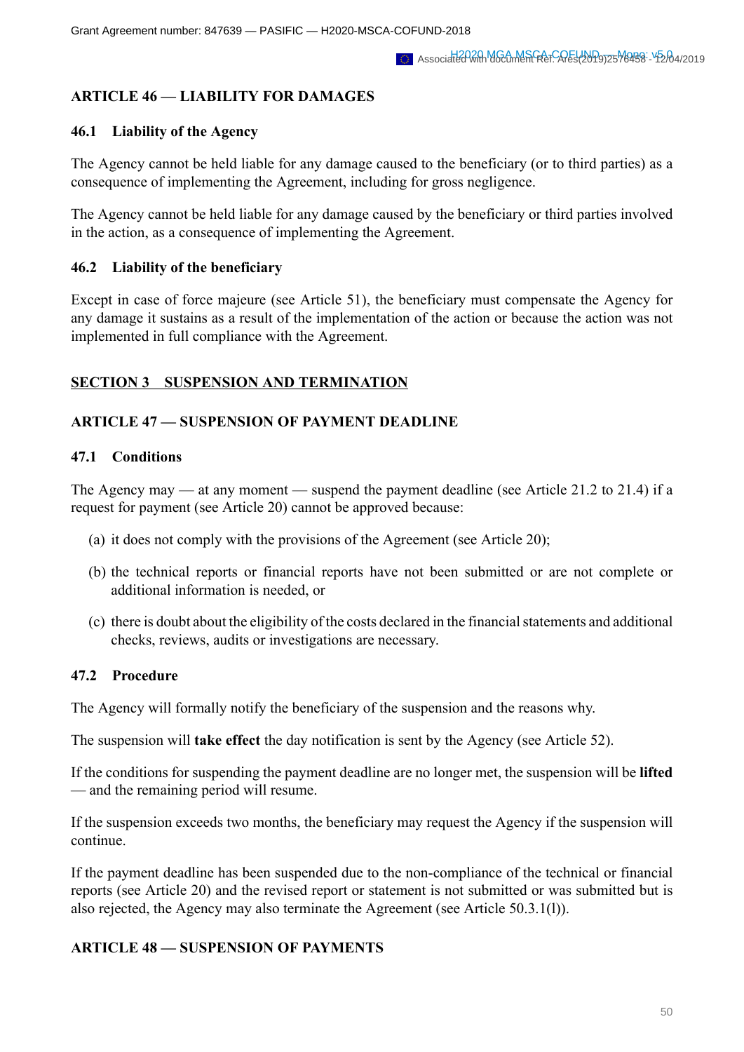## ARTICLE 46 — LIABILITY FOR DAMAGES

### 46.1 Liability of the Agency

The Agency cannot be held liable for any damage caused to the beneficiary (or to third parties) as a consequence of implementing the Agreement, including for gross negligence.

The Agency cannot be held liable for any damage caused by the beneficiary or third parties involved in the action, as a consequence of implementing the Agreement.

### 46.2 Liability of the beneficiary

Except in case of force majeure (see Article 51), the beneficiary must compensate the Agency for any damage it sustains as a result of the implementation of the action or because the action was not implemented in full compliance with the Agreement.

## SECTION 3 SUSPENSION AND TERMINATION

## ARTICLE 47 — SUSPENSION OF PAYMENT DEADLINE

### 47.1 Conditions

The Agency may — at any moment — suspend the payment deadline (see Article 21.2 to 21.4) if a request for payment (see Article 20) cannot be approved because:

(a) it does not comply with the provisions of the Agreement (see Article 20);

(b) the technical reports or financial reports have not been submitted or are not complete or additional information is needed, or

(c) there is doubt about the eligibility of the costs declared in the financial statements and additional checks, reviews, audits or investigations are necessary.

### 47.2 Procedure

The Agency will formally notify the beneficiary of the suspension and the reasons why.

The suspension will **take effect** the day notification is sent by the Agency (see Article 52).

If the conditions for suspending the payment deadline are no longer met, the suspension will be **lifted** — and the remaining period will resume.

If the suspension exceeds two months, the beneficiary may request the Agency if the suspension will continue.

If the payment deadline has been suspended due to the non-compliance of the technical or financial reports (see Article 20) and the revised report or statement is not submitted or was submitted but is also rejected, the Agency may also terminate the Agreement (see Article 50.3.1(l)).

## ARTICLE 48 — SUSPENSION OF PAYMENTS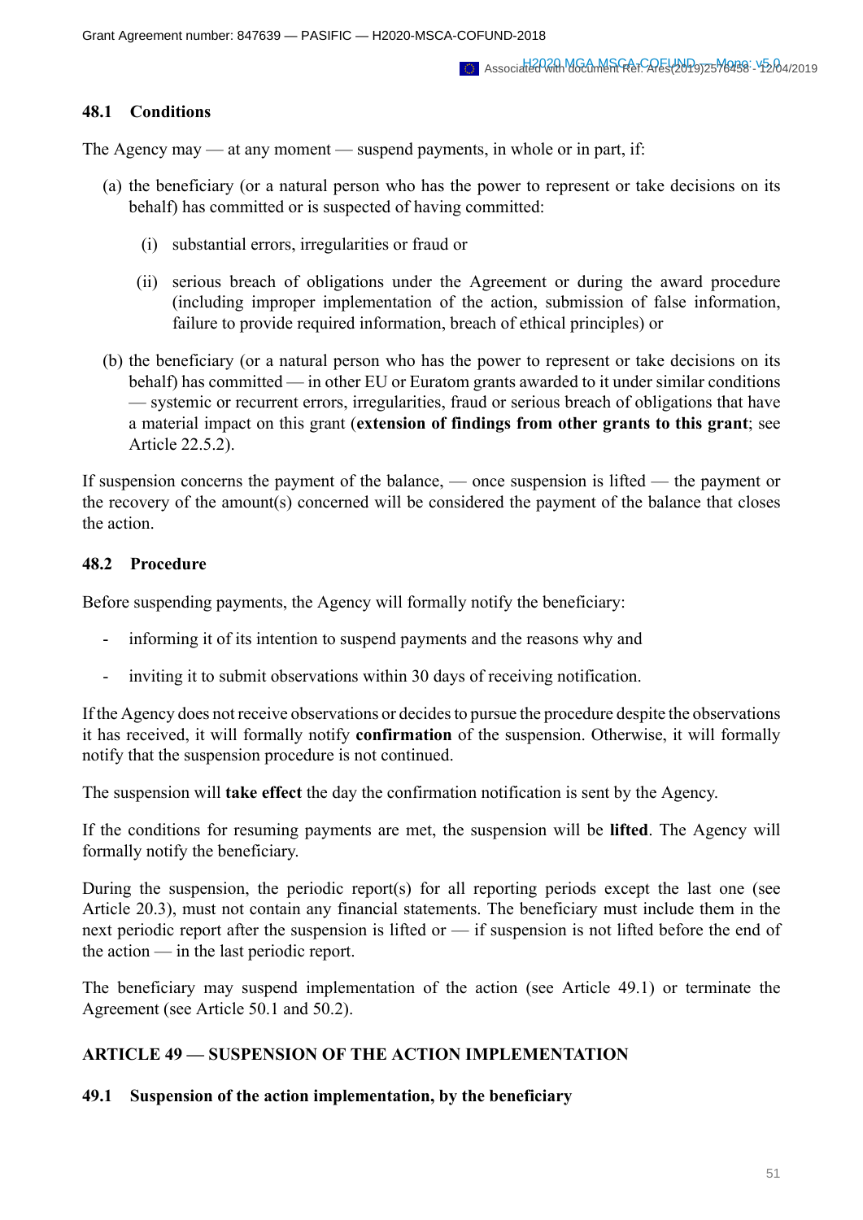### 48.1 Conditions

The Agency may — at any moment — suspend payments, in whole or in part, if:

(a) the beneficiary (or a natural person who has the power to represent or take decisions on its behalf) has committed or is suspected of having committed:

  (i) substantial errors, irregularities or fraud or

  (ii) serious breach of obligations under the Agreement or during the award procedure (including improper implementation of the action, submission of false information, failure to provide required information, breach of ethical principles) or

(b) the beneficiary (or a natural person who has the power to represent or take decisions on its behalf) has committed — in other EU or Euratom grants awarded to it under similar conditions — systemic or recurrent errors, irregularities, fraud or serious breach of obligations that have a material impact on this grant (**extension of findings from other grants to this grant**; see Article 22.5.2).

If suspension concerns the payment of the balance, — once suspension is lifted — the payment or the recovery of the amount(s) concerned will be considered the payment of the balance that closes the action.

### 48.2 Procedure

Before suspending payments, the Agency will formally notify the beneficiary:

- informing it of its intention to suspend payments and the reasons why and
- inviting it to submit observations within 30 days of receiving notification.

If the Agency does not receive observations or decides to pursue the procedure despite the observations it has received, it will formally notify **confirmation** of the suspension. Otherwise, it will formally notify that the suspension procedure is not continued.

The suspension will **take effect** the day the confirmation notification is sent by the Agency.

If the conditions for resuming payments are met, the suspension will be **lifted**. The Agency will formally notify the beneficiary.

During the suspension, the periodic report(s) for all reporting periods except the last one (see Article 20.3), must not contain any financial statements. The beneficiary must include them in the next periodic report after the suspension is lifted or — if suspension is not lifted before the end of the action — in the last periodic report.

The beneficiary may suspend implementation of the action (see Article 49.1) or terminate the Agreement (see Article 50.1 and 50.2).

## ARTICLE 49 — SUSPENSION OF THE ACTION IMPLEMENTATION

### 49.1 Suspension of the action implementation, by the beneficiary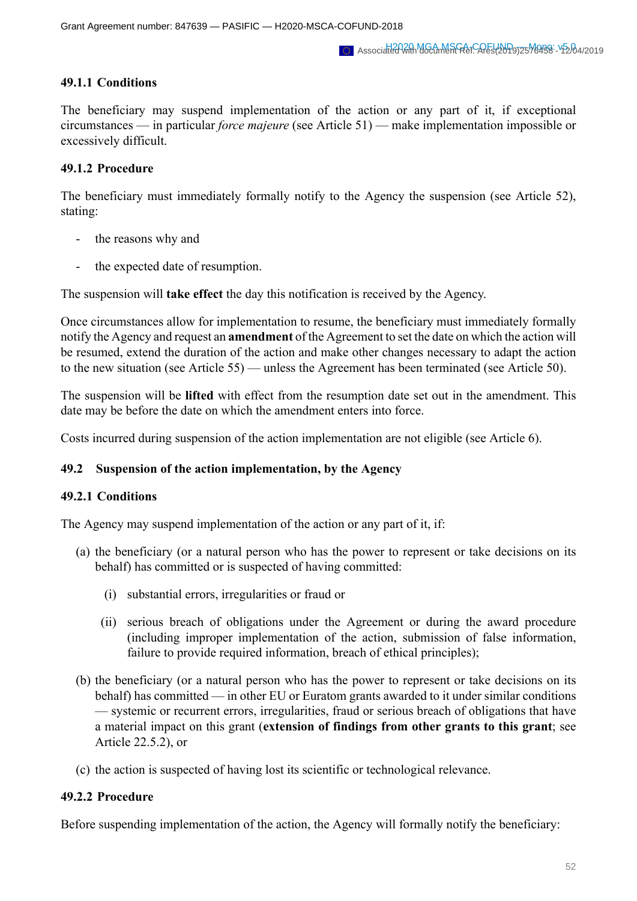### 49.1.1 Conditions

The beneficiary may suspend implementation of the action or any part of it, if exceptional circumstances — in particular *force majeure* (see Article 51) — make implementation impossible or excessively difficult.

### 49.1.2 Procedure

The beneficiary must immediately formally notify to the Agency the suspension (see Article 52), stating:

- the reasons why and
- the expected date of resumption.

The suspension will **take effect** the day this notification is received by the Agency.

Once circumstances allow for implementation to resume, the beneficiary must immediately formally notify the Agency and request an **amendment** of the Agreement to set the date on which the action will be resumed, extend the duration of the action and make other changes necessary to adapt the action to the new situation (see Article 55) — unless the Agreement has been terminated (see Article 50).

The suspension will be **lifted** with effect from the resumption date set out in the amendment. This date may be before the date on which the amendment enters into force.

Costs incurred during suspension of the action implementation are not eligible (see Article 6).

## 49.2 Suspension of the action implementation, by the Agency

### 49.2.1 Conditions

The Agency may suspend implementation of the action or any part of it, if:

(a) the beneficiary (or a natural person who has the power to represent or take decisions on its behalf) has committed or is suspected of having committed:

  (i) substantial errors, irregularities or fraud or

  (ii) serious breach of obligations under the Agreement or during the award procedure (including improper implementation of the action, submission of false information, failure to provide required information, breach of ethical principles);

(b) the beneficiary (or a natural person who has the power to represent or take decisions on its behalf) has committed — in other EU or Euratom grants awarded to it under similar conditions — systemic or recurrent errors, irregularities, fraud or serious breach of obligations that have a material impact on this grant (**extension of findings from other grants to this grant**; see Article 22.5.2), or

(c) the action is suspected of having lost its scientific or technological relevance.

### 49.2.2 Procedure

Before suspending implementation of the action, the Agency will formally notify the beneficiary: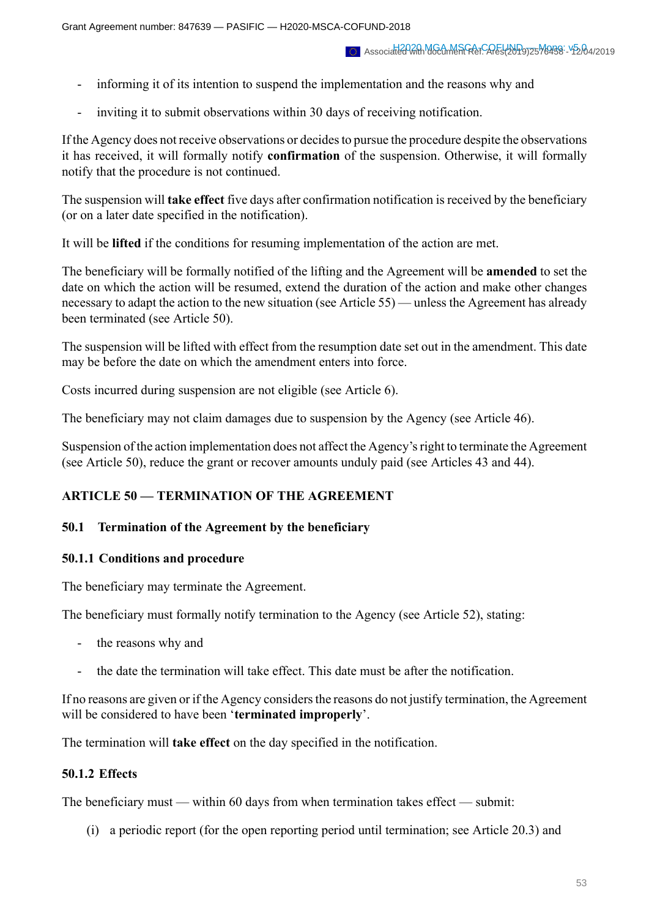- informing it of its intention to suspend the implementation and the reasons why and
- inviting it to submit observations within 30 days of receiving notification.

If the Agency does not receive observations or decides to pursue the procedure despite the observations it has received, it will formally notify **confirmation** of the suspension. Otherwise, it will formally notify that the procedure is not continued.

The suspension will **take effect** five days after confirmation notification is received by the beneficiary (or on a later date specified in the notification).

It will be **lifted** if the conditions for resuming implementation of the action are met.

The beneficiary will be formally notified of the lifting and the Agreement will be **amended** to set the date on which the action will be resumed, extend the duration of the action and make other changes necessary to adapt the action to the new situation (see Article 55) — unless the Agreement has already been terminated (see Article 50).

The suspension will be lifted with effect from the resumption date set out in the amendment. This date may be before the date on which the amendment enters into force.

Costs incurred during suspension are not eligible (see Article 6).

The beneficiary may not claim damages due to suspension by the Agency (see Article 46).

Suspension of the action implementation does not affect the Agency's right to terminate the Agreement (see Article 50), reduce the grant or recover amounts unduly paid (see Articles 43 and 44).

## ARTICLE 50 — TERMINATION OF THE AGREEMENT

### 50.1 Termination of the Agreement by the beneficiary

#### 50.1.1 Conditions and procedure

The beneficiary may terminate the Agreement.

The beneficiary must formally notify termination to the Agency (see Article 52), stating:

- the reasons why and
- the date the termination will take effect. This date must be after the notification.

If no reasons are given or if the Agency considers the reasons do not justify termination, the Agreement will be considered to have been '**terminated improperly**'.

The termination will **take effect** on the day specified in the notification.

#### 50.1.2 Effects

The beneficiary must — within 60 days from when termination takes effect — submit:

(i) a periodic report (for the open reporting period until termination; see Article 20.3) and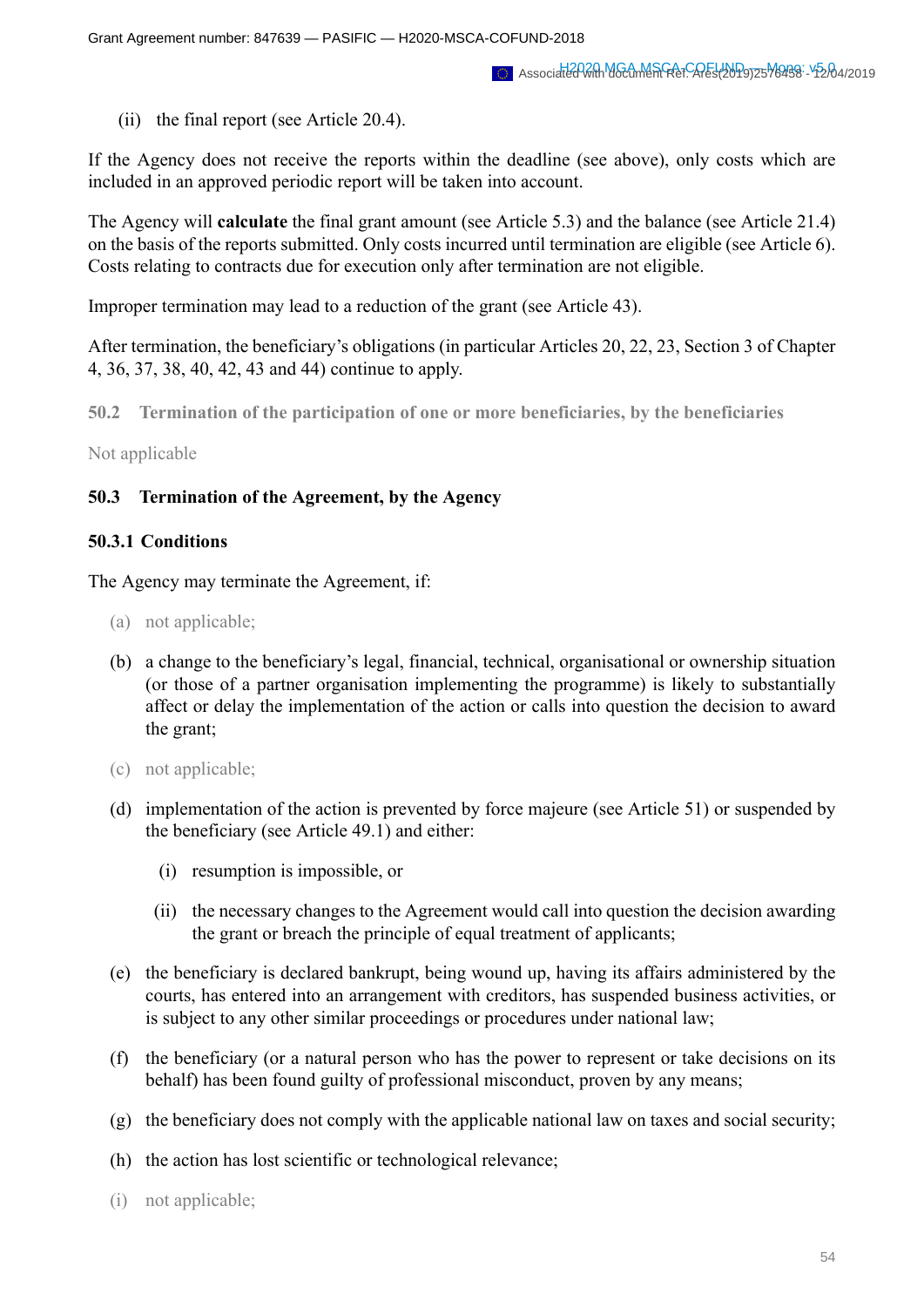(ii) the final report (see Article 20.4).

If the Agency does not receive the reports within the deadline (see above), only costs which are included in an approved periodic report will be taken into account.

The Agency will **calculate** the final grant amount (see Article 5.3) and the balance (see Article 21.4) on the basis of the reports submitted. Only costs incurred until termination are eligible (see Article 6). Costs relating to contracts due for execution only after termination are not eligible.

Improper termination may lead to a reduction of the grant (see Article 43).

After termination, the beneficiary's obligations (in particular Articles 20, 22, 23, Section 3 of Chapter 4, 36, 37, 38, 40, 42, 43 and 44) continue to apply.

### 50.2 Termination of the participation of one or more beneficiaries, by the beneficiaries

Not applicable

### 50.3 Termination of the Agreement, by the Agency

#### 50.3.1 Conditions

The Agency may terminate the Agreement, if:

(a) not applicable;

(b) a change to the beneficiary's legal, financial, technical, organisational or ownership situation (or those of a partner organisation implementing the programme) is likely to substantially affect or delay the implementation of the action or calls into question the decision to award the grant;

(c) not applicable;

(d) implementation of the action is prevented by force majeure (see Article 51) or suspended by the beneficiary (see Article 49.1) and either:

  (i) resumption is impossible, or

  (ii) the necessary changes to the Agreement would call into question the decision awarding the grant or breach the principle of equal treatment of applicants;

(e) the beneficiary is declared bankrupt, being wound up, having its affairs administered by the courts, has entered into an arrangement with creditors, has suspended business activities, or is subject to any other similar proceedings or procedures under national law;

(f) the beneficiary (or a natural person who has the power to represent or take decisions on its behalf) has been found guilty of professional misconduct, proven by any means;

(g) the beneficiary does not comply with the applicable national law on taxes and social security;

(h) the action has lost scientific or technological relevance;

(i) not applicable;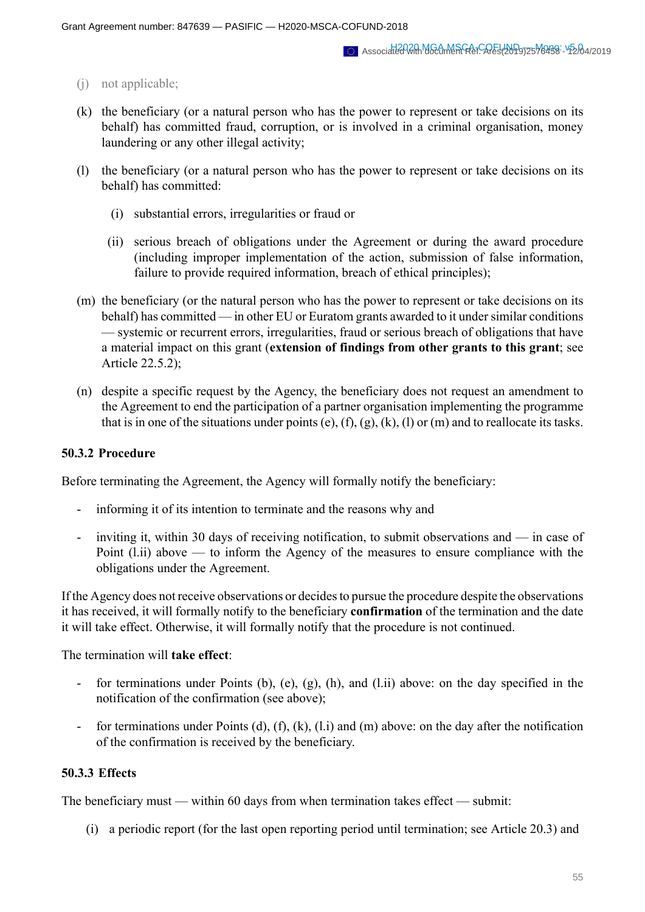(j) not applicable;

(k) the beneficiary (or a natural person who has the power to represent or take decisions on its behalf) has committed fraud, corruption, or is involved in a criminal organisation, money laundering or any other illegal activity;

(l) the beneficiary (or a natural person who has the power to represent or take decisions on its behalf) has committed:

  (i) substantial errors, irregularities or fraud or

  (ii) serious breach of obligations under the Agreement or during the award procedure (including improper implementation of the action, submission of false information, failure to provide required information, breach of ethical principles);

(m) the beneficiary (or the natural person who has the power to represent or take decisions on its behalf) has committed — in other EU or Euratom grants awarded to it under similar conditions — systemic or recurrent errors, irregularities, fraud or serious breach of obligations that have a material impact on this grant (**extension of findings from other grants to this grant**; see Article 22.5.2);

(n) despite a specific request by the Agency, the beneficiary does not request an amendment to the Agreement to end the participation of a partner organisation implementing the programme that is in one of the situations under points (e), (f), (g), (k), (l) or (m) and to reallocate its tasks.

### 50.3.2 Procedure

Before terminating the Agreement, the Agency will formally notify the beneficiary:

- informing it of its intention to terminate and the reasons why and
- inviting it, within 30 days of receiving notification, to submit observations and — in case of Point (l.ii) above — to inform the Agency of the measures to ensure compliance with the obligations under the Agreement.

If the Agency does not receive observations or decides to pursue the procedure despite the observations it has received, it will formally notify to the beneficiary **confirmation** of the termination and the date it will take effect. Otherwise, it will formally notify that the procedure is not continued.

The termination will **take effect**:

- for terminations under Points (b), (e), (g), (h), and (l.ii) above: on the day specified in the notification of the confirmation (see above);
- for terminations under Points (d), (f), (k), (l.i) and (m) above: on the day after the notification of the confirmation is received by the beneficiary.

### 50.3.3 Effects

The beneficiary must — within 60 days from when termination takes effect — submit:

(i) a periodic report (for the last open reporting period until termination; see Article 20.3) and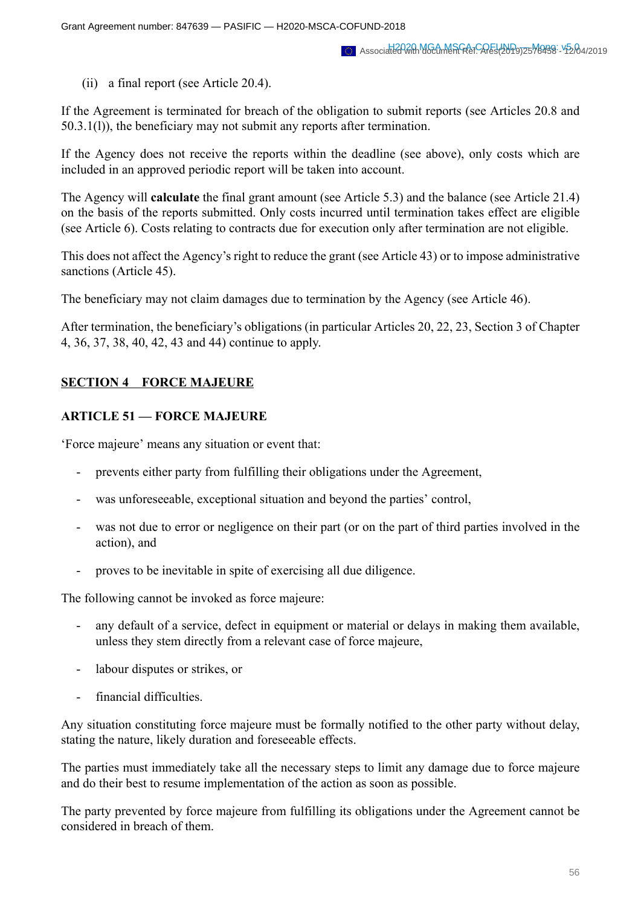(ii) a final report (see Article 20.4).

If the Agreement is terminated for breach of the obligation to submit reports (see Articles 20.8 and 50.3.1(l)), the beneficiary may not submit any reports after termination.

If the Agency does not receive the reports within the deadline (see above), only costs which are included in an approved periodic report will be taken into account.

The Agency will **calculate** the final grant amount (see Article 5.3) and the balance (see Article 21.4) on the basis of the reports submitted. Only costs incurred until termination takes effect are eligible (see Article 6). Costs relating to contracts due for execution only after termination are not eligible.

This does not affect the Agency's right to reduce the grant (see Article 43) or to impose administrative sanctions (Article 45).

The beneficiary may not claim damages due to termination by the Agency (see Article 46).

After termination, the beneficiary's obligations (in particular Articles 20, 22, 23, Section 3 of Chapter 4, 36, 37, 38, 40, 42, 43 and 44) continue to apply.

## SECTION 4 FORCE MAJEURE

### ARTICLE 51 — FORCE MAJEURE

'Force majeure' means any situation or event that:

- prevents either party from fulfilling their obligations under the Agreement,
- was unforeseeable, exceptional situation and beyond the parties' control,
- was not due to error or negligence on their part (or on the part of third parties involved in the action), and
- proves to be inevitable in spite of exercising all due diligence.

The following cannot be invoked as force majeure:

- any default of a service, defect in equipment or material or delays in making them available, unless they stem directly from a relevant case of force majeure,
- labour disputes or strikes, or
- financial difficulties.

Any situation constituting force majeure must be formally notified to the other party without delay, stating the nature, likely duration and foreseeable effects.

The parties must immediately take all the necessary steps to limit any damage due to force majeure and do their best to resume implementation of the action as soon as possible.

The party prevented by force majeure from fulfilling its obligations under the Agreement cannot be considered in breach of them.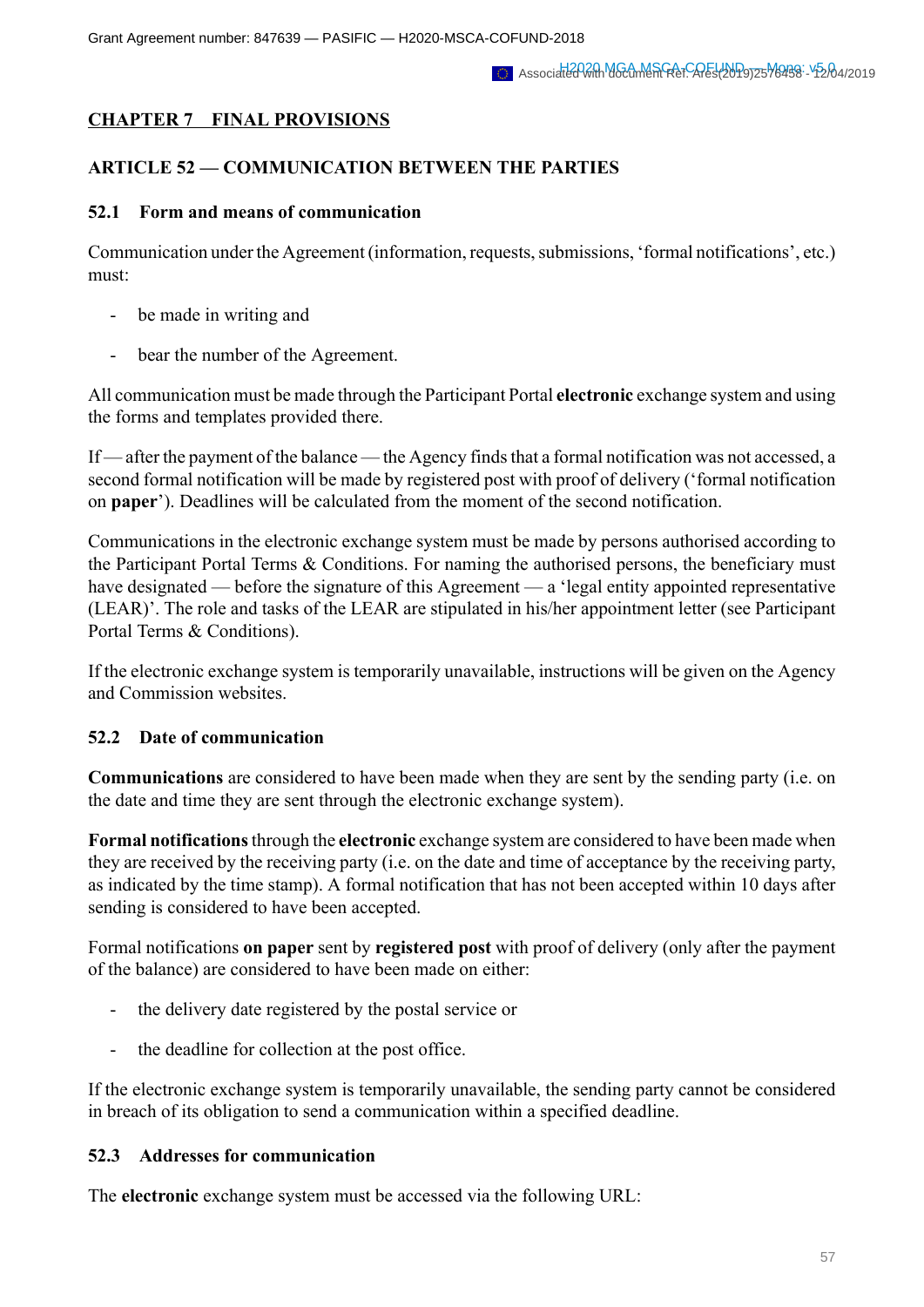## CHAPTER 7 FINAL PROVISIONS

### ARTICLE 52 — COMMUNICATION BETWEEN THE PARTIES

#### 52.1 Form and means of communication

Communication under the Agreement (information, requests, submissions, 'formal notifications', etc.) must:

- be made in writing and
- bear the number of the Agreement.

All communication must be made through the Participant Portal **electronic** exchange system and using the forms and templates provided there.

If — after the payment of the balance — the Agency finds that a formal notification was not accessed, a second formal notification will be made by registered post with proof of delivery ('formal notification on **paper**'). Deadlines will be calculated from the moment of the second notification.

Communications in the electronic exchange system must be made by persons authorised according to the Participant Portal Terms & Conditions. For naming the authorised persons, the beneficiary must have designated — before the signature of this Agreement — a 'legal entity appointed representative (LEAR)'. The role and tasks of the LEAR are stipulated in his/her appointment letter (see Participant Portal Terms & Conditions).

If the electronic exchange system is temporarily unavailable, instructions will be given on the Agency and Commission websites.

#### 52.2 Date of communication

**Communications** are considered to have been made when they are sent by the sending party (i.e. on the date and time they are sent through the electronic exchange system).

**Formal notifications** through the **electronic** exchange system are considered to have been made when they are received by the receiving party (i.e. on the date and time of acceptance by the receiving party, as indicated by the time stamp). A formal notification that has not been accepted within 10 days after sending is considered to have been accepted.

Formal notifications **on paper** sent by **registered post** with proof of delivery (only after the payment of the balance) are considered to have been made on either:

- the delivery date registered by the postal service or
- the deadline for collection at the post office.

If the electronic exchange system is temporarily unavailable, the sending party cannot be considered in breach of its obligation to send a communication within a specified deadline.

#### 52.3 Addresses for communication

The **electronic** exchange system must be accessed via the following URL: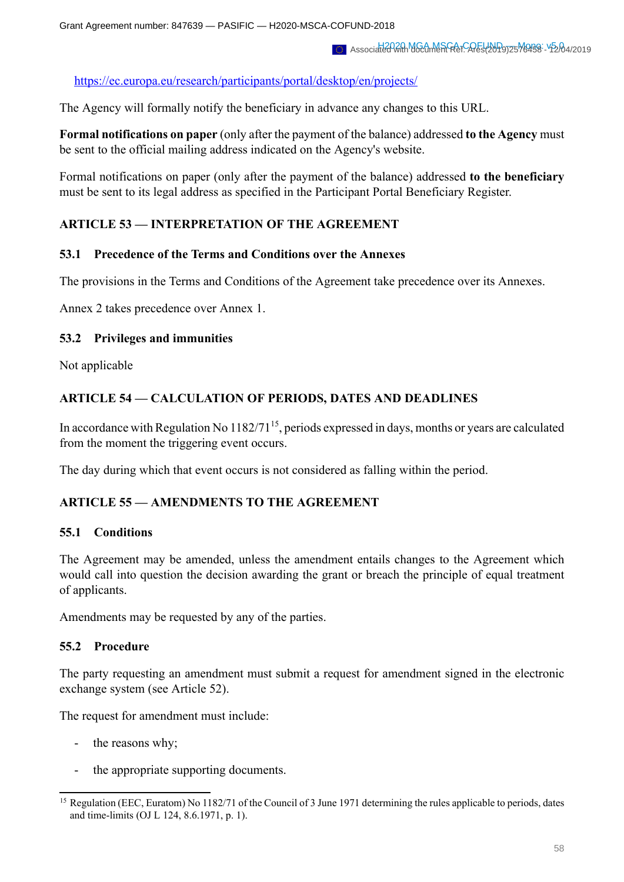https://ec.europa.eu/research/participants/portal/desktop/en/projects/

The Agency will formally notify the beneficiary in advance any changes to this URL.

**Formal notifications on paper** (only after the payment of the balance) addressed **to the Agency** must be sent to the official mailing address indicated on the Agency's website.

Formal notifications on paper (only after the payment of the balance) addressed **to the beneficiary** must be sent to its legal address as specified in the Participant Portal Beneficiary Register.

## ARTICLE 53 — INTERPRETATION OF THE AGREEMENT

### 53.1 Precedence of the Terms and Conditions over the Annexes

The provisions in the Terms and Conditions of the Agreement take precedence over its Annexes.

Annex 2 takes precedence over Annex 1.

### 53.2 Privileges and immunities

Not applicable

## ARTICLE 54 — CALCULATION OF PERIODS, DATES AND DEADLINES

In accordance with Regulation No 1182/71[15], periods expressed in days, months or years are calculated from the moment the triggering event occurs.

The day during which that event occurs is not considered as falling within the period.

## ARTICLE 55 — AMENDMENTS TO THE AGREEMENT

### 55.1 Conditions

The Agreement may be amended, unless the amendment entails changes to the Agreement which would call into question the decision awarding the grant or breach the principle of equal treatment of applicants.

Amendments may be requested by any of the parties.

### 55.2 Procedure

The party requesting an amendment must submit a request for amendment signed in the electronic exchange system (see Article 52).

The request for amendment must include:

- the reasons why;
- the appropriate supporting documents.

[15] Regulation (EEC, Euratom) No 1182/71 of the Council of 3 June 1971 determining the rules applicable to periods, dates and time-limits (OJ L 124, 8.6.1971, p. 1).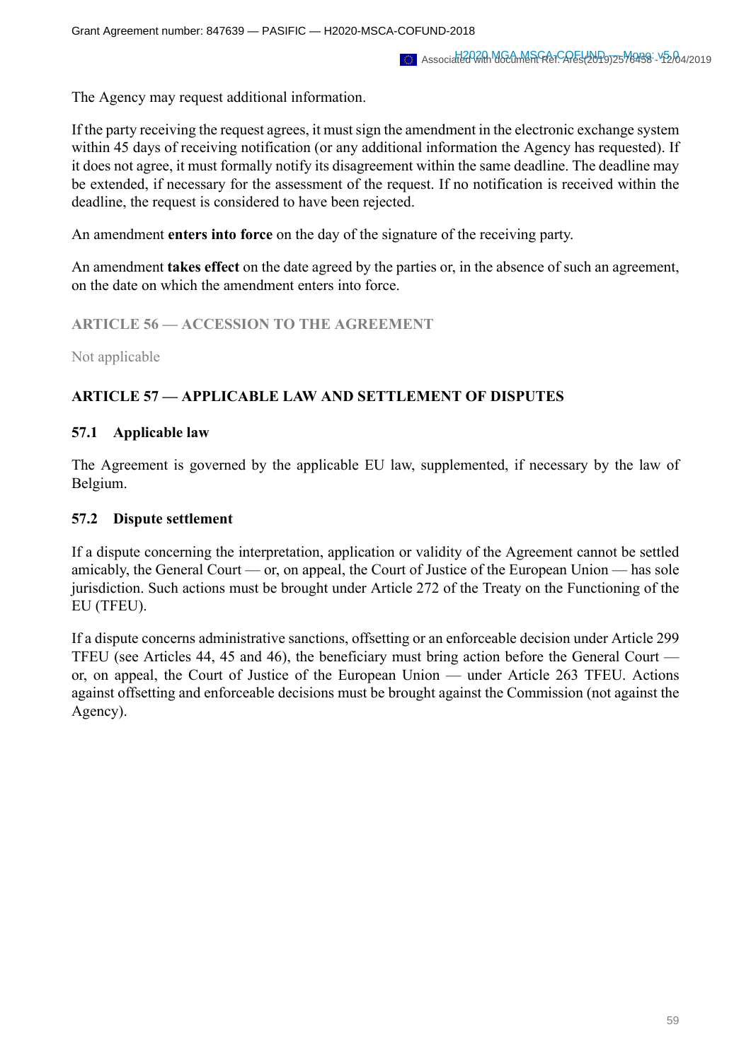The Agency may request additional information.

If the party receiving the request agrees, it must sign the amendment in the electronic exchange system within 45 days of receiving notification (or any additional information the Agency has requested). If it does not agree, it must formally notify its disagreement within the same deadline. The deadline may be extended, if necessary for the assessment of the request. If no notification is received within the deadline, the request is considered to have been rejected.

An amendment **enters into force** on the day of the signature of the receiving party.

An amendment **takes effect** on the date agreed by the parties or, in the absence of such an agreement, on the date on which the amendment enters into force.

## ARTICLE 56 — ACCESSION TO THE AGREEMENT

Not applicable

## ARTICLE 57 — APPLICABLE LAW AND SETTLEMENT OF DISPUTES

### 57.1 Applicable law

The Agreement is governed by the applicable EU law, supplemented, if necessary by the law of Belgium.

### 57.2 Dispute settlement

If a dispute concerning the interpretation, application or validity of the Agreement cannot be settled amicably, the General Court — or, on appeal, the Court of Justice of the European Union — has sole jurisdiction. Such actions must be brought under Article 272 of the Treaty on the Functioning of the EU (TFEU).

If a dispute concerns administrative sanctions, offsetting or an enforceable decision under Article 299 TFEU (see Articles 44, 45 and 46), the beneficiary must bring action before the General Court — or, on appeal, the Court of Justice of the European Union — under Article 263 TFEU. Actions against offsetting and enforceable decisions must be brought against the Commission (not against the Agency).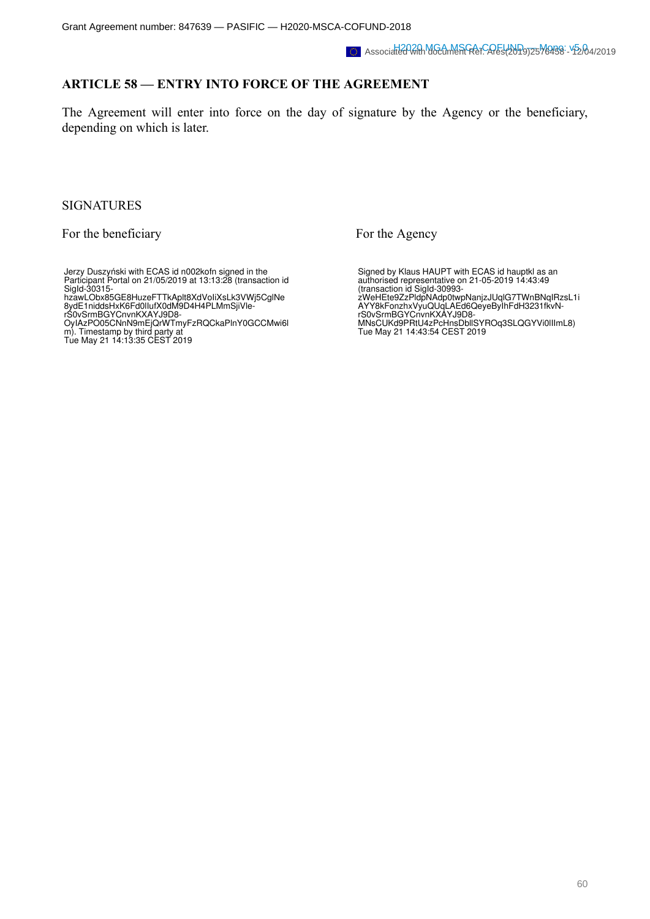## ARTICLE 58 — ENTRY INTO FORCE OF THE AGREEMENT

The Agreement will enter into force on the day of signature by the Agency or the beneficiary, depending on which is later.

SIGNATURES

For the beneficiary

Jerzy Duszyński with ECAS id n002kofn signed in the Participant Portal on 21/05/2019 at 13:13:28 (transaction id SigId-30315-hzawLObx85GE8HuzeFTTkAplt8XdVoIiXsLk3VWj5CglNe8ydE1niddsHxK6Fd0lIufX0dM9D4H4PLMmSjiVle-rS0vSrmBGYCnvnKXAYJ9D8-OyIAzPO05CNnN9mEjQrWTmyFzRQCkaPlnY0GCCMwi6lm). Timestamp by third party at Tue May 21 14:13:35 CEST 2019

For the Agency

Signed by Klaus HAUPT with ECAS id hauptkl as an authorised representative on 21-05-2019 14:43:49 (transaction id SigId-30993-zWeHEte9ZzPldpNAdp0twpNanjzJUqlG7TWnBNqIRzsL1iAYY8kFonzhxVyuQUqLAEd6QeyeBylhFdH3231fkvN-rS0vSrmBGYCnvnKXAYJ9D8-MNsCUKd9PRtU4zPcHnsDbllSYROq3SLQGYVi0lIImL8) Tue May 21 14:43:54 CEST 2019